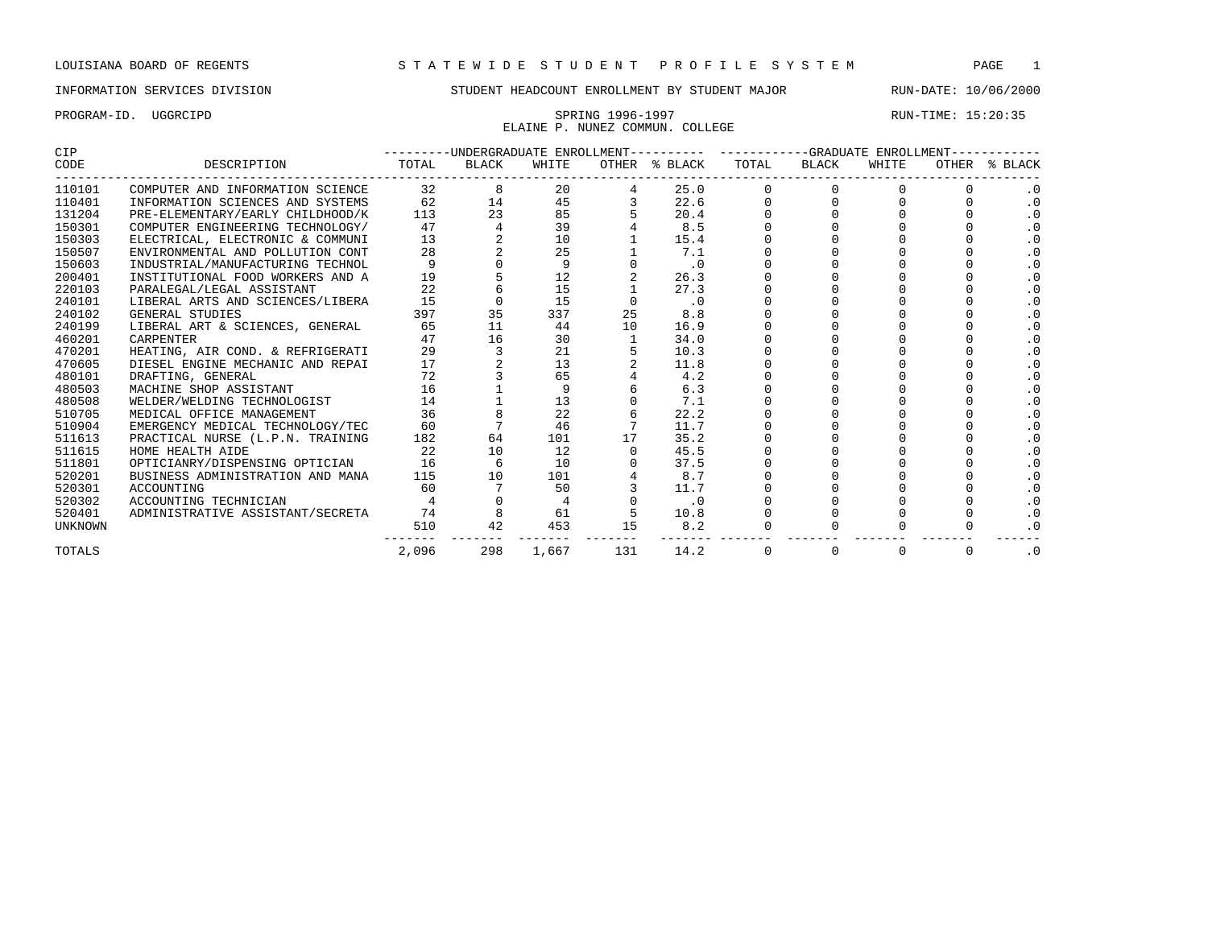LOUISIANA BOARD OF REGENTS — STATEWIDE STUDENT PROFILE SYSTEM

INFORMATION SERVICES DIVISION — STUDENT HEADCOUNT ENROLLMENT BY STUDENT MAJOR — RUN-DATE: 10/06/2000

PROGRAM-ID. UGGRCIPD — SPRING 1996-1997 — RUN-TIME: 15:20:35

ELAINE P. NUNEZ COMMUN. COLLEGE

| CIP | | UNDERGRADUATE ENROLLMENT | | | | | GRADUATE ENROLLMENT | | | | |
|---|---|---|---|---|---|---|---|---|---|---|---|
| CODE | DESCRIPTION | TOTAL | BLACK | WHITE | OTHER | % BLACK | TOTAL | BLACK | WHITE | OTHER | % BLACK |
| 110101 | COMPUTER AND INFORMATION SCIENCE | 32 | 8 | 20 | 4 | 25.0 | 0 | 0 | 0 | 0 | .0 |
| 110401 | INFORMATION SCIENCES AND SYSTEMS | 62 | 14 | 45 | 3 | 22.6 | 0 | 0 | 0 | 0 | .0 |
| 131204 | PRE-ELEMENTARY/EARLY CHILDHOOD/K | 113 | 23 | 85 | 5 | 20.4 | 0 | 0 | 0 | 0 | .0 |
| 150301 | COMPUTER ENGINEERING TECHNOLOGY/ | 47 | 4 | 39 | 4 | 8.5 | 0 | 0 | 0 | 0 | .0 |
| 150303 | ELECTRICAL, ELECTRONIC & COMMUNI | 13 | 2 | 10 | 1 | 15.4 | 0 | 0 | 0 | 0 | .0 |
| 150507 | ENVIRONMENTAL AND POLLUTION CONT | 28 | 2 | 25 | 1 | 7.1 | 0 | 0 | 0 | 0 | .0 |
| 150603 | INDUSTRIAL/MANUFACTURING TECHNOL | 9 | 0 | 9 | 0 | .0 | 0 | 0 | 0 | 0 | .0 |
| 200401 | INSTITUTIONAL FOOD WORKERS AND A | 19 | 5 | 12 | 2 | 26.3 | 0 | 0 | 0 | 0 | .0 |
| 220103 | PARALEGAL/LEGAL ASSISTANT | 22 | 6 | 15 | 1 | 27.3 | 0 | 0 | 0 | 0 | .0 |
| 240101 | LIBERAL ARTS AND SCIENCES/LIBERA | 15 | 0 | 15 | 0 | .0 | 0 | 0 | 0 | 0 | .0 |
| 240102 | GENERAL STUDIES | 397 | 35 | 337 | 25 | 8.8 | 0 | 0 | 0 | 0 | .0 |
| 240199 | LIBERAL ART & SCIENCES, GENERAL | 65 | 11 | 44 | 10 | 16.9 | 0 | 0 | 0 | 0 | .0 |
| 460201 | CARPENTER | 47 | 16 | 30 | 1 | 34.0 | 0 | 0 | 0 | 0 | .0 |
| 470201 | HEATING, AIR COND. & REFRIGERATI | 29 | 3 | 21 | 5 | 10.3 | 0 | 0 | 0 | 0 | .0 |
| 470605 | DIESEL ENGINE MECHANIC AND REPAI | 17 | 2 | 13 | 2 | 11.8 | 0 | 0 | 0 | 0 | .0 |
| 480101 | DRAFTING, GENERAL | 72 | 3 | 65 | 4 | 4.2 | 0 | 0 | 0 | 0 | .0 |
| 480503 | MACHINE SHOP ASSISTANT | 16 | 1 | 9 | 6 | 6.3 | 0 | 0 | 0 | 0 | .0 |
| 480508 | WELDER/WELDING TECHNOLOGIST | 14 | 1 | 13 | 0 | 7.1 | 0 | 0 | 0 | 0 | .0 |
| 510705 | MEDICAL OFFICE MANAGEMENT | 36 | 8 | 22 | 6 | 22.2 | 0 | 0 | 0 | 0 | .0 |
| 510904 | EMERGENCY MEDICAL TECHNOLOGY/TEC | 60 | 7 | 46 | 7 | 11.7 | 0 | 0 | 0 | 0 | .0 |
| 511613 | PRACTICAL NURSE (L.P.N. TRAINING | 182 | 64 | 101 | 17 | 35.2 | 0 | 0 | 0 | 0 | .0 |
| 511615 | HOME HEALTH AIDE | 22 | 10 | 12 | 0 | 45.5 | 0 | 0 | 0 | 0 | .0 |
| 511801 | OPTICIANRY/DISPENSING OPTICIAN | 16 | 6 | 10 | 0 | 37.5 | 0 | 0 | 0 | 0 | .0 |
| 520201 | BUSINESS ADMINISTRATION AND MANA | 115 | 10 | 101 | 4 | 8.7 | 0 | 0 | 0 | 0 | .0 |
| 520301 | ACCOUNTING | 60 | 7 | 50 | 3 | 11.7 | 0 | 0 | 0 | 0 | .0 |
| 520302 | ACCOUNTING TECHNICIAN | 4 | 0 | 4 | 0 | .0 | 0 | 0 | 0 | 0 | .0 |
| 520401 | ADMINISTRATIVE ASSISTANT/SECRETA | 74 | 8 | 61 | 5 | 10.8 | 0 | 0 | 0 | 0 | .0 |
| UNKNOWN | | 510 | 42 | 453 | 15 | 8.2 | 0 | 0 | 0 | 0 | .0 |
| TOTALS | | 2,096 | 298 | 1,667 | 131 | 14.2 | 0 | 0 | 0 | 0 | .0 |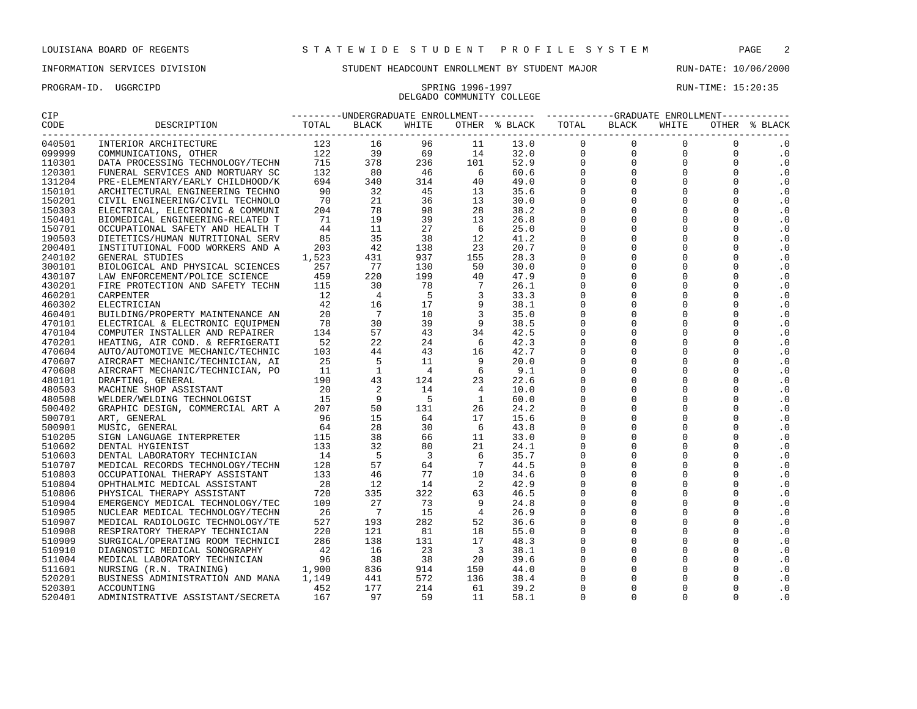LOUISIANA BOARD OF REGENTS — STATEWIDE STUDENT PROFILE SYSTEM

INFORMATION SERVICES DIVISION — STUDENT HEADCOUNT ENROLLMENT BY STUDENT MAJOR — RUN-DATE: 10/06/2000

PROGRAM-ID. UGGRCIPD — SPRING 1996-1997 — RUN-TIME: 15:20:35

DELGADO COMMUNITY COLLEGE

| CIP CODE | DESCRIPTION | UNDERGRADUATE ENROLLMENT TOTAL | BLACK | WHITE | OTHER | % BLACK | GRADUATE ENROLLMENT TOTAL | BLACK | WHITE | OTHER | % BLACK |
|---|---|---|---|---|---|---|---|---|---|---|---|
| 040501 | INTERIOR ARCHITECTURE | 123 | 16 | 96 | 11 | 13.0 | 0 | 0 | 0 | 0 | .0 |
| 099999 | COMMUNICATIONS, OTHER | 122 | 39 | 69 | 14 | 32.0 | 0 | 0 | 0 | 0 | .0 |
| 110301 | DATA PROCESSING TECHNOLOGY/TECHN | 715 | 378 | 236 | 101 | 52.9 | 0 | 0 | 0 | 0 | .0 |
| 120301 | FUNERAL SERVICES AND MORTUARY SC | 132 | 80 | 46 | 6 | 60.6 | 0 | 0 | 0 | 0 | .0 |
| 131204 | PRE-ELEMENTARY/EARLY CHILDHOOD/K | 694 | 340 | 314 | 40 | 49.0 | 0 | 0 | 0 | 0 | .0 |
| 150101 | ARCHITECTURAL ENGINEERING TECHNO | 90 | 32 | 45 | 13 | 35.6 | 0 | 0 | 0 | 0 | .0 |
| 150201 | CIVIL ENGINEERING/CIVIL TECHNOLO | 70 | 21 | 36 | 13 | 30.0 | 0 | 0 | 0 | 0 | .0 |
| 150303 | ELECTRICAL, ELECTRONIC & COMMUNI | 204 | 78 | 98 | 28 | 38.2 | 0 | 0 | 0 | 0 | .0 |
| 150401 | BIOMEDICAL ENGINEERING-RELATED T | 71 | 19 | 39 | 13 | 26.8 | 0 | 0 | 0 | 0 | .0 |
| 150701 | OCCUPATIONAL SAFETY AND HEALTH T | 44 | 11 | 27 | 6 | 25.0 | 0 | 0 | 0 | 0 | .0 |
| 190503 | DIETETICS/HUMAN NUTRITIONAL SERV | 85 | 35 | 38 | 12 | 41.2 | 0 | 0 | 0 | 0 | .0 |
| 200401 | INSTITUTIONAL FOOD WORKERS AND A | 203 | 42 | 138 | 23 | 20.7 | 0 | 0 | 0 | 0 | .0 |
| 240102 | GENERAL STUDIES | 1,523 | 431 | 937 | 155 | 28.3 | 0 | 0 | 0 | 0 | .0 |
| 300101 | BIOLOGICAL AND PHYSICAL SCIENCES | 257 | 77 | 130 | 50 | 30.0 | 0 | 0 | 0 | 0 | .0 |
| 430107 | LAW ENFORCEMENT/POLICE SCIENCE | 459 | 220 | 199 | 40 | 47.9 | 0 | 0 | 0 | 0 | .0 |
| 430201 | FIRE PROTECTION AND SAFETY TECHN | 115 | 30 | 78 | 7 | 26.1 | 0 | 0 | 0 | 0 | .0 |
| 460201 | CARPENTER | 12 | 4 | 5 | 3 | 33.3 | 0 | 0 | 0 | 0 | .0 |
| 460302 | ELECTRICIAN | 42 | 16 | 17 | 9 | 38.1 | 0 | 0 | 0 | 0 | .0 |
| 460401 | BUILDING/PROPERTY MAINTENANCE AN | 20 | 7 | 10 | 3 | 35.0 | 0 | 0 | 0 | 0 | .0 |
| 470101 | ELECTRICAL & ELECTRONIC EQUIPMEN | 78 | 30 | 39 | 9 | 38.5 | 0 | 0 | 0 | 0 | .0 |
| 470104 | COMPUTER INSTALLER AND REPAIRER | 134 | 57 | 43 | 34 | 42.5 | 0 | 0 | 0 | 0 | .0 |
| 470201 | HEATING, AIR COND. & REFRIGERATI | 52 | 22 | 24 | 6 | 42.3 | 0 | 0 | 0 | 0 | .0 |
| 470604 | AUTO/AUTOMOTIVE MECHANIC/TECHNIC | 103 | 44 | 43 | 16 | 42.7 | 0 | 0 | 0 | 0 | .0 |
| 470607 | AIRCRAFT MECHANIC/TECHNICIAN, AI | 25 | 5 | 11 | 9 | 20.0 | 0 | 0 | 0 | 0 | .0 |
| 470608 | AIRCRAFT MECHANIC/TECHNICIAN, PO | 11 | 1 | 4 | 6 | 9.1 | 0 | 0 | 0 | 0 | .0 |
| 480101 | DRAFTING, GENERAL | 190 | 43 | 124 | 23 | 22.6 | 0 | 0 | 0 | 0 | .0 |
| 480503 | MACHINE SHOP ASSISTANT | 20 | 2 | 14 | 4 | 10.0 | 0 | 0 | 0 | 0 | .0 |
| 480508 | WELDER/WELDING TECHNOLOGIST | 15 | 9 | 5 | 1 | 60.0 | 0 | 0 | 0 | 0 | .0 |
| 500402 | GRAPHIC DESIGN, COMMERCIAL ART A | 207 | 50 | 131 | 26 | 24.2 | 0 | 0 | 0 | 0 | .0 |
| 500701 | ART, GENERAL | 96 | 15 | 64 | 17 | 15.6 | 0 | 0 | 0 | 0 | .0 |
| 500901 | MUSIC, GENERAL | 64 | 28 | 30 | 6 | 43.8 | 0 | 0 | 0 | 0 | .0 |
| 510205 | SIGN LANGUAGE INTERPRETER | 115 | 38 | 66 | 11 | 33.0 | 0 | 0 | 0 | 0 | .0 |
| 510602 | DENTAL HYGIENIST | 133 | 32 | 80 | 21 | 24.1 | 0 | 0 | 0 | 0 | .0 |
| 510603 | DENTAL LABORATORY TECHNICIAN | 14 | 5 | 3 | 6 | 35.7 | 0 | 0 | 0 | 0 | .0 |
| 510707 | MEDICAL RECORDS TECHNOLOGY/TECHN | 128 | 57 | 64 | 7 | 44.5 | 0 | 0 | 0 | 0 | .0 |
| 510803 | OCCUPATIONAL THERAPY ASSISTANT | 133 | 46 | 77 | 10 | 34.6 | 0 | 0 | 0 | 0 | .0 |
| 510804 | OPHTHALMIC MEDICAL ASSISTANT | 28 | 12 | 14 | 2 | 42.9 | 0 | 0 | 0 | 0 | .0 |
| 510806 | PHYSICAL THERAPY ASSISTANT | 720 | 335 | 322 | 63 | 46.5 | 0 | 0 | 0 | 0 | .0 |
| 510904 | EMERGENCY MEDICAL TECHNOLOGY/TEC | 109 | 27 | 73 | 9 | 24.8 | 0 | 0 | 0 | 0 | .0 |
| 510905 | NUCLEAR MEDICAL TECHNOLOGY/TECHN | 26 | 7 | 15 | 4 | 26.9 | 0 | 0 | 0 | 0 | .0 |
| 510907 | MEDICAL RADIOLOGIC TECHNOLOGY/TE | 527 | 193 | 282 | 52 | 36.6 | 0 | 0 | 0 | 0 | .0 |
| 510908 | RESPIRATORY THERAPY TECHNICIAN | 220 | 121 | 81 | 18 | 55.0 | 0 | 0 | 0 | 0 | .0 |
| 510909 | SURGICAL/OPERATING ROOM TECHNICI | 286 | 138 | 131 | 17 | 48.3 | 0 | 0 | 0 | 0 | .0 |
| 510910 | DIAGNOSTIC MEDICAL SONOGRAPHY | 42 | 16 | 23 | 3 | 38.1 | 0 | 0 | 0 | 0 | .0 |
| 511004 | MEDICAL LABORATORY TECHNICIAN | 96 | 38 | 38 | 20 | 39.6 | 0 | 0 | 0 | 0 | .0 |
| 511601 | NURSING (R.N. TRAINING) | 1,900 | 836 | 914 | 150 | 44.0 | 0 | 0 | 0 | 0 | .0 |
| 520201 | BUSINESS ADMINISTRATION AND MANA | 1,149 | 441 | 572 | 136 | 38.4 | 0 | 0 | 0 | 0 | .0 |
| 520301 | ACCOUNTING | 452 | 177 | 214 | 61 | 39.2 | 0 | 0 | 0 | 0 | .0 |
| 520401 | ADMINISTRATIVE ASSISTANT/SECRETA | 167 | 97 | 59 | 11 | 58.1 | 0 | 0 | 0 | 0 | .0 |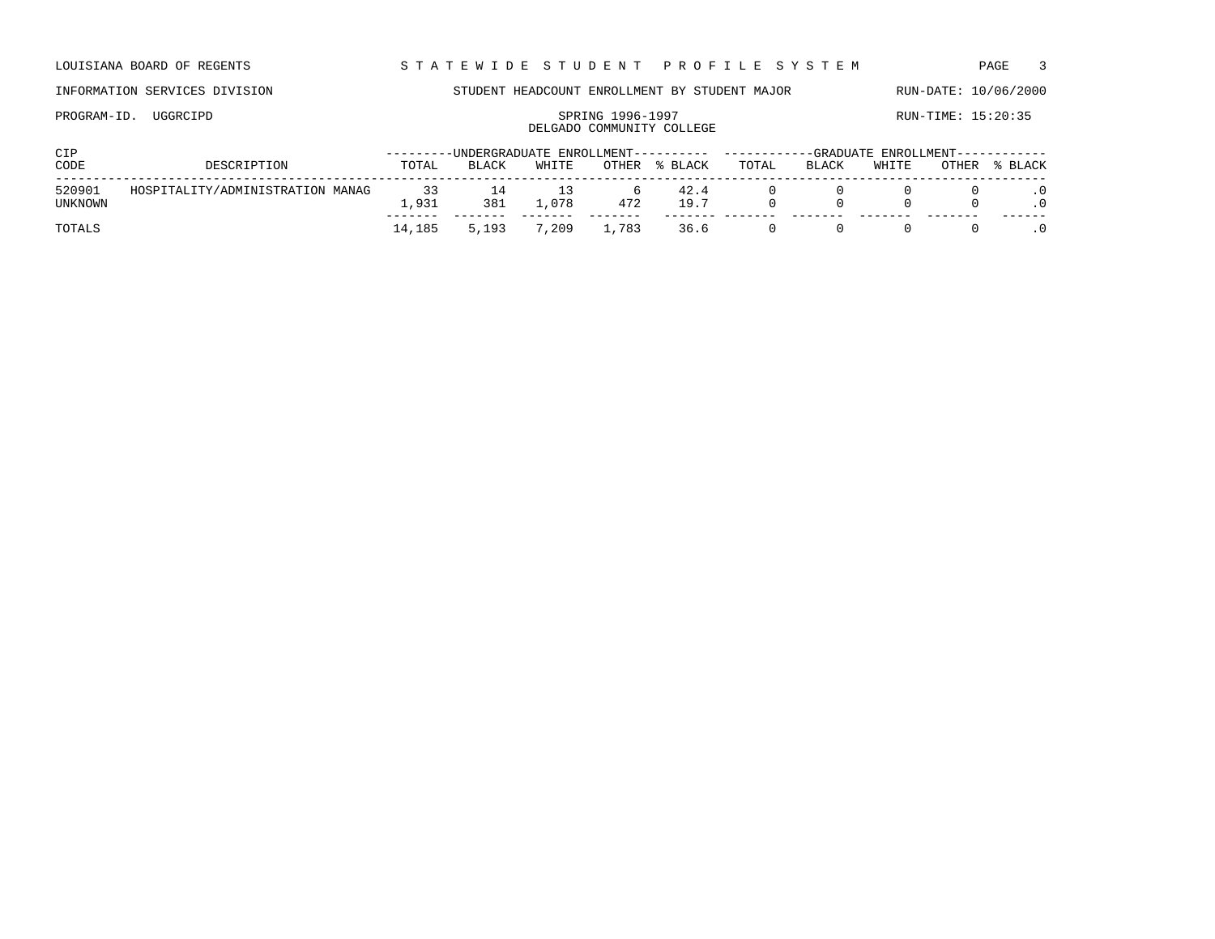LOUISIANA BOARD OF REGENTS — STATEWIDE STUDENT PROFILE SYSTEM

INFORMATION SERVICES DIVISION — STUDENT HEADCOUNT ENROLLMENT BY STUDENT MAJOR — RUN-DATE: 10/06/2000

PROGRAM-ID. UGGRCIPD — SPRING 1996-1997 — RUN-TIME: 15:20:35

DELGADO COMMUNITY COLLEGE

| CIP CODE | DESCRIPTION | UNDERGRADUATE ENROLLMENT TOTAL | BLACK | WHITE | OTHER | % BLACK | GRADUATE ENROLLMENT TOTAL | BLACK | WHITE | OTHER | % BLACK |
|---|---|---|---|---|---|---|---|---|---|---|---|
| 520901 | HOSPITALITY/ADMINISTRATION MANAG | 33 | 14 | 13 | 6 | 42.4 | 0 | 0 | 0 | 0 | .0 |
| UNKNOWN | | 1,931 | 381 | 1,078 | 472 | 19.7 | 0 | 0 | 0 | 0 | .0 |
| TOTALS | | 14,185 | 5,193 | 7,209 | 1,783 | 36.6 | 0 | 0 | 0 | 0 | .0 |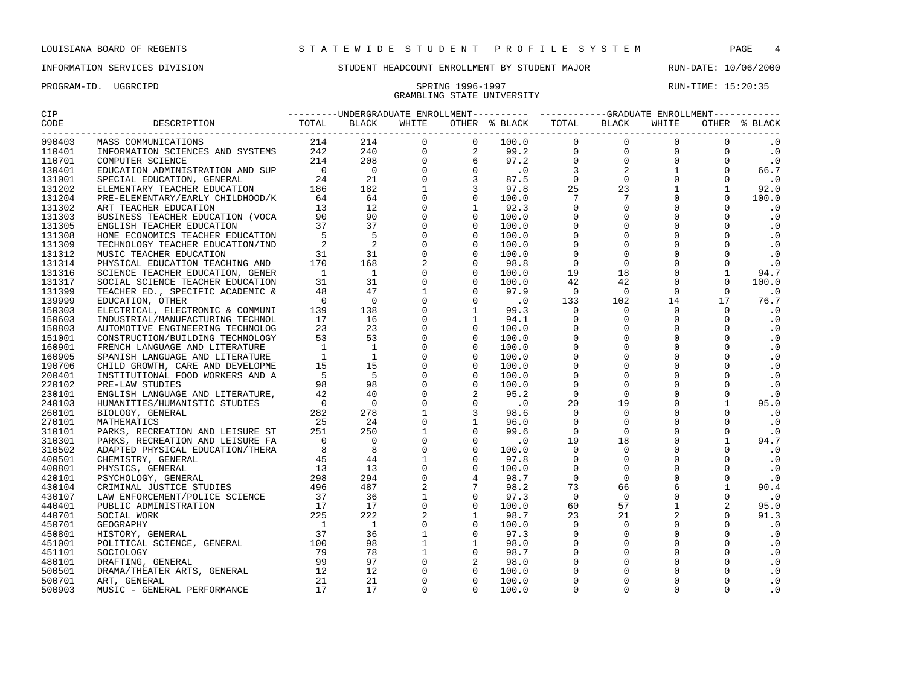LOUISIANA BOARD OF REGENTS — STATEWIDE STUDENT PROFILE SYSTEM

INFORMATION SERVICES DIVISION — STUDENT HEADCOUNT ENROLLMENT BY STUDENT MAJOR — RUN-DATE: 10/06/2000

PROGRAM-ID. UGGRCIPD — SPRING 1996-1997 — RUN-TIME: 15:20:35

GRAMBLING STATE UNIVERSITY

| CIP CODE | DESCRIPTION | UNDERGRADUATE ENROLLMENT TOTAL | BLACK | WHITE | OTHER | % BLACK | GRADUATE ENROLLMENT TOTAL | BLACK | WHITE | OTHER | % BLACK |
|---|---|---|---|---|---|---|---|---|---|---|---|
| 090403 | MASS COMMUNICATIONS | 214 | 214 | 0 | 0 | 100.0 | 0 | 0 | 0 | 0 | .0 |
| 110401 | INFORMATION SCIENCES AND SYSTEMS | 242 | 240 | 0 | 2 | 99.2 | 0 | 0 | 0 | 0 | .0 |
| 110701 | COMPUTER SCIENCE | 214 | 208 | 0 | 6 | 97.2 | 0 | 0 | 0 | 0 | .0 |
| 130401 | EDUCATION ADMINISTRATION AND SUP | 0 | 0 | 0 | 0 | .0 | 3 | 2 | 1 | 0 | 66.7 |
| 131001 | SPECIAL EDUCATION, GENERAL | 24 | 21 | 0 | 3 | 87.5 | 0 | 0 | 0 | 0 | .0 |
| 131202 | ELEMENTARY TEACHER EDUCATION | 186 | 182 | 1 | 3 | 97.8 | 25 | 23 | 1 | 1 | 92.0 |
| 131204 | PRE-ELEMENTARY/EARLY CHILDHOOD/K | 64 | 64 | 0 | 0 | 100.0 | 7 | 7 | 0 | 0 | 100.0 |
| 131302 | ART TEACHER EDUCATION | 13 | 12 | 0 | 1 | 92.3 | 0 | 0 | 0 | 0 | .0 |
| 131303 | BUSINESS TEACHER EDUCATION (VOCA | 90 | 90 | 0 | 0 | 100.0 | 0 | 0 | 0 | 0 | .0 |
| 131305 | ENGLISH TEACHER EDUCATION | 37 | 37 | 0 | 0 | 100.0 | 0 | 0 | 0 | 0 | .0 |
| 131308 | HOME ECONOMICS TEACHER EDUCATION | 5 | 5 | 0 | 0 | 100.0 | 0 | 0 | 0 | 0 | .0 |
| 131309 | TECHNOLOGY TEACHER EDUCATION/IND | 2 | 2 | 0 | 0 | 100.0 | 0 | 0 | 0 | 0 | .0 |
| 131312 | MUSIC TEACHER EDUCATION | 31 | 31 | 0 | 0 | 100.0 | 0 | 0 | 0 | 0 | .0 |
| 131314 | PHYSICAL EDUCATION TEACHING AND | 170 | 168 | 2 | 0 | 98.8 | 0 | 0 | 0 | 0 | .0 |
| 131316 | SCIENCE TEACHER EDUCATION, GENER | 1 | 1 | 0 | 0 | 100.0 | 19 | 18 | 0 | 1 | 94.7 |
| 131317 | SOCIAL SCIENCE TEACHER EDUCATION | 31 | 31 | 0 | 0 | 100.0 | 42 | 42 | 0 | 0 | 100.0 |
| 131399 | TEACHER ED., SPECIFIC ACADEMIC & | 48 | 47 | 1 | 0 | 97.9 | 0 | 0 | 0 | 0 | .0 |
| 139999 | EDUCATION, OTHER | 0 | 0 | 0 | 0 | .0 | 133 | 102 | 14 | 17 | 76.7 |
| 150303 | ELECTRICAL, ELECTRONIC & COMMUNI | 139 | 138 | 0 | 1 | 99.3 | 0 | 0 | 0 | 0 | .0 |
| 150603 | INDUSTRIAL/MANUFACTURING TECHNOL | 17 | 16 | 0 | 1 | 94.1 | 0 | 0 | 0 | 0 | .0 |
| 150803 | AUTOMOTIVE ENGINEERING TECHNOLOG | 23 | 23 | 0 | 0 | 100.0 | 0 | 0 | 0 | 0 | .0 |
| 151001 | CONSTRUCTION/BUILDING TECHNOLOGY | 53 | 53 | 0 | 0 | 100.0 | 0 | 0 | 0 | 0 | .0 |
| 160901 | FRENCH LANGUAGE AND LITERATURE | 1 | 1 | 0 | 0 | 100.0 | 0 | 0 | 0 | 0 | .0 |
| 160905 | SPANISH LANGUAGE AND LITERATURE | 1 | 1 | 0 | 0 | 100.0 | 0 | 0 | 0 | 0 | .0 |
| 190706 | CHILD GROWTH, CARE AND DEVELOPME | 15 | 15 | 0 | 0 | 100.0 | 0 | 0 | 0 | 0 | .0 |
| 200401 | INSTITUTIONAL FOOD WORKERS AND A | 5 | 5 | 0 | 0 | 100.0 | 0 | 0 | 0 | 0 | .0 |
| 220102 | PRE-LAW STUDIES | 98 | 98 | 0 | 0 | 100.0 | 0 | 0 | 0 | 0 | .0 |
| 230101 | ENGLISH LANGUAGE AND LITERATURE, | 42 | 40 | 0 | 2 | 95.2 | 0 | 0 | 0 | 0 | .0 |
| 240103 | HUMANITIES/HUMANISTIC STUDIES | 0 | 0 | 0 | 0 | .0 | 20 | 19 | 0 | 1 | 95.0 |
| 260101 | BIOLOGY, GENERAL | 282 | 278 | 1 | 3 | 98.6 | 0 | 0 | 0 | 0 | .0 |
| 270101 | MATHEMATICS | 25 | 24 | 0 | 1 | 96.0 | 0 | 0 | 0 | 0 | .0 |
| 310101 | PARKS, RECREATION AND LEISURE ST | 251 | 250 | 1 | 0 | 99.6 | 0 | 0 | 0 | 0 | .0 |
| 310301 | PARKS, RECREATION AND LEISURE FA | 0 | 0 | 0 | 0 | .0 | 19 | 18 | 0 | 1 | 94.7 |
| 310502 | ADAPTED PHYSICAL EDUCATION/THERA | 8 | 8 | 0 | 0 | 100.0 | 0 | 0 | 0 | 0 | .0 |
| 400501 | CHEMISTRY, GENERAL | 45 | 44 | 1 | 0 | 97.8 | 0 | 0 | 0 | 0 | .0 |
| 400801 | PHYSICS, GENERAL | 13 | 13 | 0 | 0 | 100.0 | 0 | 0 | 0 | 0 | .0 |
| 420101 | PSYCHOLOGY, GENERAL | 298 | 294 | 0 | 4 | 98.7 | 0 | 0 | 0 | 0 | .0 |
| 430104 | CRIMINAL JUSTICE STUDIES | 496 | 487 | 2 | 7 | 98.2 | 73 | 66 | 6 | 1 | 90.4 |
| 430107 | LAW ENFORCEMENT/POLICE SCIENCE | 37 | 36 | 1 | 0 | 97.3 | 0 | 0 | 0 | 0 | .0 |
| 440401 | PUBLIC ADMINISTRATION | 17 | 17 | 0 | 0 | 100.0 | 60 | 57 | 1 | 2 | 95.0 |
| 440701 | SOCIAL WORK | 225 | 222 | 2 | 1 | 98.7 | 23 | 21 | 2 | 0 | 91.3 |
| 450701 | GEOGRAPHY | 1 | 1 | 0 | 0 | 100.0 | 0 | 0 | 0 | 0 | .0 |
| 450801 | HISTORY, GENERAL | 37 | 36 | 1 | 0 | 97.3 | 0 | 0 | 0 | 0 | .0 |
| 451001 | POLITICAL SCIENCE, GENERAL | 100 | 98 | 1 | 1 | 98.0 | 0 | 0 | 0 | 0 | .0 |
| 451101 | SOCIOLOGY | 79 | 78 | 1 | 0 | 98.7 | 0 | 0 | 0 | 0 | .0 |
| 480101 | DRAFTING, GENERAL | 99 | 97 | 0 | 2 | 98.0 | 0 | 0 | 0 | 0 | .0 |
| 500501 | DRAMA/THEATER ARTS, GENERAL | 12 | 12 | 0 | 0 | 100.0 | 0 | 0 | 0 | 0 | .0 |
| 500701 | ART, GENERAL | 21 | 21 | 0 | 0 | 100.0 | 0 | 0 | 0 | 0 | .0 |
| 500903 | MUSIC - GENERAL PERFORMANCE | 17 | 17 | 0 | 0 | 100.0 | 0 | 0 | 0 | 0 | .0 |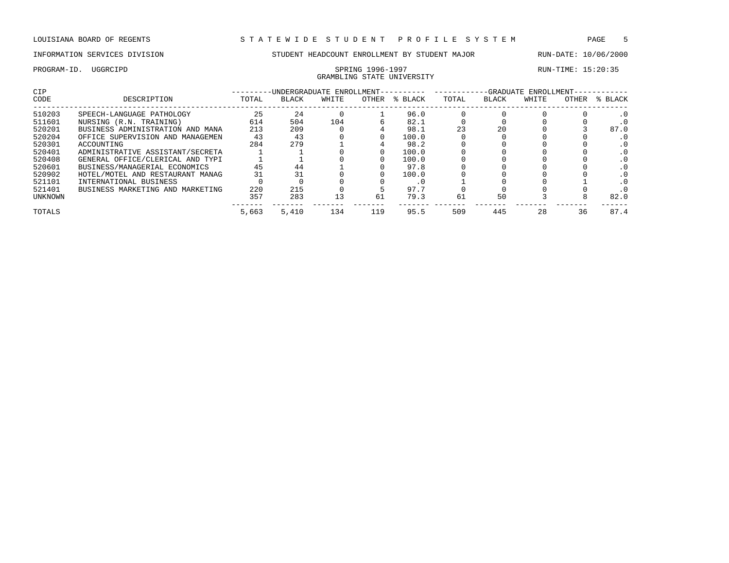LOUISIANA BOARD OF REGENTS — STATEWIDE STUDENT PROFILE SYSTEM

INFORMATION SERVICES DIVISION — STUDENT HEADCOUNT ENROLLMENT BY STUDENT MAJOR — RUN-DATE: 10/06/2000

PROGRAM-ID. UGGRCIPD — SPRING 1996-1997 — RUN-TIME: 15:20:35

GRAMBLING STATE UNIVERSITY

| CIP CODE | DESCRIPTION | UNDERGRADUATE ENROLLMENT | | | | | GRADUATE ENROLLMENT | | | | |
|---|---|---|---|---|---|---|---|---|---|---|---|
| | | TOTAL | BLACK | WHITE | OTHER | % BLACK | TOTAL | BLACK | WHITE | OTHER | % BLACK |
| 510203 | SPEECH-LANGUAGE PATHOLOGY | 25 | 24 | 0 | 1 | 96.0 | 0 | 0 | 0 | 0 | .0 |
| 511601 | NURSING (R.N. TRAINING) | 614 | 504 | 104 | 6 | 82.1 | 0 | 0 | 0 | 0 | .0 |
| 520201 | BUSINESS ADMINISTRATION AND MANA | 213 | 209 | 0 | 4 | 98.1 | 23 | 20 | 0 | 3 | 87.0 |
| 520204 | OFFICE SUPERVISION AND MANAGEMEN | 43 | 43 | 0 | 0 | 100.0 | 0 | 0 | 0 | 0 | .0 |
| 520301 | ACCOUNTING | 284 | 279 | 1 | 4 | 98.2 | 0 | 0 | 0 | 0 | .0 |
| 520401 | ADMINISTRATIVE ASSISTANT/SECRETA | 1 | 1 | 0 | 0 | 100.0 | 0 | 0 | 0 | 0 | .0 |
| 520408 | GENERAL OFFICE/CLERICAL AND TYPI | 1 | 1 | 0 | 0 | 100.0 | 0 | 0 | 0 | 0 | .0 |
| 520601 | BUSINESS/MANAGERIAL ECONOMICS | 45 | 44 | 1 | 0 | 97.8 | 0 | 0 | 0 | 0 | .0 |
| 520902 | HOTEL/MOTEL AND RESTAURANT MANAG | 31 | 31 | 0 | 0 | 100.0 | 0 | 0 | 0 | 0 | .0 |
| 521101 | INTERNATIONAL BUSINESS | 0 | 0 | 0 | 0 | .0 | 1 | 0 | 0 | 1 | .0 |
| 521401 | BUSINESS MARKETING AND MARKETING | 220 | 215 | 0 | 5 | 97.7 | 0 | 0 | 0 | 0 | .0 |
| UNKNOWN | | 357 | 283 | 13 | 61 | 79.3 | 61 | 50 | 3 | 8 | 82.0 |
| TOTALS | | 5,663 | 5,410 | 134 | 119 | 95.5 | 509 | 445 | 28 | 36 | 87.4 |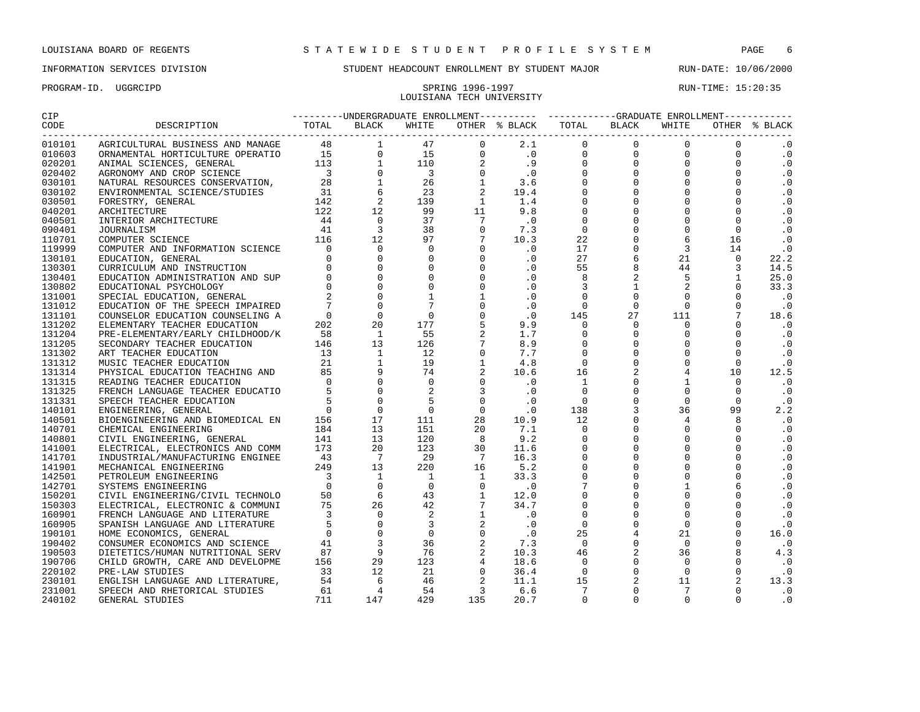LOUISIANA BOARD OF REGENTS — STATEWIDE STUDENT PROFILE SYSTEM

INFORMATION SERVICES DIVISION — STUDENT HEADCOUNT ENROLLMENT BY STUDENT MAJOR — RUN-DATE: 10/06/2000

PROGRAM-ID. UGGRCIPD — SPRING 1996-1997 — RUN-TIME: 15:20:35

LOUISIANA TECH UNIVERSITY

| CIP | | UNDERGRADUATE ENROLLMENT | | | | | GRADUATE ENROLLMENT | | | | |
|---|---|---|---|---|---|---|---|---|---|---|---|
| CODE | DESCRIPTION | TOTAL | BLACK | WHITE | OTHER | % BLACK | TOTAL | BLACK | WHITE | OTHER | % BLACK |
| 010101 | AGRICULTURAL BUSINESS AND MANAGE | 48 | 1 | 47 | 0 | 2.1 | 0 | 0 | 0 | 0 | .0 |
| 010603 | ORNAMENTAL HORTICULTURE OPERATIO | 15 | 0 | 15 | 0 | .0 | 0 | 0 | 0 | 0 | .0 |
| 020201 | ANIMAL SCIENCES, GENERAL | 113 | 1 | 110 | 2 | .9 | 0 | 0 | 0 | 0 | .0 |
| 020402 | AGRONOMY AND CROP SCIENCE | 3 | 0 | 3 | 0 | .0 | 0 | 0 | 0 | 0 | .0 |
| 030101 | NATURAL RESOURCES CONSERVATION, | 28 | 1 | 26 | 1 | 3.6 | 0 | 0 | 0 | 0 | .0 |
| 030102 | ENVIRONMENTAL SCIENCE/STUDIES | 31 | 6 | 23 | 2 | 19.4 | 0 | 0 | 0 | 0 | .0 |
| 030501 | FORESTRY, GENERAL | 142 | 2 | 139 | 1 | 1.4 | 0 | 0 | 0 | 0 | .0 |
| 040201 | ARCHITECTURE | 122 | 12 | 99 | 11 | 9.8 | 0 | 0 | 0 | 0 | .0 |
| 040501 | INTERIOR ARCHITECTURE | 44 | 0 | 37 | 7 | .0 | 0 | 0 | 0 | 0 | .0 |
| 090401 | JOURNALISM | 41 | 3 | 38 | 0 | 7.3 | 0 | 0 | 0 | 0 | .0 |
| 110701 | COMPUTER SCIENCE | 116 | 12 | 97 | 7 | 10.3 | 22 | 0 | 6 | 16 | .0 |
| 119999 | COMPUTER AND INFORMATION SCIENCE | 0 | 0 | 0 | 0 | .0 | 17 | 0 | 3 | 14 | .0 |
| 130101 | EDUCATION, GENERAL | 0 | 0 | 0 | 0 | .0 | 27 | 6 | 21 | 0 | 22.2 |
| 130301 | CURRICULUM AND INSTRUCTION | 0 | 0 | 0 | 0 | .0 | 55 | 8 | 44 | 3 | 14.5 |
| 130401 | EDUCATION ADMINISTRATION AND SUP | 0 | 0 | 0 | 0 | .0 | 8 | 2 | 5 | 1 | 25.0 |
| 130802 | EDUCATIONAL PSYCHOLOGY | 0 | 0 | 0 | 0 | .0 | 3 | 1 | 2 | 0 | 33.3 |
| 131001 | SPECIAL EDUCATION, GENERAL | 2 | 0 | 1 | 1 | .0 | 0 | 0 | 0 | 0 | .0 |
| 131012 | EDUCATION OF THE SPEECH IMPAIRED | 7 | 0 | 7 | 0 | .0 | 0 | 0 | 0 | 0 | .0 |
| 131101 | COUNSELOR EDUCATION COUNSELING A | 0 | 0 | 0 | 0 | .0 | 145 | 27 | 111 | 7 | 18.6 |
| 131202 | ELEMENTARY TEACHER EDUCATION | 202 | 20 | 177 | 5 | 9.9 | 0 | 0 | 0 | 0 | .0 |
| 131204 | PRE-ELEMENTARY/EARLY CHILDHOOD/K | 58 | 1 | 55 | 2 | 1.7 | 0 | 0 | 0 | 0 | .0 |
| 131205 | SECONDARY TEACHER EDUCATION | 146 | 13 | 126 | 7 | 8.9 | 0 | 0 | 0 | 0 | .0 |
| 131302 | ART TEACHER EDUCATION | 13 | 1 | 12 | 0 | 7.7 | 0 | 0 | 0 | 0 | .0 |
| 131312 | MUSIC TEACHER EDUCATION | 21 | 1 | 19 | 1 | 4.8 | 0 | 0 | 0 | 0 | .0 |
| 131314 | PHYSICAL EDUCATION TEACHING AND | 85 | 9 | 74 | 2 | 10.6 | 16 | 2 | 4 | 10 | 12.5 |
| 131315 | READING TEACHER EDUCATION | 0 | 0 | 0 | 0 | .0 | 1 | 0 | 1 | 0 | .0 |
| 131325 | FRENCH LANGUAGE TEACHER EDUCATIO | 5 | 0 | 2 | 3 | .0 | 0 | 0 | 0 | 0 | .0 |
| 131331 | SPEECH TEACHER EDUCATION | 5 | 0 | 5 | 0 | .0 | 0 | 0 | 0 | 0 | .0 |
| 140101 | ENGINEERING, GENERAL | 0 | 0 | 0 | 0 | .0 | 138 | 3 | 36 | 99 | 2.2 |
| 140501 | BIOENGINEERING AND BIOMEDICAL EN | 156 | 17 | 111 | 28 | 10.9 | 12 | 0 | 4 | 8 | .0 |
| 140701 | CHEMICAL ENGINEERING | 184 | 13 | 151 | 20 | 7.1 | 0 | 0 | 0 | 0 | .0 |
| 140801 | CIVIL ENGINEERING, GENERAL | 141 | 13 | 120 | 8 | 9.2 | 0 | 0 | 0 | 0 | .0 |
| 141001 | ELECTRICAL, ELECTRONICS AND COMM | 173 | 20 | 123 | 30 | 11.6 | 0 | 0 | 0 | 0 | .0 |
| 141701 | INDUSTRIAL/MANUFACTURING ENGINEE | 43 | 7 | 29 | 7 | 16.3 | 0 | 0 | 0 | 0 | .0 |
| 141901 | MECHANICAL ENGINEERING | 249 | 13 | 220 | 16 | 5.2 | 0 | 0 | 0 | 0 | .0 |
| 142501 | PETROLEUM ENGINEERING | 3 | 1 | 1 | 1 | 33.3 | 0 | 0 | 0 | 0 | .0 |
| 142701 | SYSTEMS ENGINEERING | 0 | 0 | 0 | 0 | .0 | 7 | 0 | 1 | 6 | .0 |
| 150201 | CIVIL ENGINEERING/CIVIL TECHNOLO | 50 | 6 | 43 | 1 | 12.0 | 0 | 0 | 0 | 0 | .0 |
| 150303 | ELECTRICAL, ELECTRONIC & COMMUNI | 75 | 26 | 42 | 7 | 34.7 | 0 | 0 | 0 | 0 | .0 |
| 160901 | FRENCH LANGUAGE AND LITERATURE | 3 | 0 | 2 | 1 | .0 | 0 | 0 | 0 | 0 | .0 |
| 160905 | SPANISH LANGUAGE AND LITERATURE | 5 | 0 | 3 | 2 | .0 | 0 | 0 | 0 | 0 | .0 |
| 190101 | HOME ECONOMICS, GENERAL | 0 | 0 | 0 | 0 | .0 | 25 | 4 | 21 | 0 | 16.0 |
| 190402 | CONSUMER ECONOMICS AND SCIENCE | 41 | 3 | 36 | 2 | 7.3 | 0 | 0 | 0 | 0 | .0 |
| 190503 | DIETETICS/HUMAN NUTRITIONAL SERV | 87 | 9 | 76 | 2 | 10.3 | 46 | 2 | 36 | 8 | 4.3 |
| 190706 | CHILD GROWTH, CARE AND DEVELOPME | 156 | 29 | 123 | 4 | 18.6 | 0 | 0 | 0 | 0 | .0 |
| 220102 | PRE-LAW STUDIES | 33 | 12 | 21 | 0 | 36.4 | 0 | 0 | 0 | 0 | .0 |
| 230101 | ENGLISH LANGUAGE AND LITERATURE, | 54 | 6 | 46 | 2 | 11.1 | 15 | 2 | 11 | 2 | 13.3 |
| 231001 | SPEECH AND RHETORICAL STUDIES | 61 | 4 | 54 | 3 | 6.6 | 7 | 0 | 7 | 0 | .0 |
| 240102 | GENERAL STUDIES | 711 | 147 | 429 | 135 | 20.7 | 0 | 0 | 0 | 0 | .0 |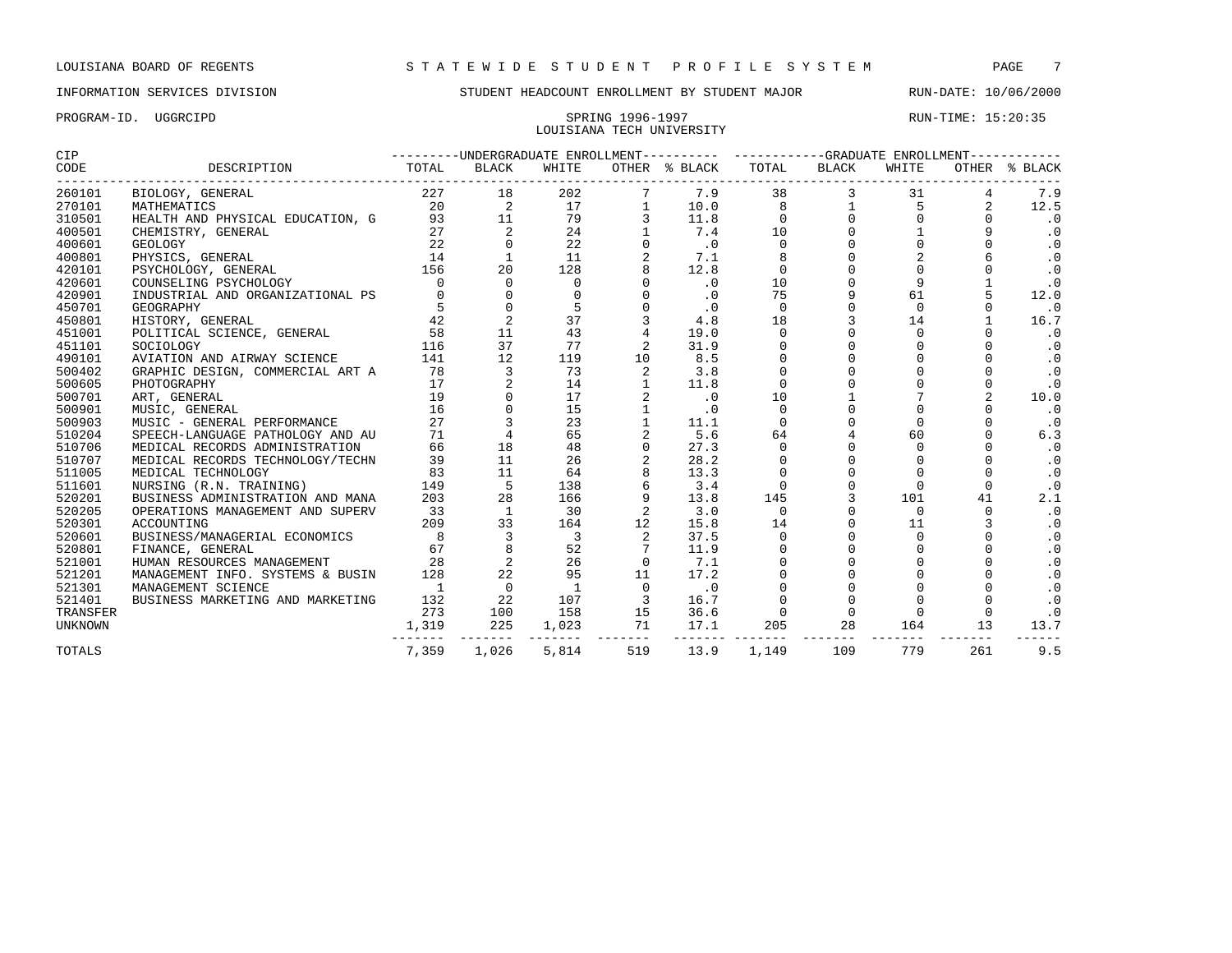LOUISIANA BOARD OF REGENTS — STATEWIDE STUDENT PROFILE SYSTEM

INFORMATION SERVICES DIVISION — STUDENT HEADCOUNT ENROLLMENT BY STUDENT MAJOR — RUN-DATE: 10/06/2000

PROGRAM-ID. UGGRCIPD — SPRING 1996-1997 — RUN-TIME: 15:20:35

LOUISIANA TECH UNIVERSITY

| CIP CODE | DESCRIPTION | UNDERGRADUATE ENROLLMENT TOTAL | BLACK | WHITE | OTHER | % BLACK | GRADUATE ENROLLMENT TOTAL | BLACK | WHITE | OTHER | % BLACK |
|---|---|---|---|---|---|---|---|---|---|---|---|
| 260101 | BIOLOGY, GENERAL | 227 | 18 | 202 | 7 | 7.9 | 38 | 3 | 31 | 4 | 7.9 |
| 270101 | MATHEMATICS | 20 | 2 | 17 | 1 | 10.0 | 8 | 1 | 5 | 2 | 12.5 |
| 310501 | HEALTH AND PHYSICAL EDUCATION, G | 93 | 11 | 79 | 3 | 11.8 | 0 | 0 | 0 | 0 | .0 |
| 400501 | CHEMISTRY, GENERAL | 27 | 2 | 24 | 1 | 7.4 | 10 | 0 | 1 | 9 | .0 |
| 400601 | GEOLOGY | 22 | 0 | 22 | 0 | .0 | 0 | 0 | 0 | 0 | .0 |
| 400801 | PHYSICS, GENERAL | 14 | 1 | 11 | 2 | 7.1 | 8 | 0 | 2 | 6 | .0 |
| 420101 | PSYCHOLOGY, GENERAL | 156 | 20 | 128 | 8 | 12.8 | 0 | 0 | 0 | 0 | .0 |
| 420601 | COUNSELING PSYCHOLOGY | 0 | 0 | 0 | 0 | .0 | 10 | 0 | 9 | 1 | .0 |
| 420901 | INDUSTRIAL AND ORGANIZATIONAL PS | 0 | 0 | 0 | 0 | .0 | 75 | 9 | 61 | 5 | 12.0 |
| 450701 | GEOGRAPHY | 5 | 0 | 5 | 0 | .0 | 0 | 0 | 0 | 0 | .0 |
| 450801 | HISTORY, GENERAL | 42 | 2 | 37 | 3 | 4.8 | 18 | 3 | 14 | 1 | 16.7 |
| 451001 | POLITICAL SCIENCE, GENERAL | 58 | 11 | 43 | 4 | 19.0 | 0 | 0 | 0 | 0 | .0 |
| 451101 | SOCIOLOGY | 116 | 37 | 77 | 2 | 31.9 | 0 | 0 | 0 | 0 | .0 |
| 490101 | AVIATION AND AIRWAY SCIENCE | 141 | 12 | 119 | 10 | 8.5 | 0 | 0 | 0 | 0 | .0 |
| 500402 | GRAPHIC DESIGN, COMMERCIAL ART A | 78 | 3 | 73 | 2 | 3.8 | 0 | 0 | 0 | 0 | .0 |
| 500605 | PHOTOGRAPHY | 17 | 2 | 14 | 1 | 11.8 | 0 | 0 | 0 | 0 | .0 |
| 500701 | ART, GENERAL | 19 | 0 | 17 | 2 | .0 | 10 | 1 | 7 | 2 | 10.0 |
| 500901 | MUSIC, GENERAL | 16 | 0 | 15 | 1 | .0 | 0 | 0 | 0 | 0 | .0 |
| 500903 | MUSIC - GENERAL PERFORMANCE | 27 | 3 | 23 | 1 | 11.1 | 0 | 0 | 0 | 0 | .0 |
| 510204 | SPEECH-LANGUAGE PATHOLOGY AND AU | 71 | 4 | 65 | 2 | 5.6 | 64 | 4 | 60 | 0 | 6.3 |
| 510706 | MEDICAL RECORDS ADMINISTRATION | 66 | 18 | 48 | 0 | 27.3 | 0 | 0 | 0 | 0 | .0 |
| 510707 | MEDICAL RECORDS TECHNOLOGY/TECHN | 39 | 11 | 26 | 2 | 28.2 | 0 | 0 | 0 | 0 | .0 |
| 511005 | MEDICAL TECHNOLOGY | 83 | 11 | 64 | 8 | 13.3 | 0 | 0 | 0 | 0 | .0 |
| 511601 | NURSING (R.N. TRAINING) | 149 | 5 | 138 | 6 | 3.4 | 0 | 0 | 0 | 0 | .0 |
| 520201 | BUSINESS ADMINISTRATION AND MANA | 203 | 28 | 166 | 9 | 13.8 | 145 | 3 | 101 | 41 | 2.1 |
| 520205 | OPERATIONS MANAGEMENT AND SUPERV | 33 | 1 | 30 | 2 | 3.0 | 0 | 0 | 0 | 0 | .0 |
| 520301 | ACCOUNTING | 209 | 33 | 164 | 12 | 15.8 | 14 | 0 | 11 | 3 | .0 |
| 520601 | BUSINESS/MANAGERIAL ECONOMICS | 8 | 3 | 3 | 2 | 37.5 | 0 | 0 | 0 | 0 | .0 |
| 520801 | FINANCE, GENERAL | 67 | 8 | 52 | 7 | 11.9 | 0 | 0 | 0 | 0 | .0 |
| 521001 | HUMAN RESOURCES MANAGEMENT | 28 | 2 | 26 | 0 | 7.1 | 0 | 0 | 0 | 0 | .0 |
| 521201 | MANAGEMENT INFO. SYSTEMS & BUSIN | 128 | 22 | 95 | 11 | 17.2 | 0 | 0 | 0 | 0 | .0 |
| 521301 | MANAGEMENT SCIENCE | 1 | 0 | 1 | 0 | .0 | 0 | 0 | 0 | 0 | .0 |
| 521401 | BUSINESS MARKETING AND MARKETING | 132 | 22 | 107 | 3 | 16.7 | 0 | 0 | 0 | 0 | .0 |
| TRANSFER | | 273 | 100 | 158 | 15 | 36.6 | 0 | 0 | 0 | 0 | .0 |
| UNKNOWN | | 1,319 | 225 | 1,023 | 71 | 17.1 | 205 | 28 | 164 | 13 | 13.7 |
| TOTALS | | 7,359 | 1,026 | 5,814 | 519 | 13.9 | 1,149 | 109 | 779 | 261 | 9.5 |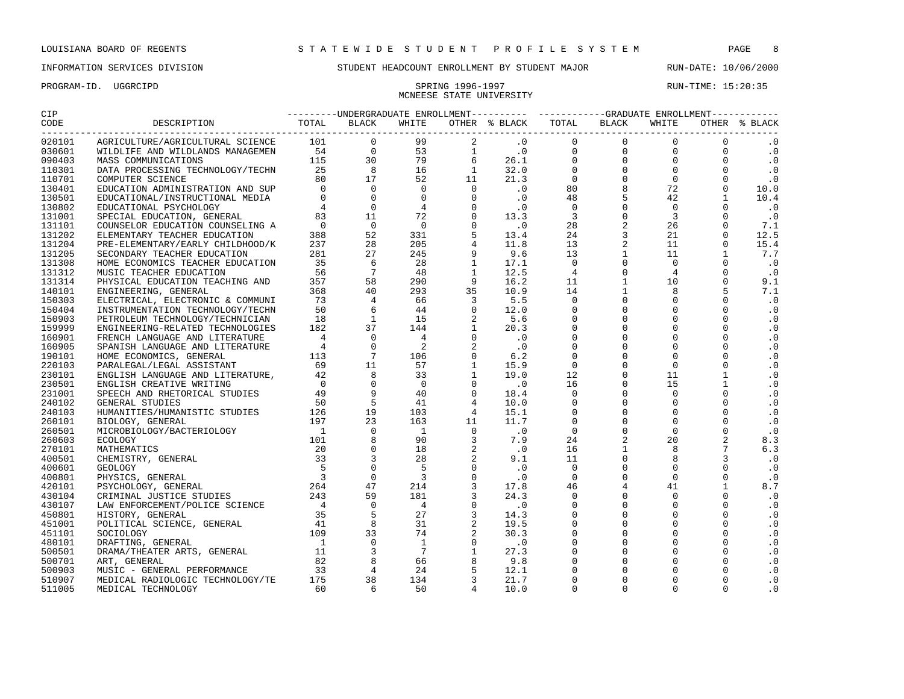LOUISIANA BOARD OF REGENTS — STATEWIDE STUDENT PROFILE SYSTEM

INFORMATION SERVICES DIVISION — STUDENT HEADCOUNT ENROLLMENT BY STUDENT MAJOR — RUN-DATE: 10/06/2000

PROGRAM-ID. UGGRCIPD — SPRING 1996-1997 — RUN-TIME: 15:20:35

MCNEESE STATE UNIVERSITY

| CIP CODE | DESCRIPTION | UNDERGRADUATE ENROLLMENT TOTAL | BLACK | WHITE | OTHER | % BLACK | GRADUATE ENROLLMENT TOTAL | BLACK | WHITE | OTHER | % BLACK |
|---|---|---|---|---|---|---|---|---|---|---|---|
| 020101 | AGRICULTURE/AGRICULTURAL SCIENCE | 101 | 0 | 99 | 2 | .0 | 0 | 0 | 0 | 0 | .0 |
| 030601 | WILDLIFE AND WILDLANDS MANAGEMEN | 54 | 0 | 53 | 1 | .0 | 0 | 0 | 0 | 0 | .0 |
| 090403 | MASS COMMUNICATIONS | 115 | 30 | 79 | 6 | 26.1 | 0 | 0 | 0 | 0 | .0 |
| 110301 | DATA PROCESSING TECHNOLOGY/TECHN | 25 | 8 | 16 | 1 | 32.0 | 0 | 0 | 0 | 0 | .0 |
| 110701 | COMPUTER SCIENCE | 80 | 17 | 52 | 11 | 21.3 | 0 | 0 | 0 | 0 | .0 |
| 130401 | EDUCATION ADMINISTRATION AND SUP | 0 | 0 | 0 | 0 | .0 | 80 | 8 | 72 | 0 | 10.0 |
| 130501 | EDUCATIONAL/INSTRUCTIONAL MEDIA | 0 | 0 | 0 | 0 | .0 | 48 | 5 | 42 | 1 | 10.4 |
| 130802 | EDUCATIONAL PSYCHOLOGY | 4 | 0 | 4 | 0 | .0 | 0 | 0 | 0 | 0 | .0 |
| 131001 | SPECIAL EDUCATION, GENERAL | 83 | 11 | 72 | 0 | 13.3 | 3 | 0 | 3 | 0 | .0 |
| 131101 | COUNSELOR EDUCATION COUNSELING A | 0 | 0 | 0 | 0 | .0 | 28 | 2 | 26 | 0 | 7.1 |
| 131202 | ELEMENTARY TEACHER EDUCATION | 388 | 52 | 331 | 5 | 13.4 | 24 | 3 | 21 | 0 | 12.5 |
| 131204 | PRE-ELEMENTARY/EARLY CHILDHOOD/K | 237 | 28 | 205 | 4 | 11.8 | 13 | 2 | 11 | 0 | 15.4 |
| 131205 | SECONDARY TEACHER EDUCATION | 281 | 27 | 245 | 9 | 9.6 | 13 | 1 | 11 | 1 | 7.7 |
| 131308 | HOME ECONOMICS TEACHER EDUCATION | 35 | 6 | 28 | 1 | 17.1 | 0 | 0 | 0 | 0 | .0 |
| 131312 | MUSIC TEACHER EDUCATION | 56 | 7 | 48 | 1 | 12.5 | 4 | 0 | 4 | 0 | .0 |
| 131314 | PHYSICAL EDUCATION TEACHING AND | 357 | 58 | 290 | 9 | 16.2 | 11 | 1 | 10 | 0 | 9.1 |
| 140101 | ENGINEERING, GENERAL | 368 | 40 | 293 | 35 | 10.9 | 14 | 1 | 8 | 5 | 7.1 |
| 150303 | ELECTRICAL, ELECTRONIC & COMMUNI | 73 | 4 | 66 | 3 | 5.5 | 0 | 0 | 0 | 0 | .0 |
| 150404 | INSTRUMENTATION TECHNOLOGY/TECHN | 50 | 6 | 44 | 0 | 12.0 | 0 | 0 | 0 | 0 | .0 |
| 150903 | PETROLEUM TECHNOLOGY/TECHNICIAN | 18 | 1 | 15 | 2 | 5.6 | 0 | 0 | 0 | 0 | .0 |
| 159999 | ENGINEERING-RELATED TECHNOLOGIES | 182 | 37 | 144 | 1 | 20.3 | 0 | 0 | 0 | 0 | .0 |
| 160901 | FRENCH LANGUAGE AND LITERATURE | 4 | 0 | 4 | 0 | .0 | 0 | 0 | 0 | 0 | .0 |
| 160905 | SPANISH LANGUAGE AND LITERATURE | 4 | 0 | 2 | 2 | .0 | 0 | 0 | 0 | 0 | .0 |
| 190101 | HOME ECONOMICS, GENERAL | 113 | 7 | 106 | 0 | 6.2 | 0 | 0 | 0 | 0 | .0 |
| 220103 | PARALEGAL/LEGAL ASSISTANT | 69 | 11 | 57 | 1 | 15.9 | 0 | 0 | 0 | 0 | .0 |
| 230101 | ENGLISH LANGUAGE AND LITERATURE, | 42 | 8 | 33 | 1 | 19.0 | 12 | 0 | 11 | 1 | .0 |
| 230501 | ENGLISH CREATIVE WRITING | 0 | 0 | 0 | 0 | .0 | 16 | 0 | 15 | 1 | .0 |
| 231001 | SPEECH AND RHETORICAL STUDIES | 49 | 9 | 40 | 0 | 18.4 | 0 | 0 | 0 | 0 | .0 |
| 240102 | GENERAL STUDIES | 50 | 5 | 41 | 4 | 10.0 | 0 | 0 | 0 | 0 | .0 |
| 240103 | HUMANITIES/HUMANISTIC STUDIES | 126 | 19 | 103 | 4 | 15.1 | 0 | 0 | 0 | 0 | .0 |
| 260101 | BIOLOGY, GENERAL | 197 | 23 | 163 | 11 | 11.7 | 0 | 0 | 0 | 0 | .0 |
| 260501 | MICROBIOLOGY/BACTERIOLOGY | 1 | 0 | 1 | 0 | .0 | 0 | 0 | 0 | 0 | .0 |
| 260603 | ECOLOGY | 101 | 8 | 90 | 3 | 7.9 | 24 | 2 | 20 | 2 | 8.3 |
| 270101 | MATHEMATICS | 20 | 0 | 18 | 2 | .0 | 16 | 1 | 8 | 7 | 6.3 |
| 400501 | CHEMISTRY, GENERAL | 33 | 3 | 28 | 2 | 9.1 | 11 | 0 | 8 | 3 | .0 |
| 400601 | GEOLOGY | 5 | 0 | 5 | 0 | .0 | 0 | 0 | 0 | 0 | .0 |
| 400801 | PHYSICS, GENERAL | 3 | 0 | 3 | 0 | .0 | 0 | 0 | 0 | 0 | .0 |
| 420101 | PSYCHOLOGY, GENERAL | 264 | 47 | 214 | 3 | 17.8 | 46 | 4 | 41 | 1 | 8.7 |
| 430104 | CRIMINAL JUSTICE STUDIES | 243 | 59 | 181 | 3 | 24.3 | 0 | 0 | 0 | 0 | .0 |
| 430107 | LAW ENFORCEMENT/POLICE SCIENCE | 4 | 0 | 4 | 0 | .0 | 0 | 0 | 0 | 0 | .0 |
| 450801 | HISTORY, GENERAL | 35 | 5 | 27 | 3 | 14.3 | 0 | 0 | 0 | 0 | .0 |
| 451001 | POLITICAL SCIENCE, GENERAL | 41 | 8 | 31 | 2 | 19.5 | 0 | 0 | 0 | 0 | .0 |
| 451101 | SOCIOLOGY | 109 | 33 | 74 | 2 | 30.3 | 0 | 0 | 0 | 0 | .0 |
| 480101 | DRAFTING, GENERAL | 1 | 0 | 1 | 0 | .0 | 0 | 0 | 0 | 0 | .0 |
| 500501 | DRAMA/THEATER ARTS, GENERAL | 11 | 3 | 7 | 1 | 27.3 | 0 | 0 | 0 | 0 | .0 |
| 500701 | ART, GENERAL | 82 | 8 | 66 | 8 | 9.8 | 0 | 0 | 0 | 0 | .0 |
| 500903 | MUSIC - GENERAL PERFORMANCE | 33 | 4 | 24 | 5 | 12.1 | 0 | 0 | 0 | 0 | .0 |
| 510907 | MEDICAL RADIOLOGIC TECHNOLOGY/TE | 175 | 38 | 134 | 3 | 21.7 | 0 | 0 | 0 | 0 | .0 |
| 511005 | MEDICAL TECHNOLOGY | 60 | 6 | 50 | 4 | 10.0 | 0 | 0 | 0 | 0 | .0 |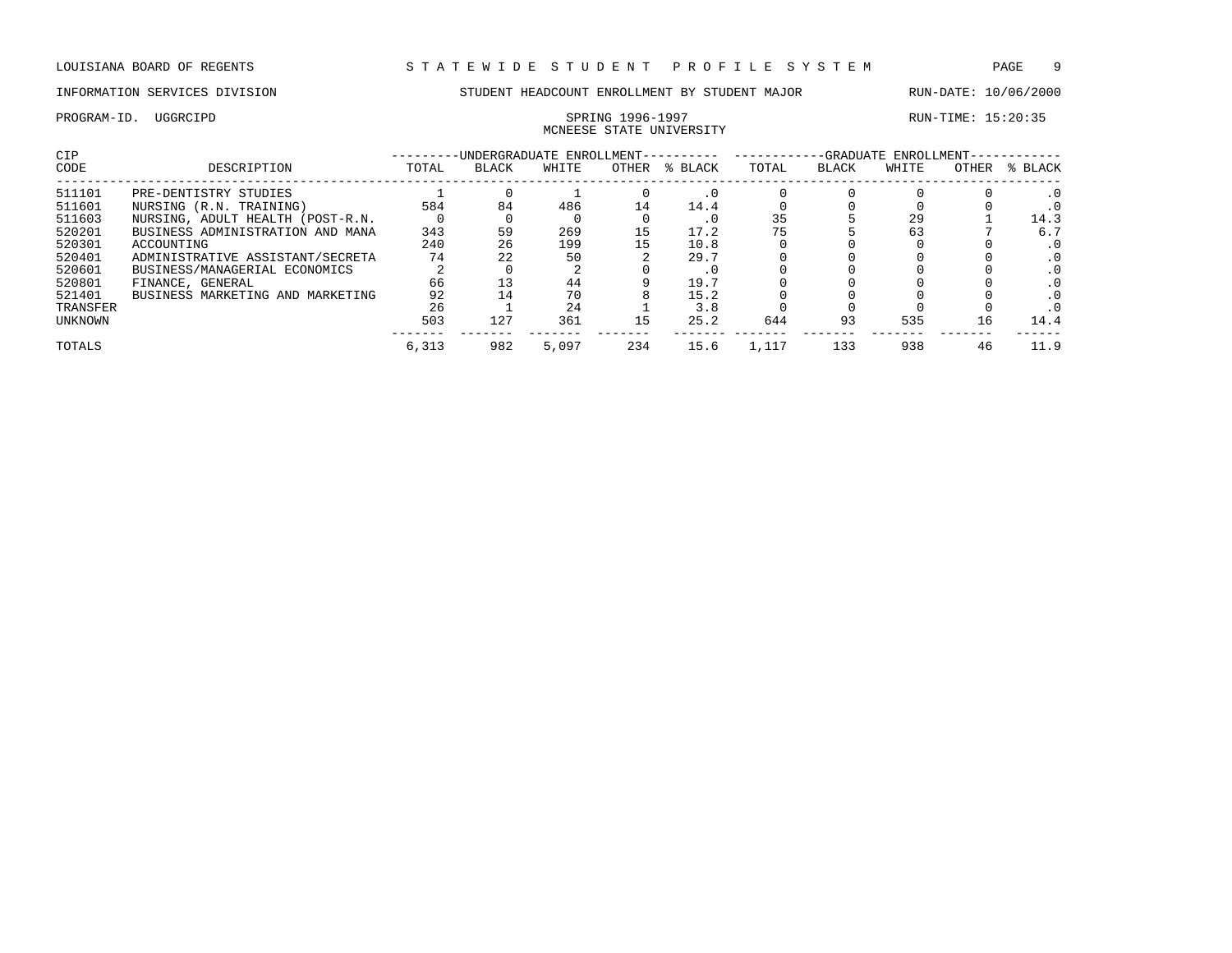LOUISIANA BOARD OF REGENTS — STATEWIDE STUDENT PROFILE SYSTEM

INFORMATION SERVICES DIVISION — STUDENT HEADCOUNT ENROLLMENT BY STUDENT MAJOR — RUN-DATE: 10/06/2000

PROGRAM-ID. UGGRCIPD — SPRING 1996-1997 — RUN-TIME: 15:20:35

MCNEESE STATE UNIVERSITY

| CIP | | UNDERGRADUATE ENROLLMENT | | | | | GRADUATE ENROLLMENT | | | | |
|---|---|---|---|---|---|---|---|---|---|---|---|
| CODE | DESCRIPTION | TOTAL | BLACK | WHITE | OTHER | % BLACK | TOTAL | BLACK | WHITE | OTHER | % BLACK |
| 511101 | PRE-DENTISTRY STUDIES | 1 | 0 | 1 | 0 | .0 | 0 | 0 | 0 | 0 | .0 |
| 511601 | NURSING (R.N. TRAINING) | 584 | 84 | 486 | 14 | 14.4 | 0 | 0 | 0 | 0 | .0 |
| 511603 | NURSING, ADULT HEALTH (POST-R.N. | 0 | 0 | 0 | 0 | .0 | 35 | 5 | 29 | 1 | 14.3 |
| 520201 | BUSINESS ADMINISTRATION AND MANA | 343 | 59 | 269 | 15 | 17.2 | 75 | 5 | 63 | 7 | 6.7 |
| 520301 | ACCOUNTING | 240 | 26 | 199 | 15 | 10.8 | 0 | 0 | 0 | 0 | .0 |
| 520401 | ADMINISTRATIVE ASSISTANT/SECRETA | 74 | 22 | 50 | 2 | 29.7 | 0 | 0 | 0 | 0 | .0 |
| 520601 | BUSINESS/MANAGERIAL ECONOMICS | 2 | 0 | 2 | 0 | .0 | 0 | 0 | 0 | 0 | .0 |
| 520801 | FINANCE, GENERAL | 66 | 13 | 44 | 9 | 19.7 | 0 | 0 | 0 | 0 | .0 |
| 521401 | BUSINESS MARKETING AND MARKETING | 92 | 14 | 70 | 8 | 15.2 | 0 | 0 | 0 | 0 | .0 |
| TRANSFER | | 26 | 1 | 24 | 1 | 3.8 | 0 | 0 | 0 | 0 | .0 |
| UNKNOWN | | 503 | 127 | 361 | 15 | 25.2 | 644 | 93 | 535 | 16 | 14.4 |
| TOTALS | | 6,313 | 982 | 5,097 | 234 | 15.6 | 1,117 | 133 | 938 | 46 | 11.9 |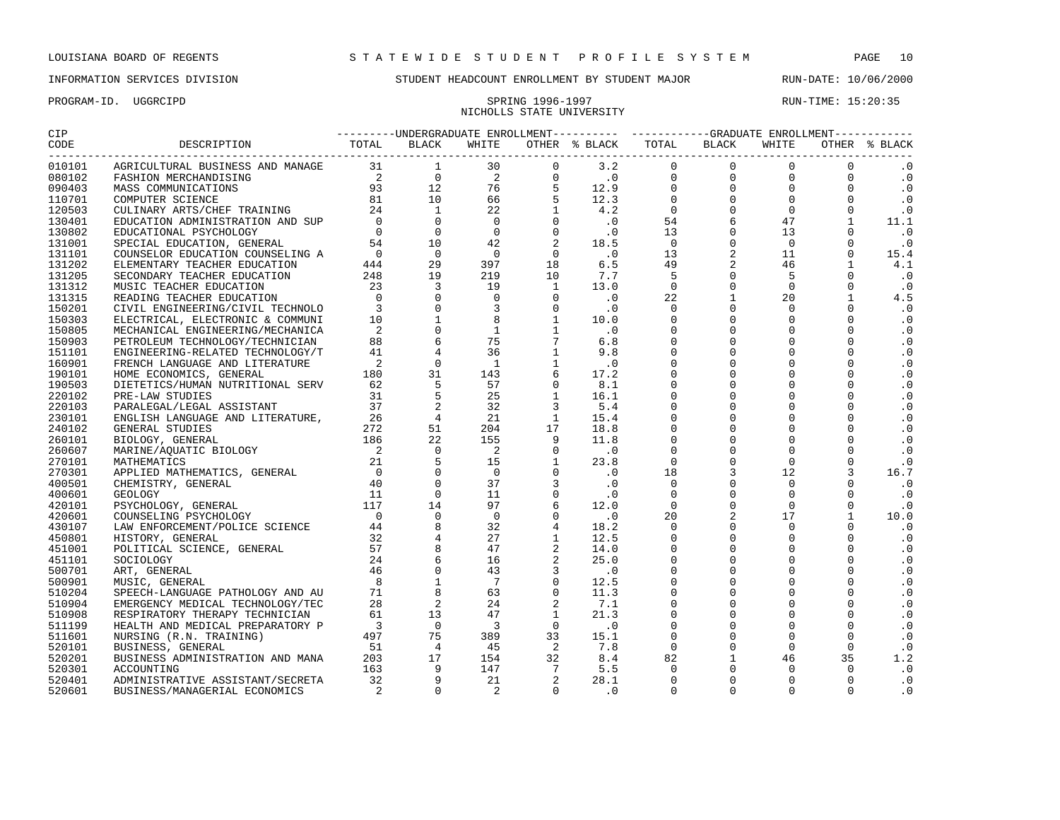LOUISIANA BOARD OF REGENTS — STATEWIDE STUDENT PROFILE SYSTEM

INFORMATION SERVICES DIVISION — STUDENT HEADCOUNT ENROLLMENT BY STUDENT MAJOR — RUN-DATE: 10/06/2000

PROGRAM-ID. UGGRCIPD — SPRING 1996-1997 — RUN-TIME: 15:20:35

NICHOLLS STATE UNIVERSITY

| CIP CODE | DESCRIPTION | UNDERGRADUATE ENROLLMENT TOTAL | BLACK | WHITE | OTHER | % BLACK | GRADUATE ENROLLMENT TOTAL | BLACK | WHITE | OTHER | % BLACK |
|---|---|---|---|---|---|---|---|---|---|---|---|
| 010101 | AGRICULTURAL BUSINESS AND MANAGE | 31 | 1 | 30 | 0 | 3.2 | 0 | 0 | 0 | 0 | .0 |
| 080102 | FASHION MERCHANDISING | 2 | 0 | 2 | 0 | .0 | 0 | 0 | 0 | 0 | .0 |
| 090403 | MASS COMMUNICATIONS | 93 | 12 | 76 | 5 | 12.9 | 0 | 0 | 0 | 0 | .0 |
| 110701 | COMPUTER SCIENCE | 81 | 10 | 66 | 5 | 12.3 | 0 | 0 | 0 | 0 | .0 |
| 120503 | CULINARY ARTS/CHEF TRAINING | 24 | 1 | 22 | 1 | 4.2 | 0 | 0 | 0 | 0 | .0 |
| 130401 | EDUCATION ADMINISTRATION AND SUP | 0 | 0 | 0 | 0 | .0 | 54 | 6 | 47 | 1 | 11.1 |
| 130802 | EDUCATIONAL PSYCHOLOGY | 0 | 0 | 0 | 0 | .0 | 13 | 0 | 13 | 0 | .0 |
| 131001 | SPECIAL EDUCATION, GENERAL | 54 | 10 | 42 | 2 | 18.5 | 0 | 0 | 0 | 0 | .0 |
| 131101 | COUNSELOR EDUCATION COUNSELING A | 0 | 0 | 0 | 0 | .0 | 13 | 2 | 11 | 0 | 15.4 |
| 131202 | ELEMENTARY TEACHER EDUCATION | 444 | 29 | 397 | 18 | 6.5 | 49 | 2 | 46 | 1 | 4.1 |
| 131205 | SECONDARY TEACHER EDUCATION | 248 | 19 | 219 | 10 | 7.7 | 5 | 0 | 5 | 0 | .0 |
| 131312 | MUSIC TEACHER EDUCATION | 23 | 3 | 19 | 1 | 13.0 | 0 | 0 | 0 | 0 | .0 |
| 131315 | READING TEACHER EDUCATION | 0 | 0 | 0 | 0 | .0 | 22 | 1 | 20 | 1 | 4.5 |
| 150201 | CIVIL ENGINEERING/CIVIL TECHNOLO | 3 | 0 | 3 | 0 | .0 | 0 | 0 | 0 | 0 | .0 |
| 150303 | ELECTRICAL, ELECTRONIC & COMMUNI | 10 | 1 | 8 | 1 | 10.0 | 0 | 0 | 0 | 0 | .0 |
| 150805 | MECHANICAL ENGINEERING/MECHANICA | 2 | 0 | 1 | 1 | .0 | 0 | 0 | 0 | 0 | .0 |
| 150903 | PETROLEUM TECHNOLOGY/TECHNICIAN | 88 | 6 | 75 | 7 | 6.8 | 0 | 0 | 0 | 0 | .0 |
| 151101 | ENGINEERING-RELATED TECHNOLOGY/T | 41 | 4 | 36 | 1 | 9.8 | 0 | 0 | 0 | 0 | .0 |
| 160901 | FRENCH LANGUAGE AND LITERATURE | 2 | 0 | 1 | 1 | .0 | 0 | 0 | 0 | 0 | .0 |
| 190101 | HOME ECONOMICS, GENERAL | 180 | 31 | 143 | 6 | 17.2 | 0 | 0 | 0 | 0 | .0 |
| 190503 | DIETETICS/HUMAN NUTRITIONAL SERV | 62 | 5 | 57 | 0 | 8.1 | 0 | 0 | 0 | 0 | .0 |
| 220102 | PRE-LAW STUDIES | 31 | 5 | 25 | 1 | 16.1 | 0 | 0 | 0 | 0 | .0 |
| 220103 | PARALEGAL/LEGAL ASSISTANT | 37 | 2 | 32 | 3 | 5.4 | 0 | 0 | 0 | 0 | .0 |
| 230101 | ENGLISH LANGUAGE AND LITERATURE, | 26 | 4 | 21 | 1 | 15.4 | 0 | 0 | 0 | 0 | .0 |
| 240102 | GENERAL STUDIES | 272 | 51 | 204 | 17 | 18.8 | 0 | 0 | 0 | 0 | .0 |
| 260101 | BIOLOGY, GENERAL | 186 | 22 | 155 | 9 | 11.8 | 0 | 0 | 0 | 0 | .0 |
| 260607 | MARINE/AQUATIC BIOLOGY | 2 | 0 | 2 | 0 | .0 | 0 | 0 | 0 | 0 | .0 |
| 270101 | MATHEMATICS | 21 | 5 | 15 | 1 | 23.8 | 0 | 0 | 0 | 0 | .0 |
| 270301 | APPLIED MATHEMATICS, GENERAL | 0 | 0 | 0 | 0 | .0 | 18 | 3 | 12 | 3 | 16.7 |
| 400501 | CHEMISTRY, GENERAL | 40 | 0 | 37 | 3 | .0 | 0 | 0 | 0 | 0 | .0 |
| 400601 | GEOLOGY | 11 | 0 | 11 | 0 | .0 | 0 | 0 | 0 | 0 | .0 |
| 420101 | PSYCHOLOGY, GENERAL | 117 | 14 | 97 | 6 | 12.0 | 0 | 0 | 0 | 0 | .0 |
| 420601 | COUNSELING PSYCHOLOGY | 0 | 0 | 0 | 0 | .0 | 20 | 2 | 17 | 1 | 10.0 |
| 430107 | LAW ENFORCEMENT/POLICE SCIENCE | 44 | 8 | 32 | 4 | 18.2 | 0 | 0 | 0 | 0 | .0 |
| 450801 | HISTORY, GENERAL | 32 | 4 | 27 | 1 | 12.5 | 0 | 0 | 0 | 0 | .0 |
| 451001 | POLITICAL SCIENCE, GENERAL | 57 | 8 | 47 | 2 | 14.0 | 0 | 0 | 0 | 0 | .0 |
| 451101 | SOCIOLOGY | 24 | 6 | 16 | 2 | 25.0 | 0 | 0 | 0 | 0 | .0 |
| 500701 | ART, GENERAL | 46 | 0 | 43 | 3 | .0 | 0 | 0 | 0 | 0 | .0 |
| 500901 | MUSIC, GENERAL | 8 | 1 | 7 | 0 | 12.5 | 0 | 0 | 0 | 0 | .0 |
| 510204 | SPEECH-LANGUAGE PATHOLOGY AND AU | 71 | 8 | 63 | 0 | 11.3 | 0 | 0 | 0 | 0 | .0 |
| 510904 | EMERGENCY MEDICAL TECHNOLOGY/TEC | 28 | 2 | 24 | 2 | 7.1 | 0 | 0 | 0 | 0 | .0 |
| 510908 | RESPIRATORY THERAPY TECHNICIAN | 61 | 13 | 47 | 1 | 21.3 | 0 | 0 | 0 | 0 | .0 |
| 511199 | HEALTH AND MEDICAL PREPARATORY P | 3 | 0 | 3 | 0 | .0 | 0 | 0 | 0 | 0 | .0 |
| 511601 | NURSING (R.N. TRAINING) | 497 | 75 | 389 | 33 | 15.1 | 0 | 0 | 0 | 0 | .0 |
| 520101 | BUSINESS, GENERAL | 51 | 4 | 45 | 2 | 7.8 | 0 | 0 | 0 | 0 | .0 |
| 520201 | BUSINESS ADMINISTRATION AND MANA | 203 | 17 | 154 | 32 | 8.4 | 82 | 1 | 46 | 35 | 1.2 |
| 520301 | ACCOUNTING | 163 | 9 | 147 | 7 | 5.5 | 0 | 0 | 0 | 0 | .0 |
| 520401 | ADMINISTRATIVE ASSISTANT/SECRETA | 32 | 9 | 21 | 2 | 28.1 | 0 | 0 | 0 | 0 | .0 |
| 520601 | BUSINESS/MANAGERIAL ECONOMICS | 2 | 0 | 2 | 0 | .0 | 0 | 0 | 0 | 0 | .0 |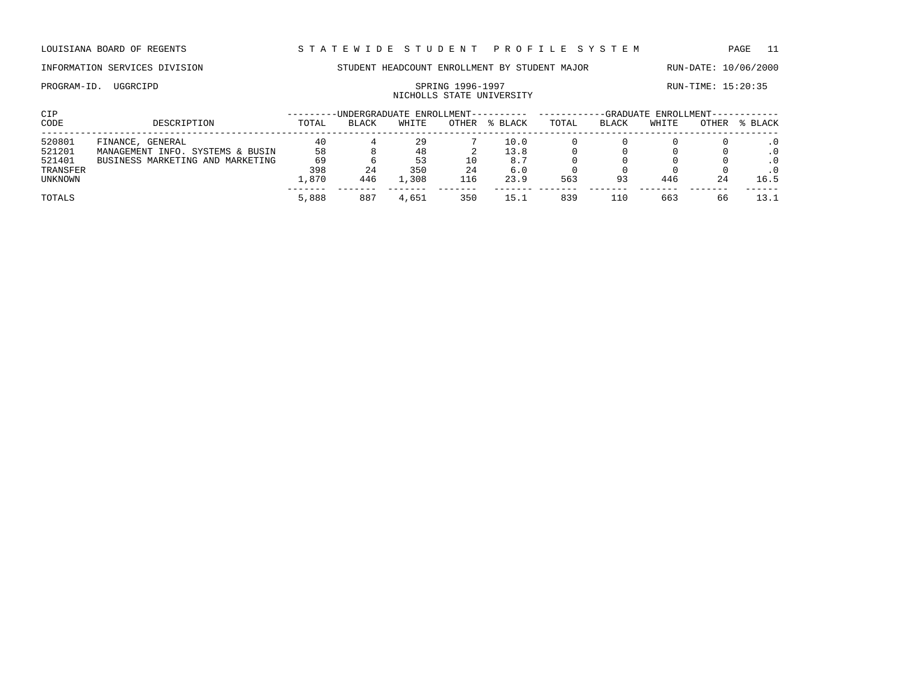LOUISIANA BOARD OF REGENTS — STATEWIDE STUDENT PROFILE SYSTEM

INFORMATION SERVICES DIVISION — STUDENT HEADCOUNT ENROLLMENT BY STUDENT MAJOR — RUN-DATE: 10/06/2000

PROGRAM-ID. UGGRCIPD — SPRING 1996-1997 — RUN-TIME: 15:20:35

NICHOLLS STATE UNIVERSITY

| CIP | | UNDERGRADUATE ENROLLMENT | | | | | GRADUATE ENROLLMENT | | | | |
|---|---|---|---|---|---|---|---|---|---|---|---|
| CODE | DESCRIPTION | TOTAL | BLACK | WHITE | OTHER | % BLACK | TOTAL | BLACK | WHITE | OTHER | % BLACK |
| 520801 | FINANCE, GENERAL | 40 | 4 | 29 | 7 | 10.0 | 0 | 0 | 0 | 0 | .0 |
| 521201 | MANAGEMENT INFO. SYSTEMS & BUSIN | 58 | 8 | 48 | 2 | 13.8 | 0 | 0 | 0 | 0 | .0 |
| 521401 | BUSINESS MARKETING AND MARKETING | 69 | 6 | 53 | 10 | 8.7 | 0 | 0 | 0 | 0 | .0 |
| TRANSFER | | 398 | 24 | 350 | 24 | 6.0 | 0 | 0 | 0 | 0 | .0 |
| UNKNOWN | | 1,870 | 446 | 1,308 | 116 | 23.9 | 563 | 93 | 446 | 24 | 16.5 |
| TOTALS | | 5,888 | 887 | 4,651 | 350 | 15.1 | 839 | 110 | 663 | 66 | 13.1 |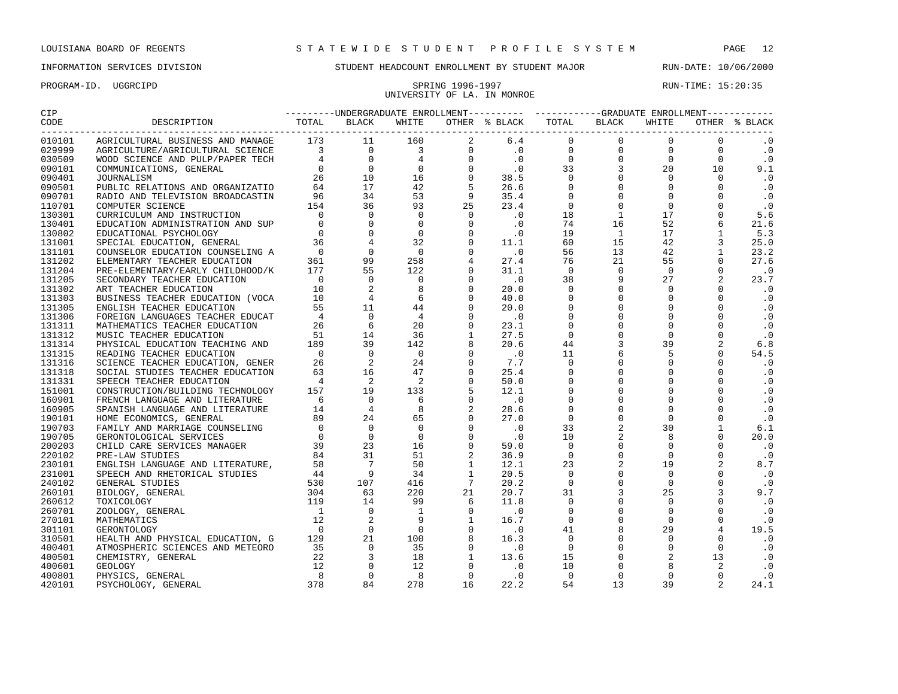LOUISIANA BOARD OF REGENTS — STATEWIDE STUDENT PROFILE SYSTEM

INFORMATION SERVICES DIVISION — STUDENT HEADCOUNT ENROLLMENT BY STUDENT MAJOR — RUN-DATE: 10/06/2000

PROGRAM-ID. UGGRCIPD — SPRING 1996-1997 — RUN-TIME: 15:20:35

UNIVERSITY OF LA. IN MONROE

| CIP CODE | DESCRIPTION | UNDERGRADUATE ENROLLMENT TOTAL | BLACK | WHITE | OTHER | % BLACK | GRADUATE ENROLLMENT TOTAL | BLACK | WHITE | OTHER | % BLACK |
|---|---|---|---|---|---|---|---|---|---|---|---|
| 010101 | AGRICULTURAL BUSINESS AND MANAGE | 173 | 11 | 160 | 2 | 6.4 | 0 | 0 | 0 | 0 | .0 |
| 029999 | AGRICULTURE/AGRICULTURAL SCIENCE | 3 | 0 | 3 | 0 | .0 | 0 | 0 | 0 | 0 | .0 |
| 030509 | WOOD SCIENCE AND PULP/PAPER TECH | 4 | 0 | 4 | 0 | .0 | 0 | 0 | 0 | 0 | .0 |
| 090101 | COMMUNICATIONS, GENERAL | 0 | 0 | 0 | 0 | .0 | 33 | 3 | 20 | 10 | 9.1 |
| 090401 | JOURNALISM | 26 | 10 | 16 | 0 | 38.5 | 0 | 0 | 0 | 0 | .0 |
| 090501 | PUBLIC RELATIONS AND ORGANIZATIO | 64 | 17 | 42 | 5 | 26.6 | 0 | 0 | 0 | 0 | .0 |
| 090701 | RADIO AND TELEVISION BROADCASTIN | 96 | 34 | 53 | 9 | 35.4 | 0 | 0 | 0 | 0 | .0 |
| 110701 | COMPUTER SCIENCE | 154 | 36 | 93 | 25 | 23.4 | 0 | 0 | 0 | 0 | .0 |
| 130301 | CURRICULUM AND INSTRUCTION | 0 | 0 | 0 | 0 | .0 | 18 | 1 | 17 | 0 | 5.6 |
| 130401 | EDUCATION ADMINISTRATION AND SUP | 0 | 0 | 0 | 0 | .0 | 74 | 16 | 52 | 6 | 21.6 |
| 130802 | EDUCATIONAL PSYCHOLOGY | 0 | 0 | 0 | 0 | .0 | 19 | 1 | 17 | 1 | 5.3 |
| 131001 | SPECIAL EDUCATION, GENERAL | 36 | 4 | 32 | 0 | 11.1 | 60 | 15 | 42 | 3 | 25.0 |
| 131101 | COUNSELOR EDUCATION COUNSELING A | 0 | 0 | 0 | 0 | .0 | 56 | 13 | 42 | 1 | 23.2 |
| 131202 | ELEMENTARY TEACHER EDUCATION | 361 | 99 | 258 | 4 | 27.4 | 76 | 21 | 55 | 0 | 27.6 |
| 131204 | PRE-ELEMENTARY/EARLY CHILDHOOD/K | 177 | 55 | 122 | 0 | 31.1 | 0 | 0 | 0 | 0 | .0 |
| 131205 | SECONDARY TEACHER EDUCATION | 0 | 0 | 0 | 0 | .0 | 38 | 9 | 27 | 2 | 23.7 |
| 131302 | ART TEACHER EDUCATION | 10 | 2 | 8 | 0 | 20.0 | 0 | 0 | 0 | 0 | .0 |
| 131303 | BUSINESS TEACHER EDUCATION (VOCA | 10 | 4 | 6 | 0 | 40.0 | 0 | 0 | 0 | 0 | .0 |
| 131305 | ENGLISH TEACHER EDUCATION | 55 | 11 | 44 | 0 | 20.0 | 0 | 0 | 0 | 0 | .0 |
| 131306 | FOREIGN LANGUAGES TEACHER EDUCAT | 4 | 0 | 4 | 0 | .0 | 0 | 0 | 0 | 0 | .0 |
| 131311 | MATHEMATICS TEACHER EDUCATION | 26 | 6 | 20 | 0 | 23.1 | 0 | 0 | 0 | 0 | .0 |
| 131312 | MUSIC TEACHER EDUCATION | 51 | 14 | 36 | 1 | 27.5 | 0 | 0 | 0 | 0 | .0 |
| 131314 | PHYSICAL EDUCATION TEACHING AND | 189 | 39 | 142 | 8 | 20.6 | 44 | 3 | 39 | 2 | 6.8 |
| 131315 | READING TEACHER EDUCATION | 0 | 0 | 0 | 0 | .0 | 11 | 6 | 5 | 0 | 54.5 |
| 131316 | SCIENCE TEACHER EDUCATION, GENER | 26 | 2 | 24 | 0 | 7.7 | 0 | 0 | 0 | 0 | .0 |
| 131318 | SOCIAL STUDIES TEACHER EDUCATION | 63 | 16 | 47 | 0 | 25.4 | 0 | 0 | 0 | 0 | .0 |
| 131331 | SPEECH TEACHER EDUCATION | 4 | 2 | 2 | 0 | 50.0 | 0 | 0 | 0 | 0 | .0 |
| 151001 | CONSTRUCTION/BUILDING TECHNOLOGY | 157 | 19 | 133 | 5 | 12.1 | 0 | 0 | 0 | 0 | .0 |
| 160901 | FRENCH LANGUAGE AND LITERATURE | 6 | 0 | 6 | 0 | .0 | 0 | 0 | 0 | 0 | .0 |
| 160905 | SPANISH LANGUAGE AND LITERATURE | 14 | 4 | 8 | 2 | 28.6 | 0 | 0 | 0 | 0 | .0 |
| 190101 | HOME ECONOMICS, GENERAL | 89 | 24 | 65 | 0 | 27.0 | 0 | 0 | 0 | 0 | .0 |
| 190703 | FAMILY AND MARRIAGE COUNSELING | 0 | 0 | 0 | 0 | .0 | 33 | 2 | 30 | 1 | 6.1 |
| 190705 | GERONTOLOGICAL SERVICES | 0 | 0 | 0 | 0 | .0 | 10 | 2 | 8 | 0 | 20.0 |
| 200203 | CHILD CARE SERVICES MANAGER | 39 | 23 | 16 | 0 | 59.0 | 0 | 0 | 0 | 0 | .0 |
| 220102 | PRE-LAW STUDIES | 84 | 31 | 51 | 2 | 36.9 | 0 | 0 | 0 | 0 | .0 |
| 230101 | ENGLISH LANGUAGE AND LITERATURE, | 58 | 7 | 50 | 1 | 12.1 | 23 | 2 | 19 | 2 | 8.7 |
| 231001 | SPEECH AND RHETORICAL STUDIES | 44 | 9 | 34 | 1 | 20.5 | 0 | 0 | 0 | 0 | .0 |
| 240102 | GENERAL STUDIES | 530 | 107 | 416 | 7 | 20.2 | 0 | 0 | 0 | 0 | .0 |
| 260101 | BIOLOGY, GENERAL | 304 | 63 | 220 | 21 | 20.7 | 31 | 3 | 25 | 3 | 9.7 |
| 260612 | TOXICOLOGY | 119 | 14 | 99 | 6 | 11.8 | 0 | 0 | 0 | 0 | .0 |
| 260701 | ZOOLOGY, GENERAL | 1 | 0 | 1 | 0 | .0 | 0 | 0 | 0 | 0 | .0 |
| 270101 | MATHEMATICS | 12 | 2 | 9 | 1 | 16.7 | 0 | 0 | 0 | 0 | .0 |
| 301101 | GERONTOLOGY | 0 | 0 | 0 | 0 | .0 | 41 | 8 | 29 | 4 | 19.5 |
| 310501 | HEALTH AND PHYSICAL EDUCATION, G | 129 | 21 | 100 | 8 | 16.3 | 0 | 0 | 0 | 0 | .0 |
| 400401 | ATMOSPHERIC SCIENCES AND METEORO | 35 | 0 | 35 | 0 | .0 | 0 | 0 | 0 | 0 | .0 |
| 400501 | CHEMISTRY, GENERAL | 22 | 3 | 18 | 1 | 13.6 | 15 | 0 | 2 | 13 | .0 |
| 400601 | GEOLOGY | 12 | 0 | 12 | 0 | .0 | 10 | 0 | 8 | 2 | .0 |
| 400801 | PHYSICS, GENERAL | 8 | 0 | 8 | 0 | .0 | 0 | 0 | 0 | 0 | .0 |
| 420101 | PSYCHOLOGY, GENERAL | 378 | 84 | 278 | 16 | 22.2 | 54 | 13 | 39 | 2 | 24.1 |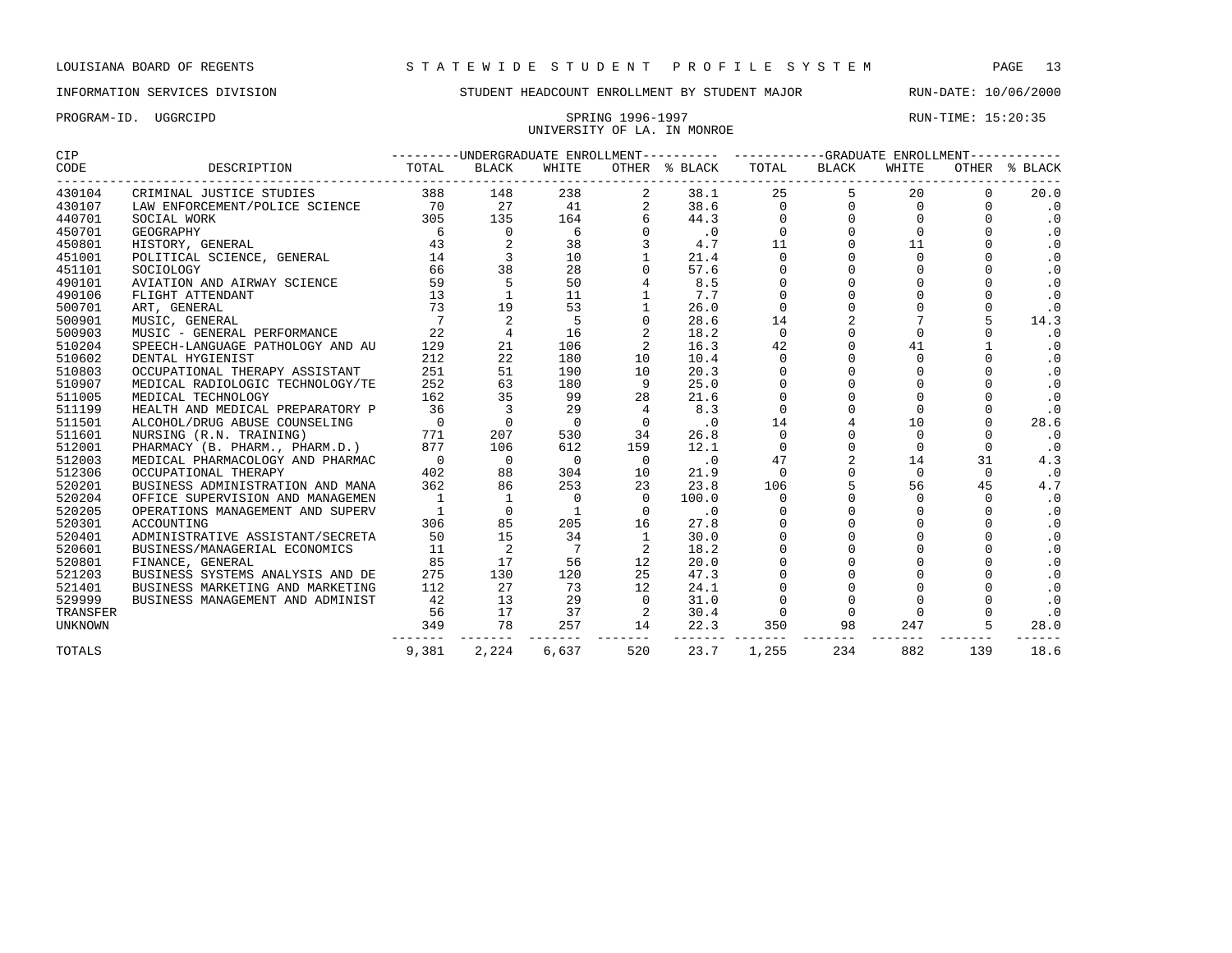LOUISIANA BOARD OF REGENTS — STATEWIDE STUDENT PROFILE SYSTEM

INFORMATION SERVICES DIVISION — STUDENT HEADCOUNT ENROLLMENT BY STUDENT MAJOR — RUN-DATE: 10/06/2000

PROGRAM-ID. UGGRCIPD — SPRING 1996-1997 — RUN-TIME: 15:20:35

UNIVERSITY OF LA. IN MONROE

| CIP CODE | DESCRIPTION | UNDERGRADUATE ENROLLMENT TOTAL | BLACK | WHITE | OTHER | % BLACK | GRADUATE ENROLLMENT TOTAL | BLACK | WHITE | OTHER | % BLACK |
|---|---|---|---|---|---|---|---|---|---|---|---|
| 430104 | CRIMINAL JUSTICE STUDIES | 388 | 148 | 238 | 2 | 38.1 | 25 | 5 | 20 | 0 | 20.0 |
| 430107 | LAW ENFORCEMENT/POLICE SCIENCE | 70 | 27 | 41 | 2 | 38.6 | 0 | 0 | 0 | 0 | .0 |
| 440701 | SOCIAL WORK | 305 | 135 | 164 | 6 | 44.3 | 0 | 0 | 0 | 0 | .0 |
| 450701 | GEOGRAPHY | 6 | 0 | 6 | 0 | .0 | 0 | 0 | 0 | 0 | .0 |
| 450801 | HISTORY, GENERAL | 43 | 2 | 38 | 3 | 4.7 | 11 | 0 | 11 | 0 | .0 |
| 451001 | POLITICAL SCIENCE, GENERAL | 14 | 3 | 10 | 1 | 21.4 | 0 | 0 | 0 | 0 | .0 |
| 451101 | SOCIOLOGY | 66 | 38 | 28 | 0 | 57.6 | 0 | 0 | 0 | 0 | .0 |
| 490101 | AVIATION AND AIRWAY SCIENCE | 59 | 5 | 50 | 4 | 8.5 | 0 | 0 | 0 | 0 | .0 |
| 490106 | FLIGHT ATTENDANT | 13 | 1 | 11 | 1 | 7.7 | 0 | 0 | 0 | 0 | .0 |
| 500701 | ART, GENERAL | 73 | 19 | 53 | 1 | 26.0 | 0 | 0 | 0 | 0 | .0 |
| 500901 | MUSIC, GENERAL | 7 | 2 | 5 | 0 | 28.6 | 14 | 2 | 7 | 5 | 14.3 |
| 500903 | MUSIC - GENERAL PERFORMANCE | 22 | 4 | 16 | 2 | 18.2 | 0 | 0 | 0 | 0 | .0 |
| 510204 | SPEECH-LANGUAGE PATHOLOGY AND AU | 129 | 21 | 106 | 2 | 16.3 | 42 | 0 | 41 | 1 | .0 |
| 510602 | DENTAL HYGIENIST | 212 | 22 | 180 | 10 | 10.4 | 0 | 0 | 0 | 0 | .0 |
| 510803 | OCCUPATIONAL THERAPY ASSISTANT | 251 | 51 | 190 | 10 | 20.3 | 0 | 0 | 0 | 0 | .0 |
| 510907 | MEDICAL RADIOLOGIC TECHNOLOGY/TE | 252 | 63 | 180 | 9 | 25.0 | 0 | 0 | 0 | 0 | .0 |
| 511005 | MEDICAL TECHNOLOGY | 162 | 35 | 99 | 28 | 21.6 | 0 | 0 | 0 | 0 | .0 |
| 511199 | HEALTH AND MEDICAL PREPARATORY P | 36 | 3 | 29 | 4 | 8.3 | 0 | 0 | 0 | 0 | .0 |
| 511501 | ALCOHOL/DRUG ABUSE COUNSELING | 0 | 0 | 0 | 0 | .0 | 14 | 4 | 10 | 0 | 28.6 |
| 511601 | NURSING (R.N. TRAINING) | 771 | 207 | 530 | 34 | 26.8 | 0 | 0 | 0 | 0 | .0 |
| 512001 | PHARMACY (B. PHARM., PHARM.D.) | 877 | 106 | 612 | 159 | 12.1 | 0 | 0 | 0 | 0 | .0 |
| 512003 | MEDICAL PHARMACOLOGY AND PHARMAC | 0 | 0 | 0 | 0 | .0 | 47 | 2 | 14 | 31 | 4.3 |
| 512306 | OCCUPATIONAL THERAPY | 402 | 88 | 304 | 10 | 21.9 | 0 | 0 | 0 | 0 | .0 |
| 520201 | BUSINESS ADMINISTRATION AND MANA | 362 | 86 | 253 | 23 | 23.8 | 106 | 5 | 56 | 45 | 4.7 |
| 520204 | OFFICE SUPERVISION AND MANAGEMEN | 1 | 1 | 0 | 0 | 100.0 | 0 | 0 | 0 | 0 | .0 |
| 520205 | OPERATIONS MANAGEMENT AND SUPERV | 1 | 0 | 1 | 0 | .0 | 0 | 0 | 0 | 0 | .0 |
| 520301 | ACCOUNTING | 306 | 85 | 205 | 16 | 27.8 | 0 | 0 | 0 | 0 | .0 |
| 520401 | ADMINISTRATIVE ASSISTANT/SECRETA | 50 | 15 | 34 | 1 | 30.0 | 0 | 0 | 0 | 0 | .0 |
| 520601 | BUSINESS/MANAGERIAL ECONOMICS | 11 | 2 | 7 | 2 | 18.2 | 0 | 0 | 0 | 0 | .0 |
| 520801 | FINANCE, GENERAL | 85 | 17 | 56 | 12 | 20.0 | 0 | 0 | 0 | 0 | .0 |
| 521203 | BUSINESS SYSTEMS ANALYSIS AND DE | 275 | 130 | 120 | 25 | 47.3 | 0 | 0 | 0 | 0 | .0 |
| 521401 | BUSINESS MARKETING AND MARKETING | 112 | 27 | 73 | 12 | 24.1 | 0 | 0 | 0 | 0 | .0 |
| 529999 | BUSINESS MANAGEMENT AND ADMINIST | 42 | 13 | 29 | 0 | 31.0 | 0 | 0 | 0 | 0 | .0 |
| TRANSFER | | 56 | 17 | 37 | 2 | 30.4 | 0 | 0 | 0 | 0 | .0 |
| UNKNOWN | | 349 | 78 | 257 | 14 | 22.3 | 350 | 98 | 247 | 5 | 28.0 |
| TOTALS | | 9,381 | 2,224 | 6,637 | 520 | 23.7 | 1,255 | 234 | 882 | 139 | 18.6 |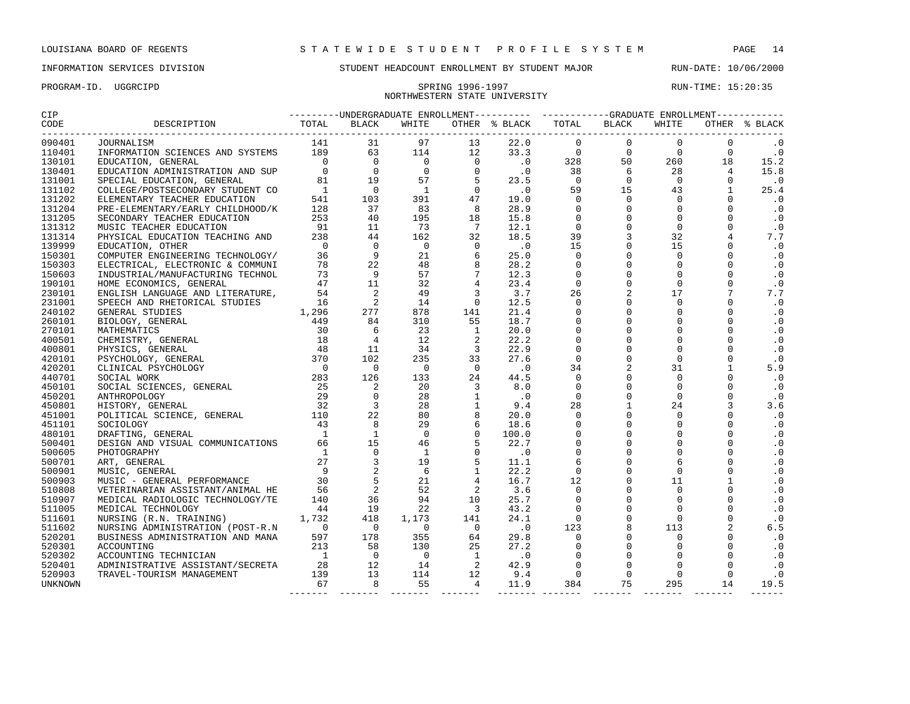LOUISIANA BOARD OF REGENTS — STATEWIDE STUDENT PROFILE SYSTEM

INFORMATION SERVICES DIVISION — STUDENT HEADCOUNT ENROLLMENT BY STUDENT MAJOR — RUN-DATE: 10/06/2000

PROGRAM-ID. UGGRCIPD — SPRING 1996-1997 — RUN-TIME: 15:20:35

NORTHWESTERN STATE UNIVERSITY

| CIP CODE | DESCRIPTION | UNDERGRADUATE ENROLLMENT TOTAL | BLACK | WHITE | OTHER | % BLACK | GRADUATE ENROLLMENT TOTAL | BLACK | WHITE | OTHER | % BLACK |
|---|---|---|---|---|---|---|---|---|---|---|---|
| 090401 | JOURNALISM | 141 | 31 | 97 | 13 | 22.0 | 0 | 0 | 0 | 0 | .0 |
| 110401 | INFORMATION SCIENCES AND SYSTEMS | 189 | 63 | 114 | 12 | 33.3 | 0 | 0 | 0 | 0 | .0 |
| 130101 | EDUCATION, GENERAL | 0 | 0 | 0 | 0 | .0 | 328 | 50 | 260 | 18 | 15.2 |
| 130401 | EDUCATION ADMINISTRATION AND SUP | 0 | 0 | 0 | 0 | .0 | 38 | 6 | 28 | 4 | 15.8 |
| 131001 | SPECIAL EDUCATION, GENERAL | 81 | 19 | 57 | 5 | 23.5 | 0 | 0 | 0 | 0 | .0 |
| 131102 | COLLEGE/POSTSECONDARY STUDENT CO | 1 | 0 | 1 | 0 | .0 | 59 | 15 | 43 | 1 | 25.4 |
| 131202 | ELEMENTARY TEACHER EDUCATION | 541 | 103 | 391 | 47 | 19.0 | 0 | 0 | 0 | 0 | .0 |
| 131204 | PRE-ELEMENTARY/EARLY CHILDHOOD/K | 128 | 37 | 83 | 8 | 28.9 | 0 | 0 | 0 | 0 | .0 |
| 131205 | SECONDARY TEACHER EDUCATION | 253 | 40 | 195 | 18 | 15.8 | 0 | 0 | 0 | 0 | .0 |
| 131312 | MUSIC TEACHER EDUCATION | 91 | 11 | 73 | 7 | 12.1 | 0 | 0 | 0 | 0 | .0 |
| 131314 | PHYSICAL EDUCATION TEACHING AND | 238 | 44 | 162 | 32 | 18.5 | 39 | 3 | 32 | 4 | 7.7 |
| 139999 | EDUCATION, OTHER | 0 | 0 | 0 | 0 | .0 | 15 | 0 | 15 | 0 | .0 |
| 150301 | COMPUTER ENGINEERING TECHNOLOGY/ | 36 | 9 | 21 | 6 | 25.0 | 0 | 0 | 0 | 0 | .0 |
| 150303 | ELECTRICAL, ELECTRONIC & COMMUNI | 78 | 22 | 48 | 8 | 28.2 | 0 | 0 | 0 | 0 | .0 |
| 150603 | INDUSTRIAL/MANUFACTURING TECHNOL | 73 | 9 | 57 | 7 | 12.3 | 0 | 0 | 0 | 0 | .0 |
| 190101 | HOME ECONOMICS, GENERAL | 47 | 11 | 32 | 4 | 23.4 | 0 | 0 | 0 | 0 | .0 |
| 230101 | ENGLISH LANGUAGE AND LITERATURE, | 54 | 2 | 49 | 3 | 3.7 | 26 | 2 | 17 | 7 | 7.7 |
| 231001 | SPEECH AND RHETORICAL STUDIES | 16 | 2 | 14 | 0 | 12.5 | 0 | 0 | 0 | 0 | .0 |
| 240102 | GENERAL STUDIES | 1,296 | 277 | 878 | 141 | 21.4 | 0 | 0 | 0 | 0 | .0 |
| 260101 | BIOLOGY, GENERAL | 449 | 84 | 310 | 55 | 18.7 | 0 | 0 | 0 | 0 | .0 |
| 270101 | MATHEMATICS | 30 | 6 | 23 | 1 | 20.0 | 0 | 0 | 0 | 0 | .0 |
| 400501 | CHEMISTRY, GENERAL | 18 | 4 | 12 | 2 | 22.2 | 0 | 0 | 0 | 0 | .0 |
| 400801 | PHYSICS, GENERAL | 48 | 11 | 34 | 3 | 22.9 | 0 | 0 | 0 | 0 | .0 |
| 420101 | PSYCHOLOGY, GENERAL | 370 | 102 | 235 | 33 | 27.6 | 0 | 0 | 0 | 0 | .0 |
| 420201 | CLINICAL PSYCHOLOGY | 0 | 0 | 0 | 0 | .0 | 34 | 2 | 31 | 1 | 5.9 |
| 440701 | SOCIAL WORK | 283 | 126 | 133 | 24 | 44.5 | 0 | 0 | 0 | 0 | .0 |
| 450101 | SOCIAL SCIENCES, GENERAL | 25 | 2 | 20 | 3 | 8.0 | 0 | 0 | 0 | 0 | .0 |
| 450201 | ANTHROPOLOGY | 29 | 0 | 28 | 1 | .0 | 0 | 0 | 0 | 0 | .0 |
| 450801 | HISTORY, GENERAL | 32 | 3 | 28 | 1 | 9.4 | 28 | 1 | 24 | 3 | 3.6 |
| 451001 | POLITICAL SCIENCE, GENERAL | 110 | 22 | 80 | 8 | 20.0 | 0 | 0 | 0 | 0 | .0 |
| 451101 | SOCIOLOGY | 43 | 8 | 29 | 6 | 18.6 | 0 | 0 | 0 | 0 | .0 |
| 480101 | DRAFTING, GENERAL | 1 | 1 | 0 | 0 | 100.0 | 0 | 0 | 0 | 0 | .0 |
| 500401 | DESIGN AND VISUAL COMMUNICATIONS | 66 | 15 | 46 | 5 | 22.7 | 0 | 0 | 0 | 0 | .0 |
| 500605 | PHOTOGRAPHY | 1 | 0 | 1 | 0 | .0 | 0 | 0 | 0 | 0 | .0 |
| 500701 | ART, GENERAL | 27 | 3 | 19 | 5 | 11.1 | 6 | 0 | 6 | 0 | .0 |
| 500901 | MUSIC, GENERAL | 9 | 2 | 6 | 1 | 22.2 | 0 | 0 | 0 | 0 | .0 |
| 500903 | MUSIC - GENERAL PERFORMANCE | 30 | 5 | 21 | 4 | 16.7 | 12 | 0 | 11 | 1 | .0 |
| 510808 | VETERINARIAN ASSISTANT/ANIMAL HE | 56 | 2 | 52 | 2 | 3.6 | 0 | 0 | 0 | 0 | .0 |
| 510907 | MEDICAL RADIOLOGIC TECHNOLOGY/TE | 140 | 36 | 94 | 10 | 25.7 | 0 | 0 | 0 | 0 | .0 |
| 511005 | MEDICAL TECHNOLOGY | 44 | 19 | 22 | 3 | 43.2 | 0 | 0 | 0 | 0 | .0 |
| 511601 | NURSING (R.N. TRAINING) | 1,732 | 418 | 1,173 | 141 | 24.1 | 0 | 0 | 0 | 0 | .0 |
| 511602 | NURSING ADMINISTRATION (POST-R.N | 0 | 0 | 0 | 0 | .0 | 123 | 8 | 113 | 2 | 6.5 |
| 520201 | BUSINESS ADMINISTRATION AND MANA | 597 | 178 | 355 | 64 | 29.8 | 0 | 0 | 0 | 0 | .0 |
| 520301 | ACCOUNTING | 213 | 58 | 130 | 25 | 27.2 | 0 | 0 | 0 | 0 | .0 |
| 520302 | ACCOUNTING TECHNICIAN | 1 | 0 | 0 | 1 | .0 | 0 | 0 | 0 | 0 | .0 |
| 520401 | ADMINISTRATIVE ASSISTANT/SECRETA | 28 | 12 | 14 | 2 | 42.9 | 0 | 0 | 0 | 0 | .0 |
| 520903 | TRAVEL-TOURISM MANAGEMENT | 139 | 13 | 114 | 12 | 9.4 | 0 | 0 | 0 | 0 | .0 |
| UNKNOWN | | 67 | 8 | 55 | 4 | 11.9 | 384 | 75 | 295 | 14 | 19.5 |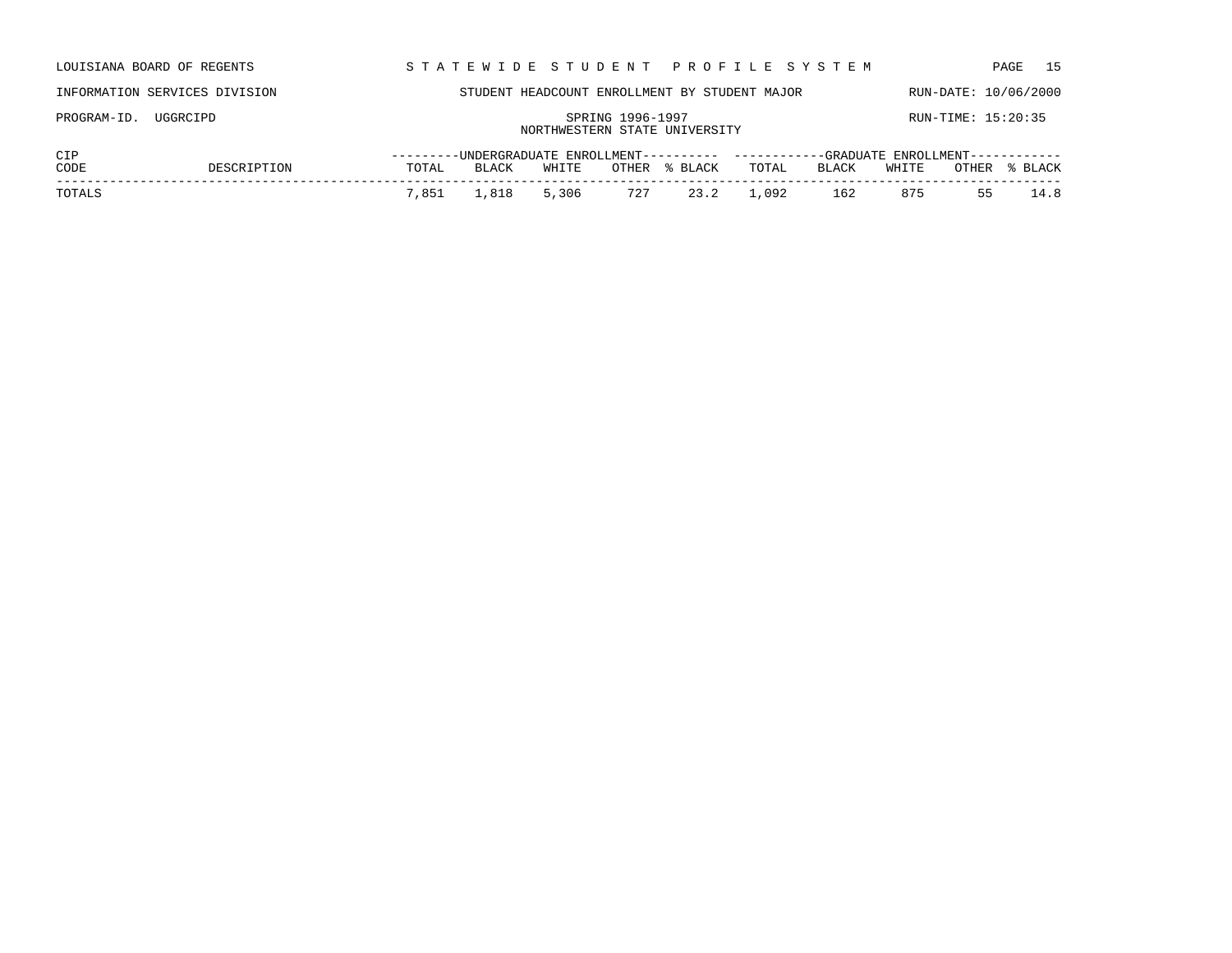LOUISIANA BOARD OF REGENTS — STATEWIDE STUDENT PROFILE SYSTEM

INFORMATION SERVICES DIVISION — STUDENT HEADCOUNT ENROLLMENT BY STUDENT MAJOR — RUN-DATE: 10/06/2000

PROGRAM-ID. UGGRCIPD — SPRING 1996-1997 — RUN-TIME: 15:20:35

NORTHWESTERN STATE UNIVERSITY

| CIP CODE | DESCRIPTION | UNDERGRADUATE ENROLLMENT TOTAL | BLACK | WHITE | OTHER | % BLACK | GRADUATE ENROLLMENT TOTAL | BLACK | WHITE | OTHER | % BLACK |
|---|---|---|---|---|---|---|---|---|---|---|---|
| TOTALS | | 7,851 | 1,818 | 5,306 | 727 | 23.2 | 1,092 | 162 | 875 | 55 | 14.8 |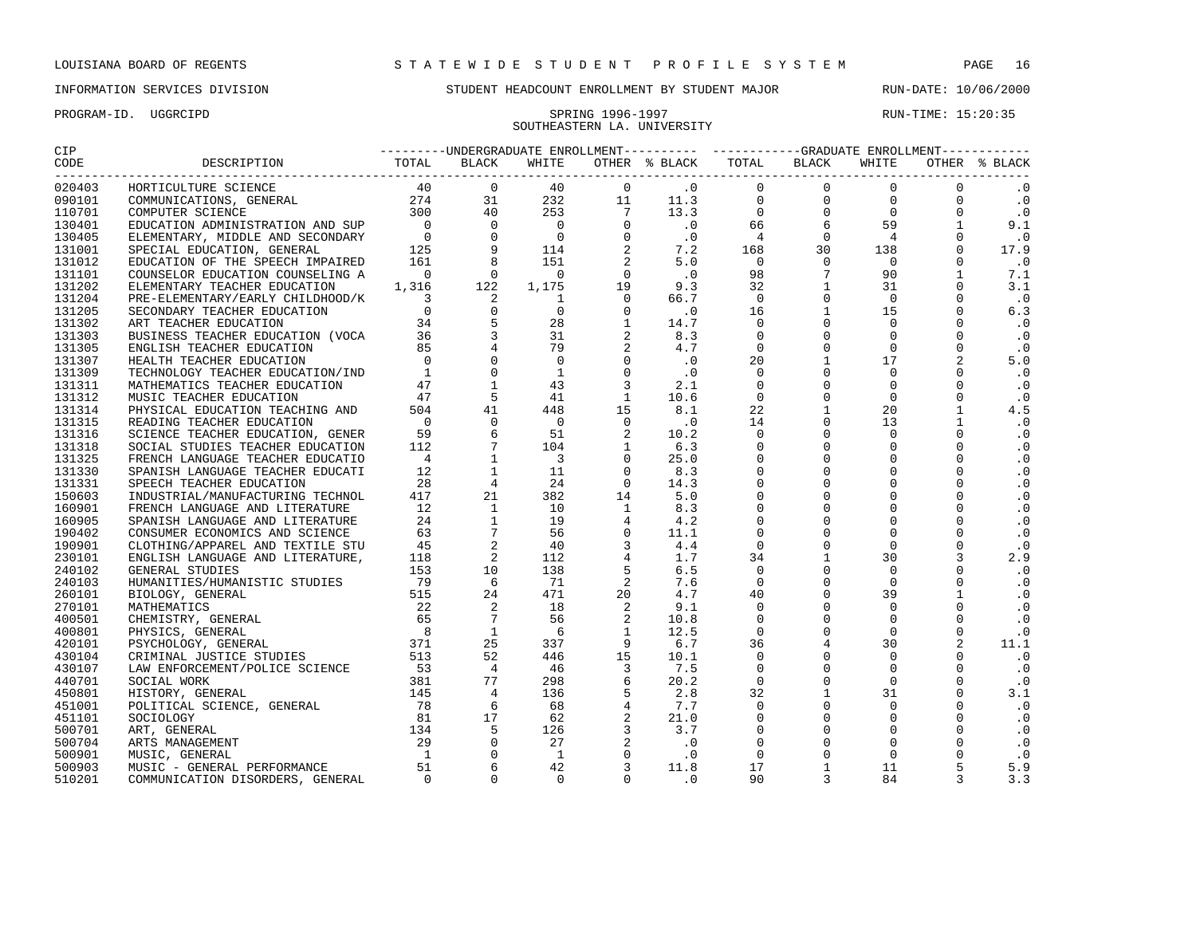LOUISIANA BOARD OF REGENTS — STATEWIDE STUDENT PROFILE SYSTEM

INFORMATION SERVICES DIVISION — STUDENT HEADCOUNT ENROLLMENT BY STUDENT MAJOR — RUN-DATE: 10/06/2000

PROGRAM-ID. UGGRCIPD — SPRING 1996-1997 — RUN-TIME: 15:20:35

SOUTHEASTERN LA. UNIVERSITY

| CIP CODE | DESCRIPTION | UNDERGRADUATE ENROLLMENT TOTAL | BLACK | WHITE | OTHER | % BLACK | GRADUATE ENROLLMENT TOTAL | BLACK | WHITE | OTHER | % BLACK |
|---|---|---|---|---|---|---|---|---|---|---|---|
| 020403 | HORTICULTURE SCIENCE | 40 | 0 | 40 | 0 | .0 | 0 | 0 | 0 | 0 | .0 |
| 090101 | COMMUNICATIONS, GENERAL | 274 | 31 | 232 | 11 | 11.3 | 0 | 0 | 0 | 0 | .0 |
| 110701 | COMPUTER SCIENCE | 300 | 40 | 253 | 7 | 13.3 | 0 | 0 | 0 | 0 | .0 |
| 130401 | EDUCATION ADMINISTRATION AND SUP | 0 | 0 | 0 | 0 | .0 | 66 | 6 | 59 | 1 | 9.1 |
| 130405 | ELEMENTARY, MIDDLE AND SECONDARY | 0 | 0 | 0 | 0 | .0 | 4 | 0 | 4 | 0 | .0 |
| 131001 | SPECIAL EDUCATION, GENERAL | 125 | 9 | 114 | 2 | 7.2 | 168 | 30 | 138 | 0 | 17.9 |
| 131012 | EDUCATION OF THE SPEECH IMPAIRED | 161 | 8 | 151 | 2 | 5.0 | 0 | 0 | 0 | 0 | .0 |
| 131101 | COUNSELOR EDUCATION COUNSELING A | 0 | 0 | 0 | 0 | .0 | 98 | 7 | 90 | 1 | 7.1 |
| 131202 | ELEMENTARY TEACHER EDUCATION | 1,316 | 122 | 1,175 | 19 | 9.3 | 32 | 1 | 31 | 0 | 3.1 |
| 131204 | PRE-ELEMENTARY/EARLY CHILDHOOD/K | 3 | 2 | 1 | 0 | 66.7 | 0 | 0 | 0 | 0 | .0 |
| 131205 | SECONDARY TEACHER EDUCATION | 0 | 0 | 0 | 0 | .0 | 16 | 1 | 15 | 0 | 6.3 |
| 131302 | ART TEACHER EDUCATION | 34 | 5 | 28 | 1 | 14.7 | 0 | 0 | 0 | 0 | .0 |
| 131303 | BUSINESS TEACHER EDUCATION (VOCA | 36 | 3 | 31 | 2 | 8.3 | 0 | 0 | 0 | 0 | .0 |
| 131305 | ENGLISH TEACHER EDUCATION | 85 | 4 | 79 | 2 | 4.7 | 0 | 0 | 0 | 0 | .0 |
| 131307 | HEALTH TEACHER EDUCATION | 0 | 0 | 0 | 0 | .0 | 20 | 1 | 17 | 2 | 5.0 |
| 131309 | TECHNOLOGY TEACHER EDUCATION/IND | 1 | 0 | 1 | 0 | .0 | 0 | 0 | 0 | 0 | .0 |
| 131311 | MATHEMATICS TEACHER EDUCATION | 47 | 1 | 43 | 3 | 2.1 | 0 | 0 | 0 | 0 | .0 |
| 131312 | MUSIC TEACHER EDUCATION | 47 | 5 | 41 | 1 | 10.6 | 0 | 0 | 0 | 0 | .0 |
| 131314 | PHYSICAL EDUCATION TEACHING AND | 504 | 41 | 448 | 15 | 8.1 | 22 | 1 | 20 | 1 | 4.5 |
| 131315 | READING TEACHER EDUCATION | 0 | 0 | 0 | 0 | .0 | 14 | 0 | 13 | 1 | .0 |
| 131316 | SCIENCE TEACHER EDUCATION, GENER | 59 | 6 | 51 | 2 | 10.2 | 0 | 0 | 0 | 0 | .0 |
| 131318 | SOCIAL STUDIES TEACHER EDUCATION | 112 | 7 | 104 | 1 | 6.3 | 0 | 0 | 0 | 0 | .0 |
| 131325 | FRENCH LANGUAGE TEACHER EDUCATIO | 4 | 1 | 3 | 0 | 25.0 | 0 | 0 | 0 | 0 | .0 |
| 131330 | SPANISH LANGUAGE TEACHER EDUCATI | 12 | 1 | 11 | 0 | 8.3 | 0 | 0 | 0 | 0 | .0 |
| 131331 | SPEECH TEACHER EDUCATION | 28 | 4 | 24 | 0 | 14.3 | 0 | 0 | 0 | 0 | .0 |
| 150603 | INDUSTRIAL/MANUFACTURING TECHNOL | 417 | 21 | 382 | 14 | 5.0 | 0 | 0 | 0 | 0 | .0 |
| 160901 | FRENCH LANGUAGE AND LITERATURE | 12 | 1 | 10 | 1 | 8.3 | 0 | 0 | 0 | 0 | .0 |
| 160905 | SPANISH LANGUAGE AND LITERATURE | 24 | 1 | 19 | 4 | 4.2 | 0 | 0 | 0 | 0 | .0 |
| 190402 | CONSUMER ECONOMICS AND SCIENCE | 63 | 7 | 56 | 0 | 11.1 | 0 | 0 | 0 | 0 | .0 |
| 190901 | CLOTHING/APPAREL AND TEXTILE STU | 45 | 2 | 40 | 3 | 4.4 | 0 | 0 | 0 | 0 | .0 |
| 230101 | ENGLISH LANGUAGE AND LITERATURE, | 118 | 2 | 112 | 4 | 1.7 | 34 | 1 | 30 | 3 | 2.9 |
| 240102 | GENERAL STUDIES | 153 | 10 | 138 | 5 | 6.5 | 0 | 0 | 0 | 0 | .0 |
| 240103 | HUMANITIES/HUMANISTIC STUDIES | 79 | 6 | 71 | 2 | 7.6 | 0 | 0 | 0 | 0 | .0 |
| 260101 | BIOLOGY, GENERAL | 515 | 24 | 471 | 20 | 4.7 | 40 | 0 | 39 | 1 | .0 |
| 270101 | MATHEMATICS | 22 | 2 | 18 | 2 | 9.1 | 0 | 0 | 0 | 0 | .0 |
| 400501 | CHEMISTRY, GENERAL | 65 | 7 | 56 | 2 | 10.8 | 0 | 0 | 0 | 0 | .0 |
| 400801 | PHYSICS, GENERAL | 8 | 1 | 6 | 1 | 12.5 | 0 | 0 | 0 | 0 | .0 |
| 420101 | PSYCHOLOGY, GENERAL | 371 | 25 | 337 | 9 | 6.7 | 36 | 4 | 30 | 2 | 11.1 |
| 430104 | CRIMINAL JUSTICE STUDIES | 513 | 52 | 446 | 15 | 10.1 | 0 | 0 | 0 | 0 | .0 |
| 430107 | LAW ENFORCEMENT/POLICE SCIENCE | 53 | 4 | 46 | 3 | 7.5 | 0 | 0 | 0 | 0 | .0 |
| 440701 | SOCIAL WORK | 381 | 77 | 298 | 6 | 20.2 | 0 | 0 | 0 | 0 | .0 |
| 450801 | HISTORY, GENERAL | 145 | 4 | 136 | 5 | 2.8 | 32 | 1 | 31 | 0 | 3.1 |
| 451001 | POLITICAL SCIENCE, GENERAL | 78 | 6 | 68 | 4 | 7.7 | 0 | 0 | 0 | 0 | .0 |
| 451101 | SOCIOLOGY | 81 | 17 | 62 | 2 | 21.0 | 0 | 0 | 0 | 0 | .0 |
| 500701 | ART, GENERAL | 134 | 5 | 126 | 3 | 3.7 | 0 | 0 | 0 | 0 | .0 |
| 500704 | ARTS MANAGEMENT | 29 | 0 | 27 | 2 | .0 | 0 | 0 | 0 | 0 | .0 |
| 500901 | MUSIC, GENERAL | 1 | 0 | 1 | 0 | .0 | 0 | 0 | 0 | 0 | .0 |
| 500903 | MUSIC - GENERAL PERFORMANCE | 51 | 6 | 42 | 3 | 11.8 | 17 | 1 | 11 | 5 | 5.9 |
| 510201 | COMMUNICATION DISORDERS, GENERAL | 0 | 0 | 0 | 0 | .0 | 90 | 3 | 84 | 3 | 3.3 |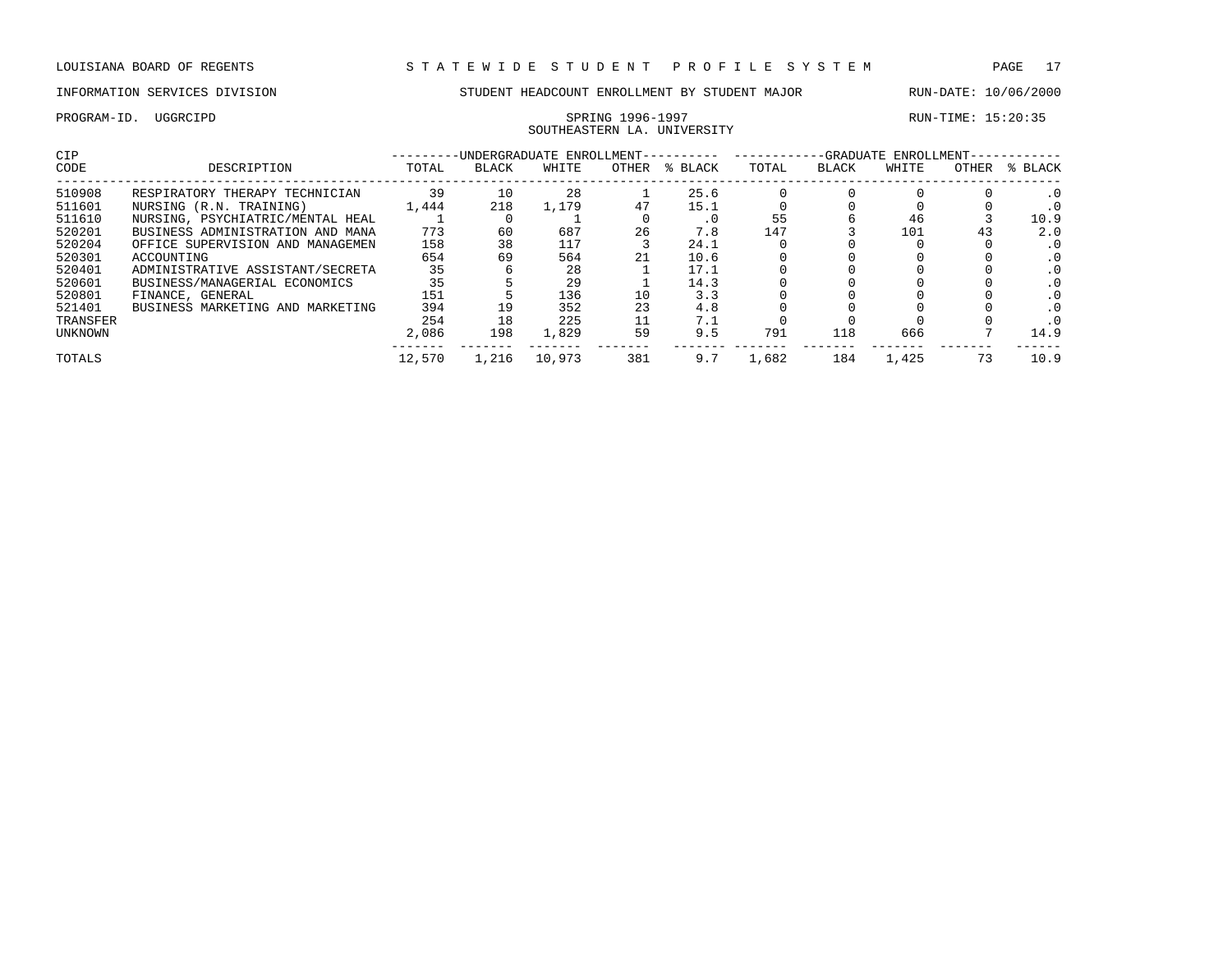LOUISIANA BOARD OF REGENTS — STATEWIDE STUDENT PROFILE SYSTEM

INFORMATION SERVICES DIVISION — STUDENT HEADCOUNT ENROLLMENT BY STUDENT MAJOR — RUN-DATE: 10/06/2000

PROGRAM-ID. UGGRCIPD — SPRING 1996-1997 — RUN-TIME: 15:20:35

SOUTHEASTERN LA. UNIVERSITY

| CIP CODE | DESCRIPTION | UNDERGRADUATE ENROLLMENT | | | | | GRADUATE ENROLLMENT | | | | |
|---|---|---|---|---|---|---|---|---|---|---|---|
| | | TOTAL | BLACK | WHITE | OTHER | % BLACK | TOTAL | BLACK | WHITE | OTHER | % BLACK |
| 510908 | RESPIRATORY THERAPY TECHNICIAN | 39 | 10 | 28 | 1 | 25.6 | 0 | 0 | 0 | 0 | .0 |
| 511601 | NURSING (R.N. TRAINING) | 1,444 | 218 | 1,179 | 47 | 15.1 | 0 | 0 | 0 | 0 | .0 |
| 511610 | NURSING, PSYCHIATRIC/MENTAL HEAL | 1 | 0 | 1 | 0 | .0 | 55 | 6 | 46 | 3 | 10.9 |
| 520201 | BUSINESS ADMINISTRATION AND MANA | 773 | 60 | 687 | 26 | 7.8 | 147 | 3 | 101 | 43 | 2.0 |
| 520204 | OFFICE SUPERVISION AND MANAGEMEN | 158 | 38 | 117 | 3 | 24.1 | 0 | 0 | 0 | 0 | .0 |
| 520301 | ACCOUNTING | 654 | 69 | 564 | 21 | 10.6 | 0 | 0 | 0 | 0 | .0 |
| 520401 | ADMINISTRATIVE ASSISTANT/SECRETA | 35 | 6 | 28 | 1 | 17.1 | 0 | 0 | 0 | 0 | .0 |
| 520601 | BUSINESS/MANAGERIAL ECONOMICS | 35 | 5 | 29 | 1 | 14.3 | 0 | 0 | 0 | 0 | .0 |
| 520801 | FINANCE, GENERAL | 151 | 5 | 136 | 10 | 3.3 | 0 | 0 | 0 | 0 | .0 |
| 521401 | BUSINESS MARKETING AND MARKETING | 394 | 19 | 352 | 23 | 4.8 | 0 | 0 | 0 | 0 | .0 |
| TRANSFER | | 254 | 18 | 225 | 11 | 7.1 | 0 | 0 | 0 | 0 | .0 |
| UNKNOWN | | 2,086 | 198 | 1,829 | 59 | 9.5 | 791 | 118 | 666 | 7 | 14.9 |
| TOTALS | | 12,570 | 1,216 | 10,973 | 381 | 9.7 | 1,682 | 184 | 1,425 | 73 | 10.9 |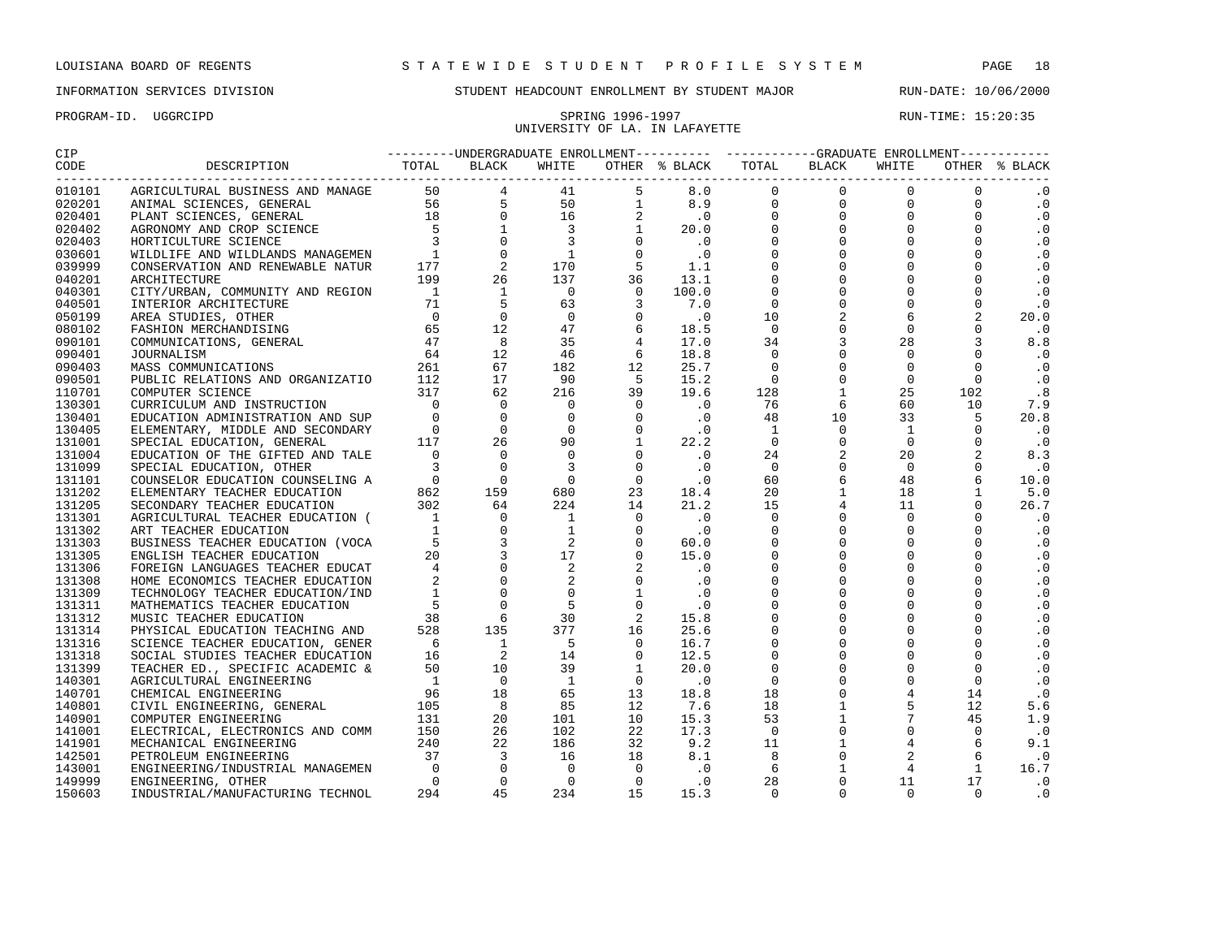LOUISIANA BOARD OF REGENTS — STATEWIDE STUDENT PROFILE SYSTEM

INFORMATION SERVICES DIVISION — STUDENT HEADCOUNT ENROLLMENT BY STUDENT MAJOR — RUN-DATE: 10/06/2000

PROGRAM-ID. UGGRCIPD — SPRING 1996-1997 — RUN-TIME: 15:20:35

UNIVERSITY OF LA. IN LAFAYETTE

| CIP CODE | DESCRIPTION | UNDERGRADUATE ENROLLMENT TOTAL | BLACK | WHITE | OTHER | % BLACK | GRADUATE ENROLLMENT TOTAL | BLACK | WHITE | OTHER | % BLACK |
|---|---|---|---|---|---|---|---|---|---|---|---|
| 010101 | AGRICULTURAL BUSINESS AND MANAGE | 50 | 4 | 41 | 5 | 8.0 | 0 | 0 | 0 | 0 | .0 |
| 020201 | ANIMAL SCIENCES, GENERAL | 56 | 5 | 50 | 1 | 8.9 | 0 | 0 | 0 | 0 | .0 |
| 020401 | PLANT SCIENCES, GENERAL | 18 | 0 | 16 | 2 | .0 | 0 | 0 | 0 | 0 | .0 |
| 020402 | AGRONOMY AND CROP SCIENCE | 5 | 1 | 3 | 1 | 20.0 | 0 | 0 | 0 | 0 | .0 |
| 020403 | HORTICULTURE SCIENCE | 3 | 0 | 3 | 0 | .0 | 0 | 0 | 0 | 0 | .0 |
| 030601 | WILDLIFE AND WILDLANDS MANAGEMEN | 1 | 0 | 1 | 0 | .0 | 0 | 0 | 0 | 0 | .0 |
| 039999 | CONSERVATION AND RENEWABLE NATUR | 177 | 2 | 170 | 5 | 1.1 | 0 | 0 | 0 | 0 | .0 |
| 040201 | ARCHITECTURE | 199 | 26 | 137 | 36 | 13.1 | 0 | 0 | 0 | 0 | .0 |
| 040301 | CITY/URBAN, COMMUNITY AND REGION | 1 | 1 | 0 | 0 | 100.0 | 0 | 0 | 0 | 0 | .0 |
| 040501 | INTERIOR ARCHITECTURE | 71 | 5 | 63 | 3 | 7.0 | 0 | 0 | 0 | 0 | .0 |
| 050199 | AREA STUDIES, OTHER | 0 | 0 | 0 | 0 | .0 | 10 | 2 | 6 | 2 | 20.0 |
| 080102 | FASHION MERCHANDISING | 65 | 12 | 47 | 6 | 18.5 | 0 | 0 | 0 | 0 | .0 |
| 090101 | COMMUNICATIONS, GENERAL | 47 | 8 | 35 | 4 | 17.0 | 34 | 3 | 28 | 3 | 8.8 |
| 090401 | JOURNALISM | 64 | 12 | 46 | 6 | 18.8 | 0 | 0 | 0 | 0 | .0 |
| 090403 | MASS COMMUNICATIONS | 261 | 67 | 182 | 12 | 25.7 | 0 | 0 | 0 | 0 | .0 |
| 090501 | PUBLIC RELATIONS AND ORGANIZATIO | 112 | 17 | 90 | 5 | 15.2 | 0 | 0 | 0 | 0 | .0 |
| 110701 | COMPUTER SCIENCE | 317 | 62 | 216 | 39 | 19.6 | 128 | 1 | 25 | 102 | .8 |
| 130301 | CURRICULUM AND INSTRUCTION | 0 | 0 | 0 | 0 | .0 | 76 | 6 | 60 | 10 | 7.9 |
| 130401 | EDUCATION ADMINISTRATION AND SUP | 0 | 0 | 0 | 0 | .0 | 48 | 10 | 33 | 5 | 20.8 |
| 130405 | ELEMENTARY, MIDDLE AND SECONDARY | 0 | 0 | 0 | 0 | .0 | 1 | 0 | 1 | 0 | .0 |
| 131001 | SPECIAL EDUCATION, GENERAL | 117 | 26 | 90 | 1 | 22.2 | 0 | 0 | 0 | 0 | .0 |
| 131004 | EDUCATION OF THE GIFTED AND TALE | 0 | 0 | 0 | 0 | .0 | 24 | 2 | 20 | 2 | 8.3 |
| 131099 | SPECIAL EDUCATION, OTHER | 3 | 0 | 3 | 0 | .0 | 0 | 0 | 0 | 0 | .0 |
| 131101 | COUNSELOR EDUCATION COUNSELING A | 0 | 0 | 0 | 0 | .0 | 60 | 6 | 48 | 6 | 10.0 |
| 131202 | ELEMENTARY TEACHER EDUCATION | 862 | 159 | 680 | 23 | 18.4 | 20 | 1 | 18 | 1 | 5.0 |
| 131205 | SECONDARY TEACHER EDUCATION | 302 | 64 | 224 | 14 | 21.2 | 15 | 4 | 11 | 0 | 26.7 |
| 131301 | AGRICULTURAL TEACHER EDUCATION ( | 1 | 0 | 1 | 0 | .0 | 0 | 0 | 0 | 0 | .0 |
| 131302 | ART TEACHER EDUCATION | 1 | 0 | 1 | 0 | .0 | 0 | 0 | 0 | 0 | .0 |
| 131303 | BUSINESS TEACHER EDUCATION (VOCA | 5 | 3 | 2 | 0 | 60.0 | 0 | 0 | 0 | 0 | .0 |
| 131305 | ENGLISH TEACHER EDUCATION | 20 | 3 | 17 | 0 | 15.0 | 0 | 0 | 0 | 0 | .0 |
| 131306 | FOREIGN LANGUAGES TEACHER EDUCAT | 4 | 0 | 2 | 2 | .0 | 0 | 0 | 0 | 0 | .0 |
| 131308 | HOME ECONOMICS TEACHER EDUCATION | 2 | 0 | 2 | 0 | .0 | 0 | 0 | 0 | 0 | .0 |
| 131309 | TECHNOLOGY TEACHER EDUCATION/IND | 1 | 0 | 0 | 1 | .0 | 0 | 0 | 0 | 0 | .0 |
| 131311 | MATHEMATICS TEACHER EDUCATION | 5 | 0 | 5 | 0 | .0 | 0 | 0 | 0 | 0 | .0 |
| 131312 | MUSIC TEACHER EDUCATION | 38 | 6 | 30 | 2 | 15.8 | 0 | 0 | 0 | 0 | .0 |
| 131314 | PHYSICAL EDUCATION TEACHING AND | 528 | 135 | 377 | 16 | 25.6 | 0 | 0 | 0 | 0 | .0 |
| 131316 | SCIENCE TEACHER EDUCATION, GENER | 6 | 1 | 5 | 0 | 16.7 | 0 | 0 | 0 | 0 | .0 |
| 131318 | SOCIAL STUDIES TEACHER EDUCATION | 16 | 2 | 14 | 0 | 12.5 | 0 | 0 | 0 | 0 | .0 |
| 131399 | TEACHER ED., SPECIFIC ACADEMIC & | 50 | 10 | 39 | 1 | 20.0 | 0 | 0 | 0 | 0 | .0 |
| 140301 | AGRICULTURAL ENGINEERING | 1 | 0 | 1 | 0 | .0 | 0 | 0 | 0 | 0 | .0 |
| 140701 | CHEMICAL ENGINEERING | 96 | 18 | 65 | 13 | 18.8 | 18 | 0 | 4 | 14 | .0 |
| 140801 | CIVIL ENGINEERING, GENERAL | 105 | 8 | 85 | 12 | 7.6 | 18 | 1 | 5 | 12 | 5.6 |
| 140901 | COMPUTER ENGINEERING | 131 | 20 | 101 | 10 | 15.3 | 53 | 1 | 7 | 45 | 1.9 |
| 141001 | ELECTRICAL, ELECTRONICS AND COMM | 150 | 26 | 102 | 22 | 17.3 | 0 | 0 | 0 | 0 | .0 |
| 141901 | MECHANICAL ENGINEERING | 240 | 22 | 186 | 32 | 9.2 | 11 | 1 | 4 | 6 | 9.1 |
| 142501 | PETROLEUM ENGINEERING | 37 | 3 | 16 | 18 | 8.1 | 8 | 0 | 2 | 6 | .0 |
| 143001 | ENGINEERING/INDUSTRIAL MANAGEMEN | 0 | 0 | 0 | 0 | .0 | 6 | 1 | 4 | 1 | 16.7 |
| 149999 | ENGINEERING, OTHER | 0 | 0 | 0 | 0 | .0 | 28 | 0 | 11 | 17 | .0 |
| 150603 | INDUSTRIAL/MANUFACTURING TECHNOL | 294 | 45 | 234 | 15 | 15.3 | 0 | 0 | 0 | 0 | .0 |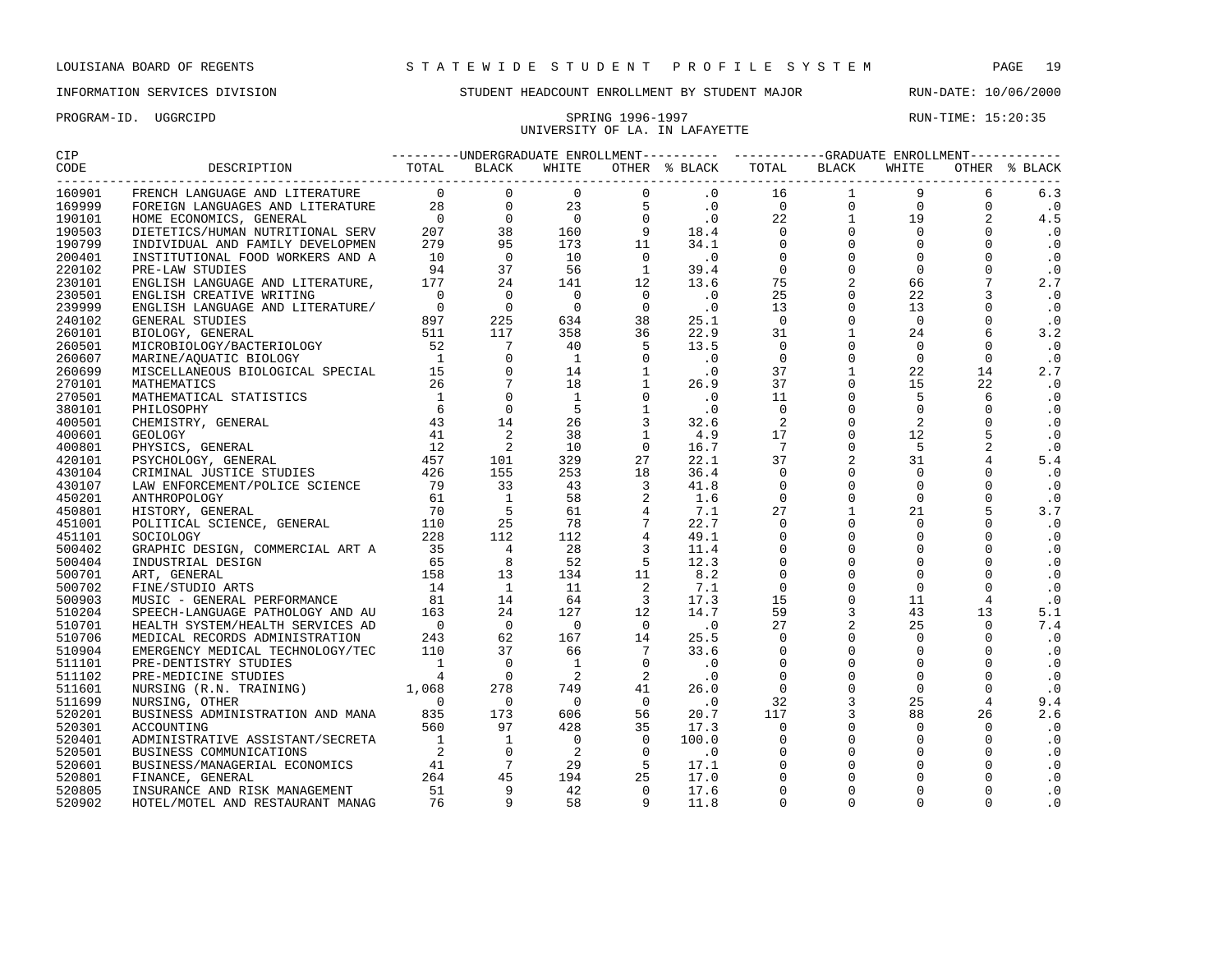LOUISIANA BOARD OF REGENTS — STATEWIDE STUDENT PROFILE SYSTEM

INFORMATION SERVICES DIVISION — STUDENT HEADCOUNT ENROLLMENT BY STUDENT MAJOR — RUN-DATE: 10/06/2000

PROGRAM-ID. UGGRCIPD — SPRING 1996-1997 — RUN-TIME: 15:20:35

UNIVERSITY OF LA. IN LAFAYETTE

| CIP CODE | DESCRIPTION | UNDERGRADUATE ENROLLMENT TOTAL | BLACK | WHITE | OTHER | % BLACK | GRADUATE ENROLLMENT TOTAL | BLACK | WHITE | OTHER | % BLACK |
|---|---|---|---|---|---|---|---|---|---|---|---|
| 160901 | FRENCH LANGUAGE AND LITERATURE | 0 | 0 | 0 | 0 | .0 | 16 | 1 | 9 | 6 | 6.3 |
| 169999 | FOREIGN LANGUAGES AND LITERATURE | 28 | 0 | 23 | 5 | .0 | 0 | 0 | 0 | 0 | .0 |
| 190101 | HOME ECONOMICS, GENERAL | 0 | 0 | 0 | 0 | .0 | 22 | 1 | 19 | 2 | 4.5 |
| 190503 | DIETETICS/HUMAN NUTRITIONAL SERV | 207 | 38 | 160 | 9 | 18.4 | 0 | 0 | 0 | 0 | .0 |
| 190799 | INDIVIDUAL AND FAMILY DEVELOPMEN | 279 | 95 | 173 | 11 | 34.1 | 0 | 0 | 0 | 0 | .0 |
| 200401 | INSTITUTIONAL FOOD WORKERS AND A | 10 | 0 | 10 | 0 | .0 | 0 | 0 | 0 | 0 | .0 |
| 220102 | PRE-LAW STUDIES | 94 | 37 | 56 | 1 | 39.4 | 0 | 0 | 0 | 0 | .0 |
| 230101 | ENGLISH LANGUAGE AND LITERATURE, | 177 | 24 | 141 | 12 | 13.6 | 75 | 2 | 66 | 7 | 2.7 |
| 230501 | ENGLISH CREATIVE WRITING | 0 | 0 | 0 | 0 | .0 | 25 | 0 | 22 | 3 | .0 |
| 239999 | ENGLISH LANGUAGE AND LITERATURE/ | 0 | 0 | 0 | 0 | .0 | 13 | 0 | 13 | 0 | .0 |
| 240102 | GENERAL STUDIES | 897 | 225 | 634 | 38 | 25.1 | 0 | 0 | 0 | 0 | .0 |
| 260101 | BIOLOGY, GENERAL | 511 | 117 | 358 | 36 | 22.9 | 31 | 1 | 24 | 6 | 3.2 |
| 260501 | MICROBIOLOGY/BACTERIOLOGY | 52 | 7 | 40 | 5 | 13.5 | 0 | 0 | 0 | 0 | .0 |
| 260607 | MARINE/AQUATIC BIOLOGY | 1 | 0 | 1 | 0 | .0 | 0 | 0 | 0 | 0 | .0 |
| 260699 | MISCELLANEOUS BIOLOGICAL SPECIAL | 15 | 0 | 14 | 1 | .0 | 37 | 1 | 22 | 14 | 2.7 |
| 270101 | MATHEMATICS | 26 | 7 | 18 | 1 | 26.9 | 37 | 0 | 15 | 22 | .0 |
| 270501 | MATHEMATICAL STATISTICS | 1 | 0 | 1 | 0 | .0 | 11 | 0 | 5 | 6 | .0 |
| 380101 | PHILOSOPHY | 6 | 0 | 5 | 1 | .0 | 0 | 0 | 0 | 0 | .0 |
| 400501 | CHEMISTRY, GENERAL | 43 | 14 | 26 | 3 | 32.6 | 2 | 0 | 2 | 0 | .0 |
| 400601 | GEOLOGY | 41 | 2 | 38 | 1 | 4.9 | 17 | 0 | 12 | 5 | .0 |
| 400801 | PHYSICS, GENERAL | 12 | 2 | 10 | 0 | 16.7 | 7 | 0 | 5 | 2 | .0 |
| 420101 | PSYCHOLOGY, GENERAL | 457 | 101 | 329 | 27 | 22.1 | 37 | 2 | 31 | 4 | 5.4 |
| 430104 | CRIMINAL JUSTICE STUDIES | 426 | 155 | 253 | 18 | 36.4 | 0 | 0 | 0 | 0 | .0 |
| 430107 | LAW ENFORCEMENT/POLICE SCIENCE | 79 | 33 | 43 | 3 | 41.8 | 0 | 0 | 0 | 0 | .0 |
| 450201 | ANTHROPOLOGY | 61 | 1 | 58 | 2 | 1.6 | 0 | 0 | 0 | 0 | .0 |
| 450801 | HISTORY, GENERAL | 70 | 5 | 61 | 4 | 7.1 | 27 | 1 | 21 | 5 | 3.7 |
| 451001 | POLITICAL SCIENCE, GENERAL | 110 | 25 | 78 | 7 | 22.7 | 0 | 0 | 0 | 0 | .0 |
| 451101 | SOCIOLOGY | 228 | 112 | 112 | 4 | 49.1 | 0 | 0 | 0 | 0 | .0 |
| 500402 | GRAPHIC DESIGN, COMMERCIAL ART A | 35 | 4 | 28 | 3 | 11.4 | 0 | 0 | 0 | 0 | .0 |
| 500404 | INDUSTRIAL DESIGN | 65 | 8 | 52 | 5 | 12.3 | 0 | 0 | 0 | 0 | .0 |
| 500701 | ART, GENERAL | 158 | 13 | 134 | 11 | 8.2 | 0 | 0 | 0 | 0 | .0 |
| 500702 | FINE/STUDIO ARTS | 14 | 1 | 11 | 2 | 7.1 | 0 | 0 | 0 | 0 | .0 |
| 500903 | MUSIC - GENERAL PERFORMANCE | 81 | 14 | 64 | 3 | 17.3 | 15 | 0 | 11 | 4 | .0 |
| 510204 | SPEECH-LANGUAGE PATHOLOGY AND AU | 163 | 24 | 127 | 12 | 14.7 | 59 | 3 | 43 | 13 | 5.1 |
| 510701 | HEALTH SYSTEM/HEALTH SERVICES AD | 0 | 0 | 0 | 0 | .0 | 27 | 2 | 25 | 0 | 7.4 |
| 510706 | MEDICAL RECORDS ADMINISTRATION | 243 | 62 | 167 | 14 | 25.5 | 0 | 0 | 0 | 0 | .0 |
| 510904 | EMERGENCY MEDICAL TECHNOLOGY/TEC | 110 | 37 | 66 | 7 | 33.6 | 0 | 0 | 0 | 0 | .0 |
| 511101 | PRE-DENTISTRY STUDIES | 1 | 0 | 1 | 0 | .0 | 0 | 0 | 0 | 0 | .0 |
| 511102 | PRE-MEDICINE STUDIES | 4 | 0 | 2 | 2 | .0 | 0 | 0 | 0 | 0 | .0 |
| 511601 | NURSING (R.N. TRAINING) | 1,068 | 278 | 749 | 41 | 26.0 | 0 | 0 | 0 | 0 | .0 |
| 511699 | NURSING, OTHER | 0 | 0 | 0 | 0 | .0 | 32 | 3 | 25 | 4 | 9.4 |
| 520201 | BUSINESS ADMINISTRATION AND MANA | 835 | 173 | 606 | 56 | 20.7 | 117 | 3 | 88 | 26 | 2.6 |
| 520301 | ACCOUNTING | 560 | 97 | 428 | 35 | 17.3 | 0 | 0 | 0 | 0 | .0 |
| 520401 | ADMINISTRATIVE ASSISTANT/SECRETA | 1 | 1 | 0 | 0 | 100.0 | 0 | 0 | 0 | 0 | .0 |
| 520501 | BUSINESS COMMUNICATIONS | 2 | 0 | 2 | 0 | .0 | 0 | 0 | 0 | 0 | .0 |
| 520601 | BUSINESS/MANAGERIAL ECONOMICS | 41 | 7 | 29 | 5 | 17.1 | 0 | 0 | 0 | 0 | .0 |
| 520801 | FINANCE, GENERAL | 264 | 45 | 194 | 25 | 17.0 | 0 | 0 | 0 | 0 | .0 |
| 520805 | INSURANCE AND RISK MANAGEMENT | 51 | 9 | 42 | 0 | 17.6 | 0 | 0 | 0 | 0 | .0 |
| 520902 | HOTEL/MOTEL AND RESTAURANT MANAG | 76 | 9 | 58 | 9 | 11.8 | 0 | 0 | 0 | 0 | .0 |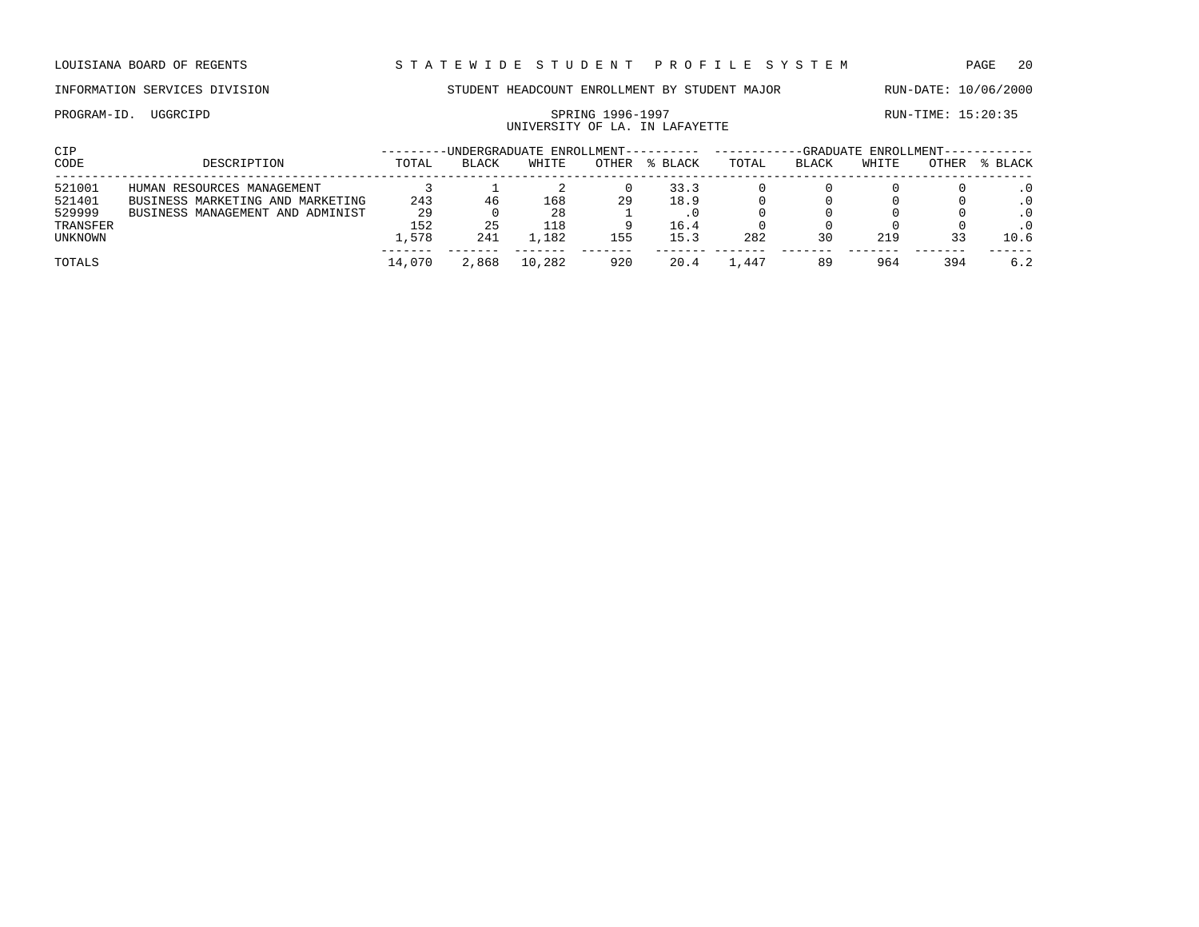LOUISIANA BOARD OF REGENTS — STATEWIDE STUDENT PROFILE SYSTEM

INFORMATION SERVICES DIVISION — STUDENT HEADCOUNT ENROLLMENT BY STUDENT MAJOR — RUN-DATE: 10/06/2000

PROGRAM-ID. UGGRCIPD — SPRING 1996-1997 — RUN-TIME: 15:20:35

UNIVERSITY OF LA. IN LAFAYETTE

| CIP | | UNDERGRADUATE ENROLLMENT | | | | | GRADUATE ENROLLMENT | | | | |
|---|---|---|---|---|---|---|---|---|---|---|---|
| CODE | DESCRIPTION | TOTAL | BLACK | WHITE | OTHER | % BLACK | TOTAL | BLACK | WHITE | OTHER | % BLACK |
| 521001 | HUMAN RESOURCES MANAGEMENT | 3 | 1 | 2 | 0 | 33.3 | 0 | 0 | 0 | 0 | .0 |
| 521401 | BUSINESS MARKETING AND MARKETING | 243 | 46 | 168 | 29 | 18.9 | 0 | 0 | 0 | 0 | .0 |
| 529999 | BUSINESS MANAGEMENT AND ADMINIST | 29 | 0 | 28 | 1 | .0 | 0 | 0 | 0 | 0 | .0 |
| TRANSFER | | 152 | 25 | 118 | 9 | 16.4 | 0 | 0 | 0 | 0 | .0 |
| UNKNOWN | | 1,578 | 241 | 1,182 | 155 | 15.3 | 282 | 30 | 219 | 33 | 10.6 |
| TOTALS | | 14,070 | 2,868 | 10,282 | 920 | 20.4 | 1,447 | 89 | 964 | 394 | 6.2 |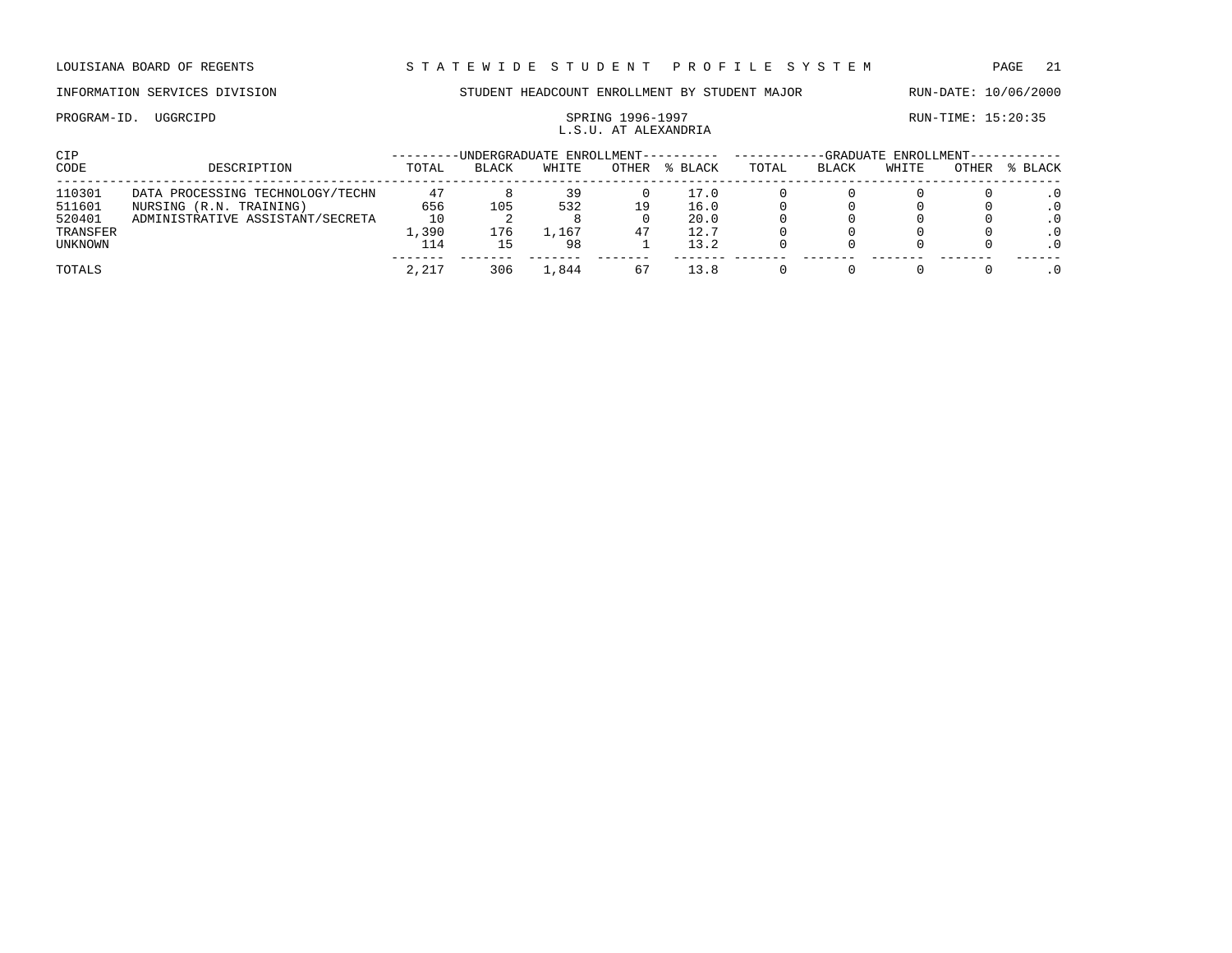LOUISIANA BOARD OF REGENTS — STATEWIDE STUDENT PROFILE SYSTEM

INFORMATION SERVICES DIVISION — STUDENT HEADCOUNT ENROLLMENT BY STUDENT MAJOR — RUN-DATE: 10/06/2000

PROGRAM-ID. UGGRCIPD — SPRING 1996-1997 — RUN-TIME: 15:20:35

L.S.U. AT ALEXANDRIA

| CIP | | UNDERGRADUATE ENROLLMENT | | | | | GRADUATE ENROLLMENT | | | | |
|---|---|---|---|---|---|---|---|---|---|---|---|
| CODE | DESCRIPTION | TOTAL | BLACK | WHITE | OTHER | % BLACK | TOTAL | BLACK | WHITE | OTHER | % BLACK |
| 110301 | DATA PROCESSING TECHNOLOGY/TECHN | 47 | 8 | 39 | 0 | 17.0 | 0 | 0 | 0 | 0 | .0 |
| 511601 | NURSING (R.N. TRAINING) | 656 | 105 | 532 | 19 | 16.0 | 0 | 0 | 0 | 0 | .0 |
| 520401 | ADMINISTRATIVE ASSISTANT/SECRETA | 10 | 2 | 8 | 0 | 20.0 | 0 | 0 | 0 | 0 | .0 |
| TRANSFER | | 1,390 | 176 | 1,167 | 47 | 12.7 | 0 | 0 | 0 | 0 | .0 |
| UNKNOWN | | 114 | 15 | 98 | 1 | 13.2 | 0 | 0 | 0 | 0 | .0 |
| TOTALS | | 2,217 | 306 | 1,844 | 67 | 13.8 | 0 | 0 | 0 | 0 | .0 |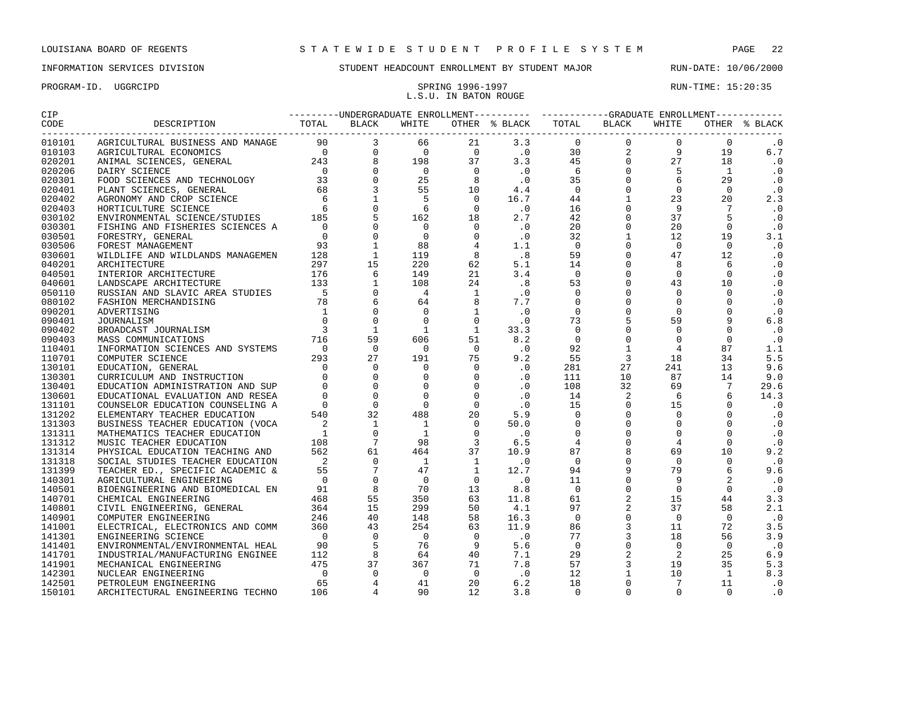LOUISIANA BOARD OF REGENTS — STATEWIDE STUDENT PROFILE SYSTEM

INFORMATION SERVICES DIVISION — STUDENT HEADCOUNT ENROLLMENT BY STUDENT MAJOR — RUN-DATE: 10/06/2000

PROGRAM-ID. UGGRCIPD — SPRING 1996-1997 — RUN-TIME: 15:20:35

L.S.U. IN BATON ROUGE

| CIP CODE | DESCRIPTION | UNDERGRADUATE ENROLLMENT TOTAL | BLACK | WHITE | OTHER | % BLACK | GRADUATE ENROLLMENT TOTAL | BLACK | WHITE | OTHER | % BLACK |
|---|---|---|---|---|---|---|---|---|---|---|---|
| 010101 | AGRICULTURAL BUSINESS AND MANAGE | 90 | 3 | 66 | 21 | 3.3 | 0 | 0 | 0 | 0 | .0 |
| 010103 | AGRICULTURAL ECONOMICS | 0 | 0 | 0 | 0 | .0 | 30 | 2 | 9 | 19 | 6.7 |
| 020201 | ANIMAL SCIENCES, GENERAL | 243 | 8 | 198 | 37 | 3.3 | 45 | 0 | 27 | 18 | .0 |
| 020206 | DAIRY SCIENCE | 0 | 0 | 0 | 0 | .0 | 6 | 0 | 5 | 1 | .0 |
| 020301 | FOOD SCIENCES AND TECHNOLOGY | 33 | 0 | 25 | 8 | .0 | 35 | 0 | 6 | 29 | .0 |
| 020401 | PLANT SCIENCES, GENERAL | 68 | 3 | 55 | 10 | 4.4 | 0 | 0 | 0 | 0 | .0 |
| 020402 | AGRONOMY AND CROP SCIENCE | 6 | 1 | 5 | 0 | 16.7 | 44 | 1 | 23 | 20 | 2.3 |
| 020403 | HORTICULTURE SCIENCE | 6 | 0 | 6 | 0 | .0 | 16 | 0 | 9 | 7 | .0 |
| 030102 | ENVIRONMENTAL SCIENCE/STUDIES | 185 | 5 | 162 | 18 | 2.7 | 42 | 0 | 37 | 5 | .0 |
| 030301 | FISHING AND FISHERIES SCIENCES A | 0 | 0 | 0 | 0 | .0 | 20 | 0 | 20 | 0 | .0 |
| 030501 | FORESTRY, GENERAL | 0 | 0 | 0 | 0 | .0 | 32 | 1 | 12 | 19 | 3.1 |
| 030506 | FOREST MANAGEMENT | 93 | 1 | 88 | 4 | 1.1 | 0 | 0 | 0 | 0 | .0 |
| 030601 | WILDLIFE AND WILDLANDS MANAGEMEN | 128 | 1 | 119 | 8 | .8 | 59 | 0 | 47 | 12 | .0 |
| 040201 | ARCHITECTURE | 297 | 15 | 220 | 62 | 5.1 | 14 | 0 | 8 | 6 | .0 |
| 040501 | INTERIOR ARCHITECTURE | 176 | 6 | 149 | 21 | 3.4 | 0 | 0 | 0 | 0 | .0 |
| 040601 | LANDSCAPE ARCHITECTURE | 133 | 1 | 108 | 24 | .8 | 53 | 0 | 43 | 10 | .0 |
| 050110 | RUSSIAN AND SLAVIC AREA STUDIES | 5 | 0 | 4 | 1 | .0 | 0 | 0 | 0 | 0 | .0 |
| 080102 | FASHION MERCHANDISING | 78 | 6 | 64 | 8 | 7.7 | 0 | 0 | 0 | 0 | .0 |
| 090201 | ADVERTISING | 1 | 0 | 0 | 1 | .0 | 0 | 0 | 0 | 0 | .0 |
| 090401 | JOURNALISM | 0 | 0 | 0 | 0 | .0 | 73 | 5 | 59 | 9 | 6.8 |
| 090402 | BROADCAST JOURNALISM | 3 | 1 | 1 | 1 | 33.3 | 0 | 0 | 0 | 0 | .0 |
| 090403 | MASS COMMUNICATIONS | 716 | 59 | 606 | 51 | 8.2 | 0 | 0 | 0 | 0 | .0 |
| 110401 | INFORMATION SCIENCES AND SYSTEMS | 0 | 0 | 0 | 0 | .0 | 92 | 1 | 4 | 87 | 1.1 |
| 110701 | COMPUTER SCIENCE | 293 | 27 | 191 | 75 | 9.2 | 55 | 3 | 18 | 34 | 5.5 |
| 130101 | EDUCATION, GENERAL | 0 | 0 | 0 | 0 | .0 | 281 | 27 | 241 | 13 | 9.6 |
| 130301 | CURRICULUM AND INSTRUCTION | 0 | 0 | 0 | 0 | .0 | 111 | 10 | 87 | 14 | 9.0 |
| 130401 | EDUCATION ADMINISTRATION AND SUP | 0 | 0 | 0 | 0 | .0 | 108 | 32 | 69 | 7 | 29.6 |
| 130601 | EDUCATIONAL EVALUATION AND RESEA | 0 | 0 | 0 | 0 | .0 | 14 | 2 | 6 | 6 | 14.3 |
| 131101 | COUNSELOR EDUCATION COUNSELING A | 0 | 0 | 0 | 0 | .0 | 15 | 0 | 15 | 0 | .0 |
| 131202 | ELEMENTARY TEACHER EDUCATION | 540 | 32 | 488 | 20 | 5.9 | 0 | 0 | 0 | 0 | .0 |
| 131303 | BUSINESS TEACHER EDUCATION (VOCA | 2 | 1 | 1 | 0 | 50.0 | 0 | 0 | 0 | 0 | .0 |
| 131311 | MATHEMATICS TEACHER EDUCATION | 1 | 0 | 1 | 0 | .0 | 0 | 0 | 0 | 0 | .0 |
| 131312 | MUSIC TEACHER EDUCATION | 108 | 7 | 98 | 3 | 6.5 | 4 | 0 | 4 | 0 | .0 |
| 131314 | PHYSICAL EDUCATION TEACHING AND | 562 | 61 | 464 | 37 | 10.9 | 87 | 8 | 69 | 10 | 9.2 |
| 131318 | SOCIAL STUDIES TEACHER EDUCATION | 2 | 0 | 1 | 1 | .0 | 0 | 0 | 0 | 0 | .0 |
| 131399 | TEACHER ED., SPECIFIC ACADEMIC & | 55 | 7 | 47 | 1 | 12.7 | 94 | 9 | 79 | 6 | 9.6 |
| 140301 | AGRICULTURAL ENGINEERING | 0 | 0 | 0 | 0 | .0 | 11 | 0 | 9 | 2 | .0 |
| 140501 | BIOENGINEERING AND BIOMEDICAL EN | 91 | 8 | 70 | 13 | 8.8 | 0 | 0 | 0 | 0 | .0 |
| 140701 | CHEMICAL ENGINEERING | 468 | 55 | 350 | 63 | 11.8 | 61 | 2 | 15 | 44 | 3.3 |
| 140801 | CIVIL ENGINEERING, GENERAL | 364 | 15 | 299 | 50 | 4.1 | 97 | 2 | 37 | 58 | 2.1 |
| 140901 | COMPUTER ENGINEERING | 246 | 40 | 148 | 58 | 16.3 | 0 | 0 | 0 | 0 | .0 |
| 141001 | ELECTRICAL, ELECTRONICS AND COMM | 360 | 43 | 254 | 63 | 11.9 | 86 | 3 | 11 | 72 | 3.5 |
| 141301 | ENGINEERING SCIENCE | 0 | 0 | 0 | 0 | .0 | 77 | 3 | 18 | 56 | 3.9 |
| 141401 | ENVIRONMENTAL/ENVIRONMENTAL HEAL | 90 | 5 | 76 | 9 | 5.6 | 0 | 0 | 0 | 0 | .0 |
| 141701 | INDUSTRIAL/MANUFACTURING ENGINEE | 112 | 8 | 64 | 40 | 7.1 | 29 | 2 | 2 | 25 | 6.9 |
| 141901 | MECHANICAL ENGINEERING | 475 | 37 | 367 | 71 | 7.8 | 57 | 3 | 19 | 35 | 5.3 |
| 142301 | NUCLEAR ENGINEERING | 0 | 0 | 0 | 0 | .0 | 12 | 1 | 10 | 1 | 8.3 |
| 142501 | PETROLEUM ENGINEERING | 65 | 4 | 41 | 20 | 6.2 | 18 | 0 | 7 | 11 | .0 |
| 150101 | ARCHITECTURAL ENGINEERING TECHNO | 106 | 4 | 90 | 12 | 3.8 | 0 | 0 | 0 | 0 | .0 |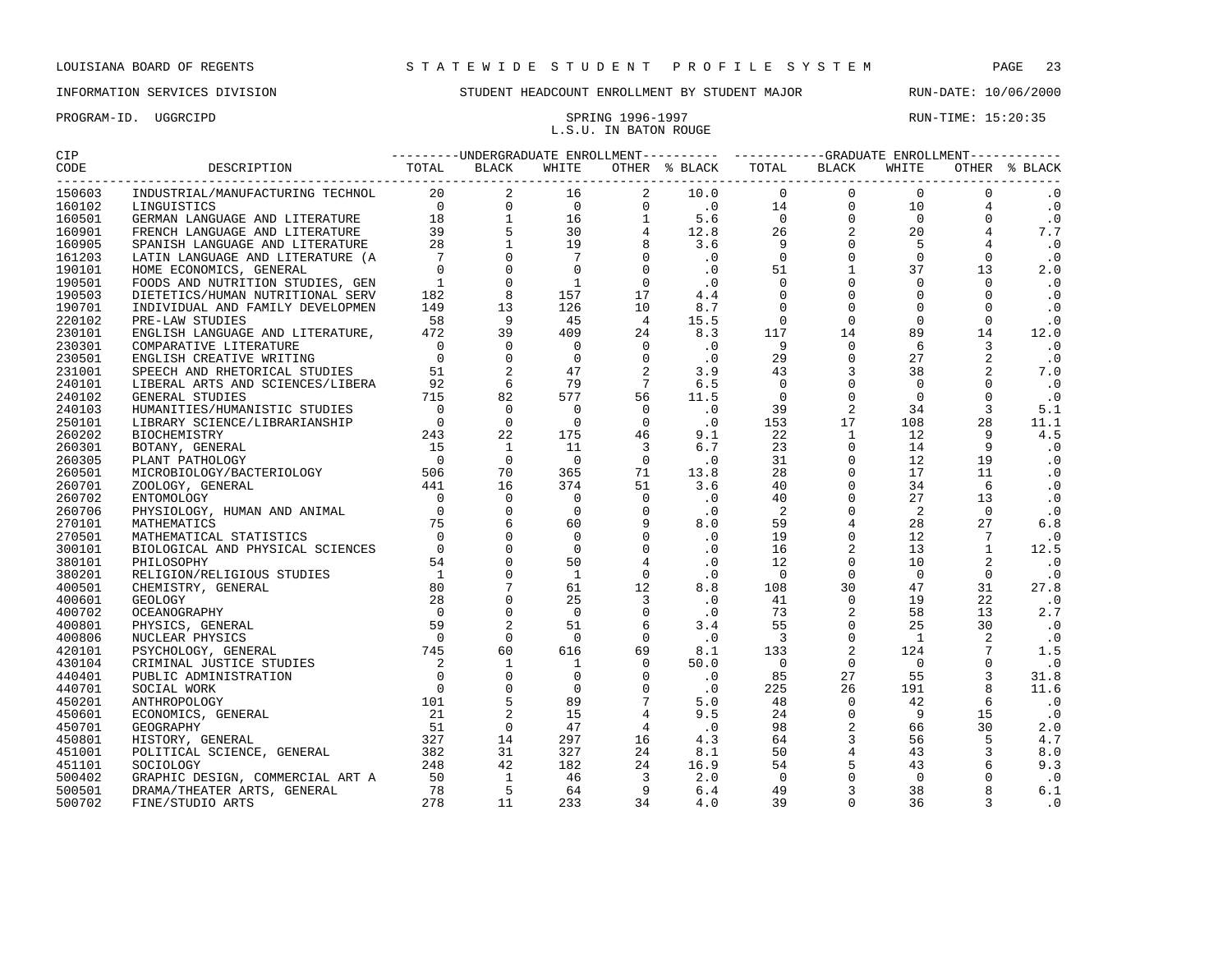LOUISIANA BOARD OF REGENTS — STATEWIDE STUDENT PROFILE SYSTEM

INFORMATION SERVICES DIVISION — STUDENT HEADCOUNT ENROLLMENT BY STUDENT MAJOR — RUN-DATE: 10/06/2000

PROGRAM-ID. UGGRCIPD — SPRING 1996-1997 — RUN-TIME: 15:20:35

L.S.U. IN BATON ROUGE

| CIP CODE | DESCRIPTION | UNDERGRADUATE ENROLLMENT TOTAL | BLACK | WHITE | OTHER | % BLACK | GRADUATE ENROLLMENT TOTAL | BLACK | WHITE | OTHER | % BLACK |
|---|---|---|---|---|---|---|---|---|---|---|---|
| 150603 | INDUSTRIAL/MANUFACTURING TECHNOL | 20 | 2 | 16 | 2 | 10.0 | 0 | 0 | 0 | 0 | .0 |
| 160102 | LINGUISTICS | 0 | 0 | 0 | 0 | .0 | 14 | 0 | 10 | 4 | .0 |
| 160501 | GERMAN LANGUAGE AND LITERATURE | 18 | 1 | 16 | 1 | 5.6 | 0 | 0 | 0 | 0 | .0 |
| 160901 | FRENCH LANGUAGE AND LITERATURE | 39 | 5 | 30 | 4 | 12.8 | 26 | 2 | 20 | 4 | 7.7 |
| 160905 | SPANISH LANGUAGE AND LITERATURE | 28 | 1 | 19 | 8 | 3.6 | 9 | 0 | 5 | 4 | .0 |
| 161203 | LATIN LANGUAGE AND LITERATURE (A | 7 | 0 | 7 | 0 | .0 | 0 | 0 | 0 | 0 | .0 |
| 190101 | HOME ECONOMICS, GENERAL | 0 | 0 | 0 | 0 | .0 | 51 | 1 | 37 | 13 | 2.0 |
| 190501 | FOODS AND NUTRITION STUDIES, GEN | 1 | 0 | 1 | 0 | .0 | 0 | 0 | 0 | 0 | .0 |
| 190503 | DIETETICS/HUMAN NUTRITIONAL SERV | 182 | 8 | 157 | 17 | 4.4 | 0 | 0 | 0 | 0 | .0 |
| 190701 | INDIVIDUAL AND FAMILY DEVELOPMEN | 149 | 13 | 126 | 10 | 8.7 | 0 | 0 | 0 | 0 | .0 |
| 220102 | PRE-LAW STUDIES | 58 | 9 | 45 | 4 | 15.5 | 0 | 0 | 0 | 0 | .0 |
| 230101 | ENGLISH LANGUAGE AND LITERATURE, | 472 | 39 | 409 | 24 | 8.3 | 117 | 14 | 89 | 14 | 12.0 |
| 230301 | COMPARATIVE LITERATURE | 0 | 0 | 0 | 0 | .0 | 9 | 0 | 6 | 3 | .0 |
| 230501 | ENGLISH CREATIVE WRITING | 0 | 0 | 0 | 0 | .0 | 29 | 0 | 27 | 2 | .0 |
| 231001 | SPEECH AND RHETORICAL STUDIES | 51 | 2 | 47 | 2 | 3.9 | 43 | 3 | 38 | 2 | 7.0 |
| 240101 | LIBERAL ARTS AND SCIENCES/LIBERA | 92 | 6 | 79 | 7 | 6.5 | 0 | 0 | 0 | 0 | .0 |
| 240102 | GENERAL STUDIES | 715 | 82 | 577 | 56 | 11.5 | 0 | 0 | 0 | 0 | .0 |
| 240103 | HUMANITIES/HUMANISTIC STUDIES | 0 | 0 | 0 | 0 | .0 | 39 | 2 | 34 | 3 | 5.1 |
| 250101 | LIBRARY SCIENCE/LIBRARIANSHIP | 0 | 0 | 0 | 0 | .0 | 153 | 17 | 108 | 28 | 11.1 |
| 260202 | BIOCHEMISTRY | 243 | 22 | 175 | 46 | 9.1 | 22 | 1 | 12 | 9 | 4.5 |
| 260301 | BOTANY, GENERAL | 15 | 1 | 11 | 3 | 6.7 | 23 | 0 | 14 | 9 | .0 |
| 260305 | PLANT PATHOLOGY | 0 | 0 | 0 | 0 | .0 | 31 | 0 | 12 | 19 | .0 |
| 260501 | MICROBIOLOGY/BACTERIOLOGY | 506 | 70 | 365 | 71 | 13.8 | 28 | 0 | 17 | 11 | .0 |
| 260701 | ZOOLOGY, GENERAL | 441 | 16 | 374 | 51 | 3.6 | 40 | 0 | 34 | 6 | .0 |
| 260702 | ENTOMOLOGY | 0 | 0 | 0 | 0 | .0 | 40 | 0 | 27 | 13 | .0 |
| 260706 | PHYSIOLOGY, HUMAN AND ANIMAL | 0 | 0 | 0 | 0 | .0 | 2 | 0 | 2 | 0 | .0 |
| 270101 | MATHEMATICS | 75 | 6 | 60 | 9 | 8.0 | 59 | 4 | 28 | 27 | 6.8 |
| 270501 | MATHEMATICAL STATISTICS | 0 | 0 | 0 | 0 | .0 | 19 | 0 | 12 | 7 | .0 |
| 300101 | BIOLOGICAL AND PHYSICAL SCIENCES | 0 | 0 | 0 | 0 | .0 | 16 | 2 | 13 | 1 | 12.5 |
| 380101 | PHILOSOPHY | 54 | 0 | 50 | 4 | .0 | 12 | 0 | 10 | 2 | .0 |
| 380201 | RELIGION/RELIGIOUS STUDIES | 1 | 0 | 1 | 0 | .0 | 0 | 0 | 0 | 0 | .0 |
| 400501 | CHEMISTRY, GENERAL | 80 | 7 | 61 | 12 | 8.8 | 108 | 30 | 47 | 31 | 27.8 |
| 400601 | GEOLOGY | 28 | 0 | 25 | 3 | .0 | 41 | 0 | 19 | 22 | .0 |
| 400702 | OCEANOGRAPHY | 0 | 0 | 0 | 0 | .0 | 73 | 2 | 58 | 13 | 2.7 |
| 400801 | PHYSICS, GENERAL | 59 | 2 | 51 | 6 | 3.4 | 55 | 0 | 25 | 30 | .0 |
| 400806 | NUCLEAR PHYSICS | 0 | 0 | 0 | 0 | .0 | 3 | 0 | 1 | 2 | .0 |
| 420101 | PSYCHOLOGY, GENERAL | 745 | 60 | 616 | 69 | 8.1 | 133 | 2 | 124 | 7 | 1.5 |
| 430104 | CRIMINAL JUSTICE STUDIES | 2 | 1 | 1 | 0 | 50.0 | 0 | 0 | 0 | 0 | .0 |
| 440401 | PUBLIC ADMINISTRATION | 0 | 0 | 0 | 0 | .0 | 85 | 27 | 55 | 3 | 31.8 |
| 440701 | SOCIAL WORK | 0 | 0 | 0 | 0 | .0 | 225 | 26 | 191 | 8 | 11.6 |
| 450201 | ANTHROPOLOGY | 101 | 5 | 89 | 7 | 5.0 | 48 | 0 | 42 | 6 | .0 |
| 450601 | ECONOMICS, GENERAL | 21 | 2 | 15 | 4 | 9.5 | 24 | 0 | 9 | 15 | .0 |
| 450701 | GEOGRAPHY | 51 | 0 | 47 | 4 | .0 | 98 | 2 | 66 | 30 | 2.0 |
| 450801 | HISTORY, GENERAL | 327 | 14 | 297 | 16 | 4.3 | 64 | 3 | 56 | 5 | 4.7 |
| 451001 | POLITICAL SCIENCE, GENERAL | 382 | 31 | 327 | 24 | 8.1 | 50 | 4 | 43 | 3 | 8.0 |
| 451101 | SOCIOLOGY | 248 | 42 | 182 | 24 | 16.9 | 54 | 5 | 43 | 6 | 9.3 |
| 500402 | GRAPHIC DESIGN, COMMERCIAL ART A | 50 | 1 | 46 | 3 | 2.0 | 0 | 0 | 0 | 0 | .0 |
| 500501 | DRAMA/THEATER ARTS, GENERAL | 78 | 5 | 64 | 9 | 6.4 | 49 | 3 | 38 | 8 | 6.1 |
| 500702 | FINE/STUDIO ARTS | 278 | 11 | 233 | 34 | 4.0 | 39 | 0 | 36 | 3 | .0 |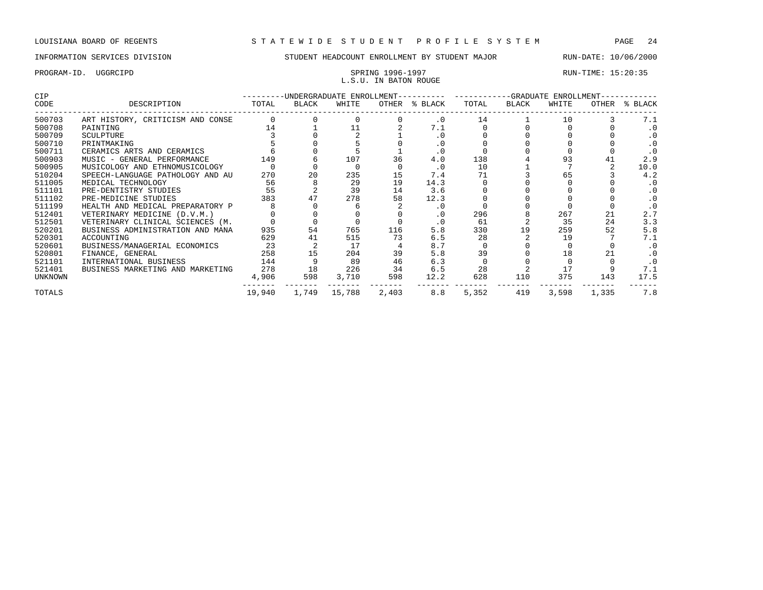LOUISIANA BOARD OF REGENTS — STATEWIDE STUDENT PROFILE SYSTEM

INFORMATION SERVICES DIVISION — STUDENT HEADCOUNT ENROLLMENT BY STUDENT MAJOR — RUN-DATE: 10/06/2000

PROGRAM-ID. UGGRCIPD — SPRING 1996-1997 — RUN-TIME: 15:20:35

L.S.U. IN BATON ROUGE

| CIP CODE | DESCRIPTION | UNDERGRADUATE ENROLLMENT TOTAL | BLACK | WHITE | OTHER | % BLACK | GRADUATE ENROLLMENT TOTAL | BLACK | WHITE | OTHER | % BLACK |
|---|---|---|---|---|---|---|---|---|---|---|---|
| 500703 | ART HISTORY, CRITICISM AND CONSE | 0 | 0 | 0 | 0 | .0 | 14 | 1 | 10 | 3 | 7.1 |
| 500708 | PAINTING | 14 | 1 | 11 | 2 | 7.1 | 0 | 0 | 0 | 0 | .0 |
| 500709 | SCULPTURE | 3 | 0 | 2 | 1 | .0 | 0 | 0 | 0 | 0 | .0 |
| 500710 | PRINTMAKING | 5 | 0 | 5 | 0 | .0 | 0 | 0 | 0 | 0 | .0 |
| 500711 | CERAMICS ARTS AND CERAMICS | 6 | 0 | 5 | 1 | .0 | 0 | 0 | 0 | 0 | .0 |
| 500903 | MUSIC - GENERAL PERFORMANCE | 149 | 6 | 107 | 36 | 4.0 | 138 | 4 | 93 | 41 | 2.9 |
| 500905 | MUSICOLOGY AND ETHNOMUSICOLOGY | 0 | 0 | 0 | 0 | .0 | 10 | 1 | 7 | 2 | 10.0 |
| 510204 | SPEECH-LANGUAGE PATHOLOGY AND AU | 270 | 20 | 235 | 15 | 7.4 | 71 | 3 | 65 | 3 | 4.2 |
| 511005 | MEDICAL TECHNOLOGY | 56 | 8 | 29 | 19 | 14.3 | 0 | 0 | 0 | 0 | .0 |
| 511101 | PRE-DENTISTRY STUDIES | 55 | 2 | 39 | 14 | 3.6 | 0 | 0 | 0 | 0 | .0 |
| 511102 | PRE-MEDICINE STUDIES | 383 | 47 | 278 | 58 | 12.3 | 0 | 0 | 0 | 0 | .0 |
| 511199 | HEALTH AND MEDICAL PREPARATORY P | 8 | 0 | 6 | 2 | .0 | 0 | 0 | 0 | 0 | .0 |
| 512401 | VETERINARY MEDICINE (D.V.M.) | 0 | 0 | 0 | 0 | .0 | 296 | 8 | 267 | 21 | 2.7 |
| 512501 | VETERINARY CLINICAL SCIENCES (M. | 0 | 0 | 0 | 0 | .0 | 61 | 2 | 35 | 24 | 3.3 |
| 520201 | BUSINESS ADMINISTRATION AND MANA | 935 | 54 | 765 | 116 | 5.8 | 330 | 19 | 259 | 52 | 5.8 |
| 520301 | ACCOUNTING | 629 | 41 | 515 | 73 | 6.5 | 28 | 2 | 19 | 7 | 7.1 |
| 520601 | BUSINESS/MANAGERIAL ECONOMICS | 23 | 2 | 17 | 4 | 8.7 | 0 | 0 | 0 | 0 | .0 |
| 520801 | FINANCE, GENERAL | 258 | 15 | 204 | 39 | 5.8 | 39 | 0 | 18 | 21 | .0 |
| 521101 | INTERNATIONAL BUSINESS | 144 | 9 | 89 | 46 | 6.3 | 0 | 0 | 0 | 0 | .0 |
| 521401 | BUSINESS MARKETING AND MARKETING | 278 | 18 | 226 | 34 | 6.5 | 28 | 2 | 17 | 9 | 7.1 |
| UNKNOWN | | 4,906 | 598 | 3,710 | 598 | 12.2 | 628 | 110 | 375 | 143 | 17.5 |
| TOTALS | | 19,940 | 1,749 | 15,788 | 2,403 | 8.8 | 5,352 | 419 | 3,598 | 1,335 | 7.8 |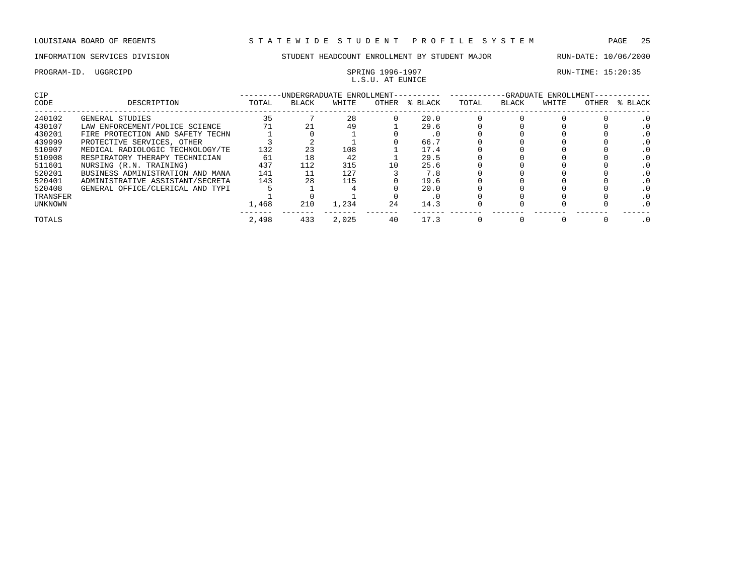LOUISIANA BOARD OF REGENTS — STATEWIDE STUDENT PROFILE SYSTEM

INFORMATION SERVICES DIVISION — STUDENT HEADCOUNT ENROLLMENT BY STUDENT MAJOR — RUN-DATE: 10/06/2000

PROGRAM-ID. UGGRCIPD — SPRING 1996-1997 — RUN-TIME: 15:20:35

L.S.U. AT EUNICE

| CIP CODE | DESCRIPTION | UNDERGRADUATE ENROLLMENT | | | | | GRADUATE ENROLLMENT | | | | |
|---|---|---|---|---|---|---|---|---|---|---|---|
| | | TOTAL | BLACK | WHITE | OTHER | % BLACK | TOTAL | BLACK | WHITE | OTHER | % BLACK |
| 240102 | GENERAL STUDIES | 35 | 7 | 28 | 0 | 20.0 | 0 | 0 | 0 | 0 | .0 |
| 430107 | LAW ENFORCEMENT/POLICE SCIENCE | 71 | 21 | 49 | 1 | 29.6 | 0 | 0 | 0 | 0 | .0 |
| 430201 | FIRE PROTECTION AND SAFETY TECHN | 1 | 0 | 1 | 0 | .0 | 0 | 0 | 0 | 0 | .0 |
| 439999 | PROTECTIVE SERVICES, OTHER | 3 | 2 | 1 | 0 | 66.7 | 0 | 0 | 0 | 0 | .0 |
| 510907 | MEDICAL RADIOLOGIC TECHNOLOGY/TE | 132 | 23 | 108 | 1 | 17.4 | 0 | 0 | 0 | 0 | .0 |
| 510908 | RESPIRATORY THERAPY TECHNICIAN | 61 | 18 | 42 | 1 | 29.5 | 0 | 0 | 0 | 0 | .0 |
| 511601 | NURSING (R.N. TRAINING) | 437 | 112 | 315 | 10 | 25.6 | 0 | 0 | 0 | 0 | .0 |
| 520201 | BUSINESS ADMINISTRATION AND MANA | 141 | 11 | 127 | 3 | 7.8 | 0 | 0 | 0 | 0 | .0 |
| 520401 | ADMINISTRATIVE ASSISTANT/SECRETA | 143 | 28 | 115 | 0 | 19.6 | 0 | 0 | 0 | 0 | .0 |
| 520408 | GENERAL OFFICE/CLERICAL AND TYPI | 5 | 1 | 4 | 0 | 20.0 | 0 | 0 | 0 | 0 | .0 |
| TRANSFER | | 1 | 0 | 1 | 0 | .0 | 0 | 0 | 0 | 0 | .0 |
| UNKNOWN | | 1,468 | 210 | 1,234 | 24 | 14.3 | 0 | 0 | 0 | 0 | .0 |
| TOTALS | | 2,498 | 433 | 2,025 | 40 | 17.3 | 0 | 0 | 0 | 0 | .0 |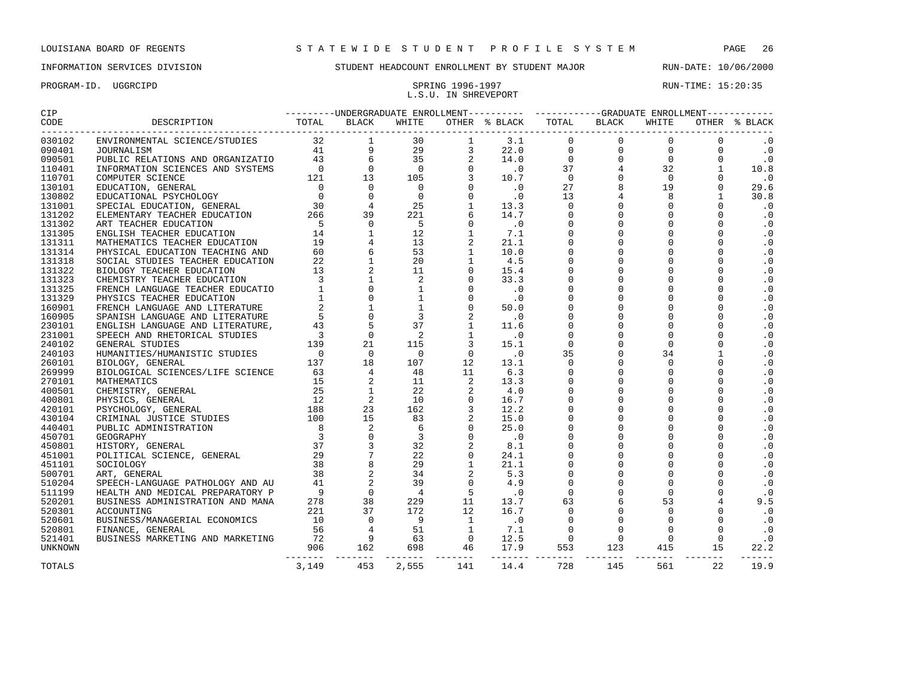LOUISIANA BOARD OF REGENTS — STATEWIDE STUDENT PROFILE SYSTEM

INFORMATION SERVICES DIVISION — STUDENT HEADCOUNT ENROLLMENT BY STUDENT MAJOR — RUN-DATE: 10/06/2000

PROGRAM-ID. UGGRCIPD — SPRING 1996-1997 — RUN-TIME: 15:20:35

L.S.U. IN SHREVEPORT

| CIP CODE | DESCRIPTION | UNDERGRADUATE ENROLLMENT TOTAL | BLACK | WHITE | OTHER | % BLACK | GRADUATE ENROLLMENT TOTAL | BLACK | WHITE | OTHER | % BLACK |
|---|---|---|---|---|---|---|---|---|---|---|---|
| 030102 | ENVIRONMENTAL SCIENCE/STUDIES | 32 | 1 | 30 | 1 | 3.1 | 0 | 0 | 0 | 0 | .0 |
| 090401 | JOURNALISM | 41 | 9 | 29 | 3 | 22.0 | 0 | 0 | 0 | 0 | .0 |
| 090501 | PUBLIC RELATIONS AND ORGANIZATIO | 43 | 6 | 35 | 2 | 14.0 | 0 | 0 | 0 | 0 | .0 |
| 110401 | INFORMATION SCIENCES AND SYSTEMS | 0 | 0 | 0 | 0 | .0 | 37 | 4 | 32 | 1 | 10.8 |
| 110701 | COMPUTER SCIENCE | 121 | 13 | 105 | 3 | 10.7 | 0 | 0 | 0 | 0 | .0 |
| 130101 | EDUCATION, GENERAL | 0 | 0 | 0 | 0 | .0 | 27 | 8 | 19 | 0 | 29.6 |
| 130802 | EDUCATIONAL PSYCHOLOGY | 0 | 0 | 0 | 0 | .0 | 13 | 4 | 8 | 1 | 30.8 |
| 131001 | SPECIAL EDUCATION, GENERAL | 30 | 4 | 25 | 1 | 13.3 | 0 | 0 | 0 | 0 | .0 |
| 131202 | ELEMENTARY TEACHER EDUCATION | 266 | 39 | 221 | 6 | 14.7 | 0 | 0 | 0 | 0 | .0 |
| 131302 | ART TEACHER EDUCATION | 5 | 0 | 5 | 0 | .0 | 0 | 0 | 0 | 0 | .0 |
| 131305 | ENGLISH TEACHER EDUCATION | 14 | 1 | 12 | 1 | 7.1 | 0 | 0 | 0 | 0 | .0 |
| 131311 | MATHEMATICS TEACHER EDUCATION | 19 | 4 | 13 | 2 | 21.1 | 0 | 0 | 0 | 0 | .0 |
| 131314 | PHYSICAL EDUCATION TEACHING AND | 60 | 6 | 53 | 1 | 10.0 | 0 | 0 | 0 | 0 | .0 |
| 131318 | SOCIAL STUDIES TEACHER EDUCATION | 22 | 1 | 20 | 1 | 4.5 | 0 | 0 | 0 | 0 | .0 |
| 131322 | BIOLOGY TEACHER EDUCATION | 13 | 2 | 11 | 0 | 15.4 | 0 | 0 | 0 | 0 | .0 |
| 131323 | CHEMISTRY TEACHER EDUCATION | 3 | 1 | 2 | 0 | 33.3 | 0 | 0 | 0 | 0 | .0 |
| 131325 | FRENCH LANGUAGE TEACHER EDUCATIO | 1 | 0 | 1 | 0 | .0 | 0 | 0 | 0 | 0 | .0 |
| 131329 | PHYSICS TEACHER EDUCATION | 1 | 0 | 1 | 0 | .0 | 0 | 0 | 0 | 0 | .0 |
| 160901 | FRENCH LANGUAGE AND LITERATURE | 2 | 1 | 1 | 0 | 50.0 | 0 | 0 | 0 | 0 | .0 |
| 160905 | SPANISH LANGUAGE AND LITERATURE | 5 | 0 | 3 | 2 | .0 | 0 | 0 | 0 | 0 | .0 |
| 230101 | ENGLISH LANGUAGE AND LITERATURE, | 43 | 5 | 37 | 1 | 11.6 | 0 | 0 | 0 | 0 | .0 |
| 231001 | SPEECH AND RHETORICAL STUDIES | 3 | 0 | 2 | 1 | .0 | 0 | 0 | 0 | 0 | .0 |
| 240102 | GENERAL STUDIES | 139 | 21 | 115 | 3 | 15.1 | 0 | 0 | 0 | 0 | .0 |
| 240103 | HUMANITIES/HUMANISTIC STUDIES | 0 | 0 | 0 | 0 | .0 | 35 | 0 | 34 | 1 | .0 |
| 260101 | BIOLOGY, GENERAL | 137 | 18 | 107 | 12 | 13.1 | 0 | 0 | 0 | 0 | .0 |
| 269999 | BIOLOGICAL SCIENCES/LIFE SCIENCE | 63 | 4 | 48 | 11 | 6.3 | 0 | 0 | 0 | 0 | .0 |
| 270101 | MATHEMATICS | 15 | 2 | 11 | 2 | 13.3 | 0 | 0 | 0 | 0 | .0 |
| 400501 | CHEMISTRY, GENERAL | 25 | 1 | 22 | 2 | 4.0 | 0 | 0 | 0 | 0 | .0 |
| 400801 | PHYSICS, GENERAL | 12 | 2 | 10 | 0 | 16.7 | 0 | 0 | 0 | 0 | .0 |
| 420101 | PSYCHOLOGY, GENERAL | 188 | 23 | 162 | 3 | 12.2 | 0 | 0 | 0 | 0 | .0 |
| 430104 | CRIMINAL JUSTICE STUDIES | 100 | 15 | 83 | 2 | 15.0 | 0 | 0 | 0 | 0 | .0 |
| 440401 | PUBLIC ADMINISTRATION | 8 | 2 | 6 | 0 | 25.0 | 0 | 0 | 0 | 0 | .0 |
| 450701 | GEOGRAPHY | 3 | 0 | 3 | 0 | .0 | 0 | 0 | 0 | 0 | .0 |
| 450801 | HISTORY, GENERAL | 37 | 3 | 32 | 2 | 8.1 | 0 | 0 | 0 | 0 | .0 |
| 451001 | POLITICAL SCIENCE, GENERAL | 29 | 7 | 22 | 0 | 24.1 | 0 | 0 | 0 | 0 | .0 |
| 451101 | SOCIOLOGY | 38 | 8 | 29 | 1 | 21.1 | 0 | 0 | 0 | 0 | .0 |
| 500701 | ART, GENERAL | 38 | 2 | 34 | 2 | 5.3 | 0 | 0 | 0 | 0 | .0 |
| 510204 | SPEECH-LANGUAGE PATHOLOGY AND AU | 41 | 2 | 39 | 0 | 4.9 | 0 | 0 | 0 | 0 | .0 |
| 511199 | HEALTH AND MEDICAL PREPARATORY P | 9 | 0 | 4 | 5 | .0 | 0 | 0 | 0 | 0 | .0 |
| 520201 | BUSINESS ADMINISTRATION AND MANA | 278 | 38 | 229 | 11 | 13.7 | 63 | 6 | 53 | 4 | 9.5 |
| 520301 | ACCOUNTING | 221 | 37 | 172 | 12 | 16.7 | 0 | 0 | 0 | 0 | .0 |
| 520601 | BUSINESS/MANAGERIAL ECONOMICS | 10 | 0 | 9 | 1 | .0 | 0 | 0 | 0 | 0 | .0 |
| 520801 | FINANCE, GENERAL | 56 | 4 | 51 | 1 | 7.1 | 0 | 0 | 0 | 0 | .0 |
| 521401 | BUSINESS MARKETING AND MARKETING | 72 | 9 | 63 | 0 | 12.5 | 0 | 0 | 0 | 0 | .0 |
| UNKNOWN | | 906 | 162 | 698 | 46 | 17.9 | 553 | 123 | 415 | 15 | 22.2 |
| TOTALS | | 3,149 | 453 | 2,555 | 141 | 14.4 | 728 | 145 | 561 | 22 | 19.9 |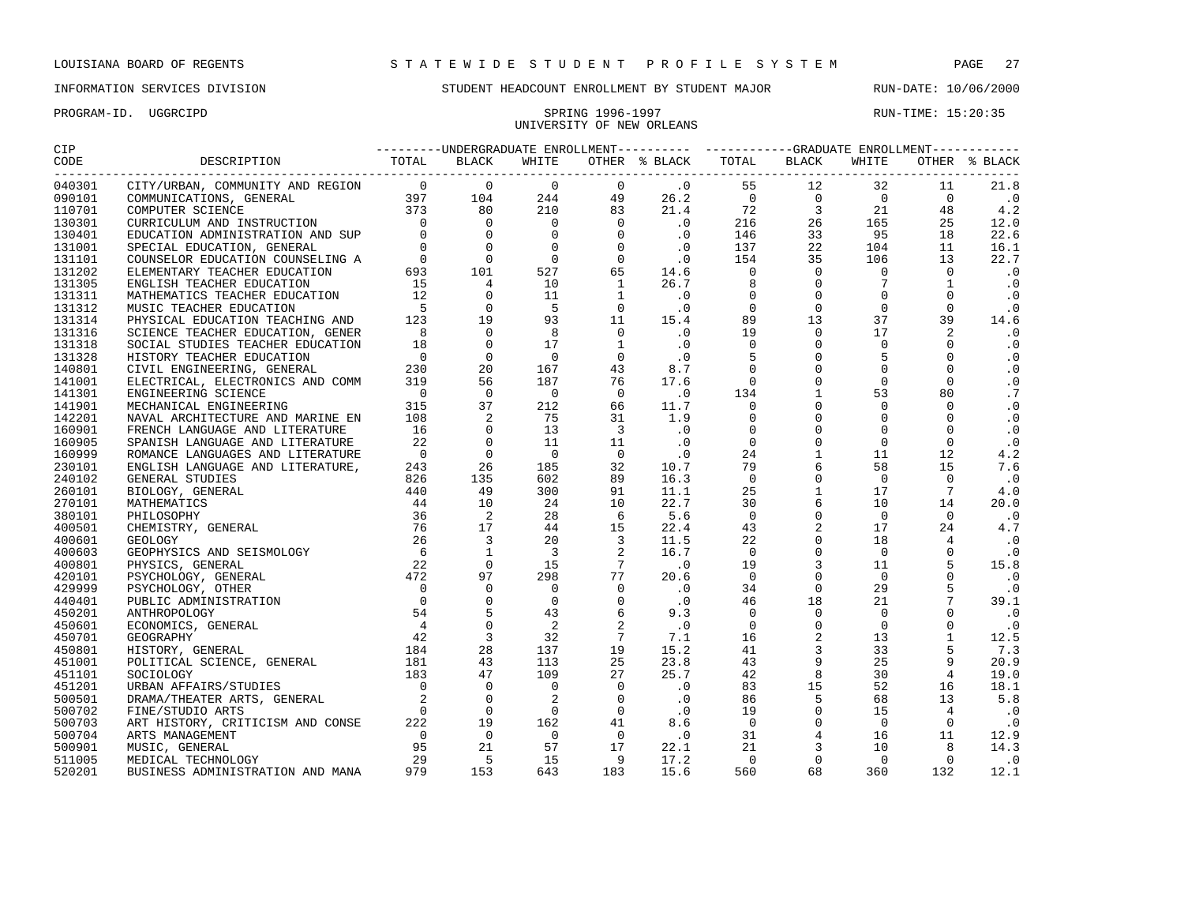LOUISIANA BOARD OF REGENTS — STATEWIDE STUDENT PROFILE SYSTEM

INFORMATION SERVICES DIVISION — STUDENT HEADCOUNT ENROLLMENT BY STUDENT MAJOR — RUN-DATE: 10/06/2000

PROGRAM-ID. UGGRCIPD — SPRING 1996-1997 — RUN-TIME: 15:20:35

UNIVERSITY OF NEW ORLEANS

| CIP CODE | DESCRIPTION | UNDERGRADUATE ENROLLMENT TOTAL | BLACK | WHITE | OTHER | % BLACK | GRADUATE ENROLLMENT TOTAL | BLACK | WHITE | OTHER | % BLACK |
|---|---|---|---|---|---|---|---|---|---|---|---|
| 040301 | CITY/URBAN, COMMUNITY AND REGION | 0 | 0 | 0 | 0 | .0 | 55 | 12 | 32 | 11 | 21.8 |
| 090101 | COMMUNICATIONS, GENERAL | 397 | 104 | 244 | 49 | 26.2 | 0 | 0 | 0 | 0 | .0 |
| 110701 | COMPUTER SCIENCE | 373 | 80 | 210 | 83 | 21.4 | 72 | 3 | 21 | 48 | 4.2 |
| 130301 | CURRICULUM AND INSTRUCTION | 0 | 0 | 0 | 0 | .0 | 216 | 26 | 165 | 25 | 12.0 |
| 130401 | EDUCATION ADMINISTRATION AND SUP | 0 | 0 | 0 | 0 | .0 | 146 | 33 | 95 | 18 | 22.6 |
| 131001 | SPECIAL EDUCATION, GENERAL | 0 | 0 | 0 | 0 | .0 | 137 | 22 | 104 | 11 | 16.1 |
| 131101 | COUNSELOR EDUCATION COUNSELING A | 0 | 0 | 0 | 0 | .0 | 154 | 35 | 106 | 13 | 22.7 |
| 131202 | ELEMENTARY TEACHER EDUCATION | 693 | 101 | 527 | 65 | 14.6 | 0 | 0 | 0 | 0 | .0 |
| 131305 | ENGLISH TEACHER EDUCATION | 15 | 4 | 10 | 1 | 26.7 | 8 | 0 | 7 | 1 | .0 |
| 131311 | MATHEMATICS TEACHER EDUCATION | 12 | 0 | 11 | 1 | .0 | 0 | 0 | 0 | 0 | .0 |
| 131312 | MUSIC TEACHER EDUCATION | 5 | 0 | 5 | 0 | .0 | 0 | 0 | 0 | 0 | .0 |
| 131314 | PHYSICAL EDUCATION TEACHING AND | 123 | 19 | 93 | 11 | 15.4 | 89 | 13 | 37 | 39 | 14.6 |
| 131316 | SCIENCE TEACHER EDUCATION, GENER | 8 | 0 | 8 | 0 | .0 | 19 | 0 | 17 | 2 | .0 |
| 131318 | SOCIAL STUDIES TEACHER EDUCATION | 18 | 0 | 17 | 1 | .0 | 0 | 0 | 0 | 0 | .0 |
| 131328 | HISTORY TEACHER EDUCATION | 0 | 0 | 0 | 0 | .0 | 5 | 0 | 5 | 0 | .0 |
| 140801 | CIVIL ENGINEERING, GENERAL | 230 | 20 | 167 | 43 | 8.7 | 0 | 0 | 0 | 0 | .0 |
| 141001 | ELECTRICAL, ELECTRONICS AND COMM | 319 | 56 | 187 | 76 | 17.6 | 0 | 0 | 0 | 0 | .0 |
| 141301 | ENGINEERING SCIENCE | 0 | 0 | 0 | 0 | .0 | 134 | 1 | 53 | 80 | .7 |
| 141901 | MECHANICAL ENGINEERING | 315 | 37 | 212 | 66 | 11.7 | 0 | 0 | 0 | 0 | .0 |
| 142201 | NAVAL ARCHITECTURE AND MARINE EN | 108 | 2 | 75 | 31 | 1.9 | 0 | 0 | 0 | 0 | .0 |
| 160901 | FRENCH LANGUAGE AND LITERATURE | 16 | 0 | 13 | 3 | .0 | 0 | 0 | 0 | 0 | .0 |
| 160905 | SPANISH LANGUAGE AND LITERATURE | 22 | 0 | 11 | 11 | .0 | 0 | 0 | 0 | 0 | .0 |
| 160999 | ROMANCE LANGUAGES AND LITERATURE | 0 | 0 | 0 | 0 | .0 | 24 | 1 | 11 | 12 | 4.2 |
| 230101 | ENGLISH LANGUAGE AND LITERATURE, | 243 | 26 | 185 | 32 | 10.7 | 79 | 6 | 58 | 15 | 7.6 |
| 240102 | GENERAL STUDIES | 826 | 135 | 602 | 89 | 16.3 | 0 | 0 | 0 | 0 | .0 |
| 260101 | BIOLOGY, GENERAL | 440 | 49 | 300 | 91 | 11.1 | 25 | 1 | 17 | 7 | 4.0 |
| 270101 | MATHEMATICS | 44 | 10 | 24 | 10 | 22.7 | 30 | 6 | 10 | 14 | 20.0 |
| 380101 | PHILOSOPHY | 36 | 2 | 28 | 6 | 5.6 | 0 | 0 | 0 | 0 | .0 |
| 400501 | CHEMISTRY, GENERAL | 76 | 17 | 44 | 15 | 22.4 | 43 | 2 | 17 | 24 | 4.7 |
| 400601 | GEOLOGY | 26 | 3 | 20 | 3 | 11.5 | 22 | 0 | 18 | 4 | .0 |
| 400603 | GEOPHYSICS AND SEISMOLOGY | 6 | 1 | 3 | 2 | 16.7 | 0 | 0 | 0 | 0 | .0 |
| 400801 | PHYSICS, GENERAL | 22 | 0 | 15 | 7 | .0 | 19 | 3 | 11 | 5 | 15.8 |
| 420101 | PSYCHOLOGY, GENERAL | 472 | 97 | 298 | 77 | 20.6 | 0 | 0 | 0 | 0 | .0 |
| 429999 | PSYCHOLOGY, OTHER | 0 | 0 | 0 | 0 | .0 | 34 | 0 | 29 | 5 | .0 |
| 440401 | PUBLIC ADMINISTRATION | 0 | 0 | 0 | 0 | .0 | 46 | 18 | 21 | 7 | 39.1 |
| 450201 | ANTHROPOLOGY | 54 | 5 | 43 | 6 | 9.3 | 0 | 0 | 0 | 0 | .0 |
| 450601 | ECONOMICS, GENERAL | 4 | 0 | 2 | 2 | .0 | 0 | 0 | 0 | 0 | .0 |
| 450701 | GEOGRAPHY | 42 | 3 | 32 | 7 | 7.1 | 16 | 2 | 13 | 1 | 12.5 |
| 450801 | HISTORY, GENERAL | 184 | 28 | 137 | 19 | 15.2 | 41 | 3 | 33 | 5 | 7.3 |
| 451001 | POLITICAL SCIENCE, GENERAL | 181 | 43 | 113 | 25 | 23.8 | 43 | 9 | 25 | 9 | 20.9 |
| 451101 | SOCIOLOGY | 183 | 47 | 109 | 27 | 25.7 | 42 | 8 | 30 | 4 | 19.0 |
| 451201 | URBAN AFFAIRS/STUDIES | 0 | 0 | 0 | 0 | .0 | 83 | 15 | 52 | 16 | 18.1 |
| 500501 | DRAMA/THEATER ARTS, GENERAL | 2 | 0 | 2 | 0 | .0 | 86 | 5 | 68 | 13 | 5.8 |
| 500702 | FINE/STUDIO ARTS | 0 | 0 | 0 | 0 | .0 | 19 | 0 | 15 | 4 | .0 |
| 500703 | ART HISTORY, CRITICISM AND CONSE | 222 | 19 | 162 | 41 | 8.6 | 0 | 0 | 0 | 0 | .0 |
| 500704 | ARTS MANAGEMENT | 0 | 0 | 0 | 0 | .0 | 31 | 4 | 16 | 11 | 12.9 |
| 500901 | MUSIC, GENERAL | 95 | 21 | 57 | 17 | 22.1 | 21 | 3 | 10 | 8 | 14.3 |
| 511005 | MEDICAL TECHNOLOGY | 29 | 5 | 15 | 9 | 17.2 | 0 | 0 | 0 | 0 | .0 |
| 520201 | BUSINESS ADMINISTRATION AND MANA | 979 | 153 | 643 | 183 | 15.6 | 560 | 68 | 360 | 132 | 12.1 |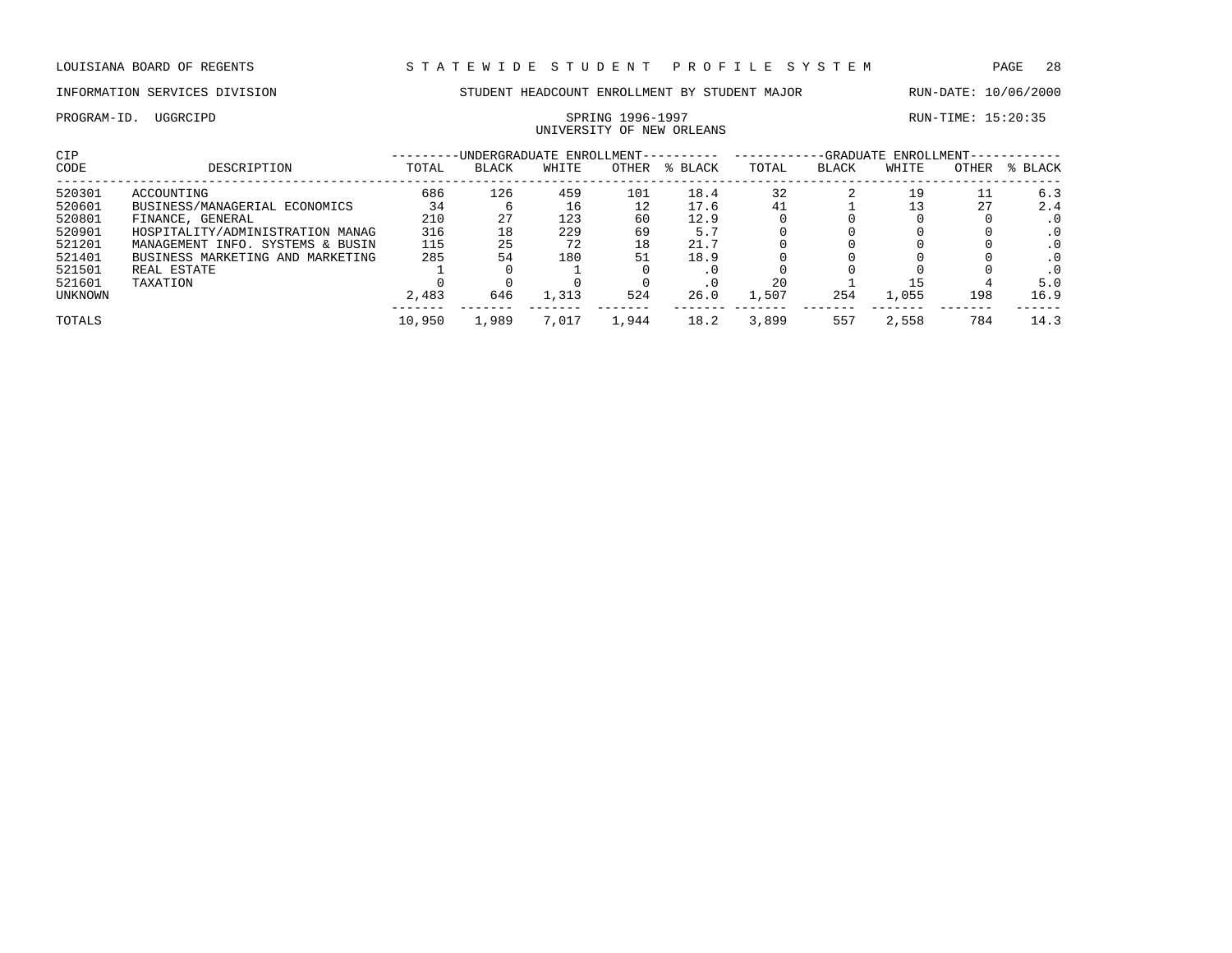LOUISIANA BOARD OF REGENTS — STATEWIDE STUDENT PROFILE SYSTEM

INFORMATION SERVICES DIVISION — STUDENT HEADCOUNT ENROLLMENT BY STUDENT MAJOR — RUN-DATE: 10/06/2000

PROGRAM-ID. UGGRCIPD — SPRING 1996-1997 — RUN-TIME: 15:20:35

UNIVERSITY OF NEW ORLEANS

| CIP | | UNDERGRADUATE ENROLLMENT | | | | | GRADUATE ENROLLMENT | | | | |
|---|---|---|---|---|---|---|---|---|---|---|---|
| CODE | DESCRIPTION | TOTAL | BLACK | WHITE | OTHER | % BLACK | TOTAL | BLACK | WHITE | OTHER | % BLACK |
| 520301 | ACCOUNTING | 686 | 126 | 459 | 101 | 18.4 | 32 | 2 | 19 | 11 | 6.3 |
| 520601 | BUSINESS/MANAGERIAL ECONOMICS | 34 | 6 | 16 | 12 | 17.6 | 41 | 1 | 13 | 27 | 2.4 |
| 520801 | FINANCE, GENERAL | 210 | 27 | 123 | 60 | 12.9 | 0 | 0 | 0 | 0 | .0 |
| 520901 | HOSPITALITY/ADMINISTRATION MANAG | 316 | 18 | 229 | 69 | 5.7 | 0 | 0 | 0 | 0 | .0 |
| 521201 | MANAGEMENT INFO. SYSTEMS & BUSIN | 115 | 25 | 72 | 18 | 21.7 | 0 | 0 | 0 | 0 | .0 |
| 521401 | BUSINESS MARKETING AND MARKETING | 285 | 54 | 180 | 51 | 18.9 | 0 | 0 | 0 | 0 | .0 |
| 521501 | REAL ESTATE | 1 | 0 | 1 | 0 | .0 | 0 | 0 | 0 | 0 | .0 |
| 521601 | TAXATION | 0 | 0 | 0 | 0 | .0 | 20 | 1 | 15 | 4 | 5.0 |
| UNKNOWN | | 2,483 | 646 | 1,313 | 524 | 26.0 | 1,507 | 254 | 1,055 | 198 | 16.9 |
| TOTALS | | 10,950 | 1,989 | 7,017 | 1,944 | 18.2 | 3,899 | 557 | 2,558 | 784 | 14.3 |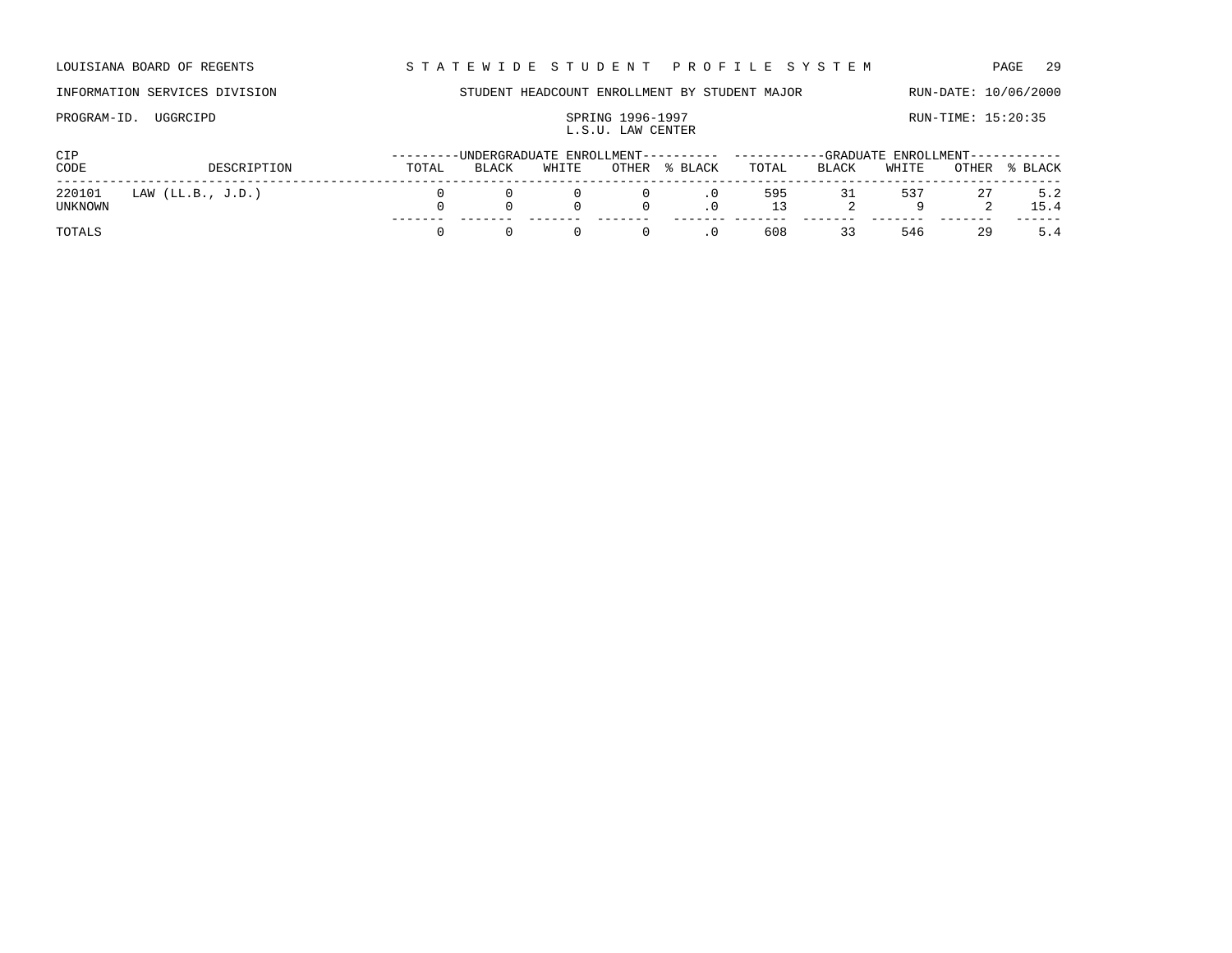LOUISIANA BOARD OF REGENTS — STATEWIDE STUDENT PROFILE SYSTEM

INFORMATION SERVICES DIVISION — STUDENT HEADCOUNT ENROLLMENT BY STUDENT MAJOR — RUN-DATE: 10/06/2000

PROGRAM-ID. UGGRCIPD — SPRING 1996-1997 — RUN-TIME: 15:20:35

L.S.U. LAW CENTER

| CIP CODE | DESCRIPTION | UNDERGRADUATE ENROLLMENT TOTAL | BLACK | WHITE | OTHER | % BLACK | GRADUATE ENROLLMENT TOTAL | BLACK | WHITE | OTHER | % BLACK |
|---|---|---|---|---|---|---|---|---|---|---|---|
| 220101 | LAW (LL.B., J.D.) | 0 | 0 | 0 | 0 | .0 | 595 | 31 | 537 | 27 | 5.2 |
| UNKNOWN | | 0 | 0 | 0 | 0 | .0 | 13 | 2 | 9 | 2 | 15.4 |
| TOTALS | | 0 | 0 | 0 | 0 | .0 | 608 | 33 | 546 | 29 | 5.4 |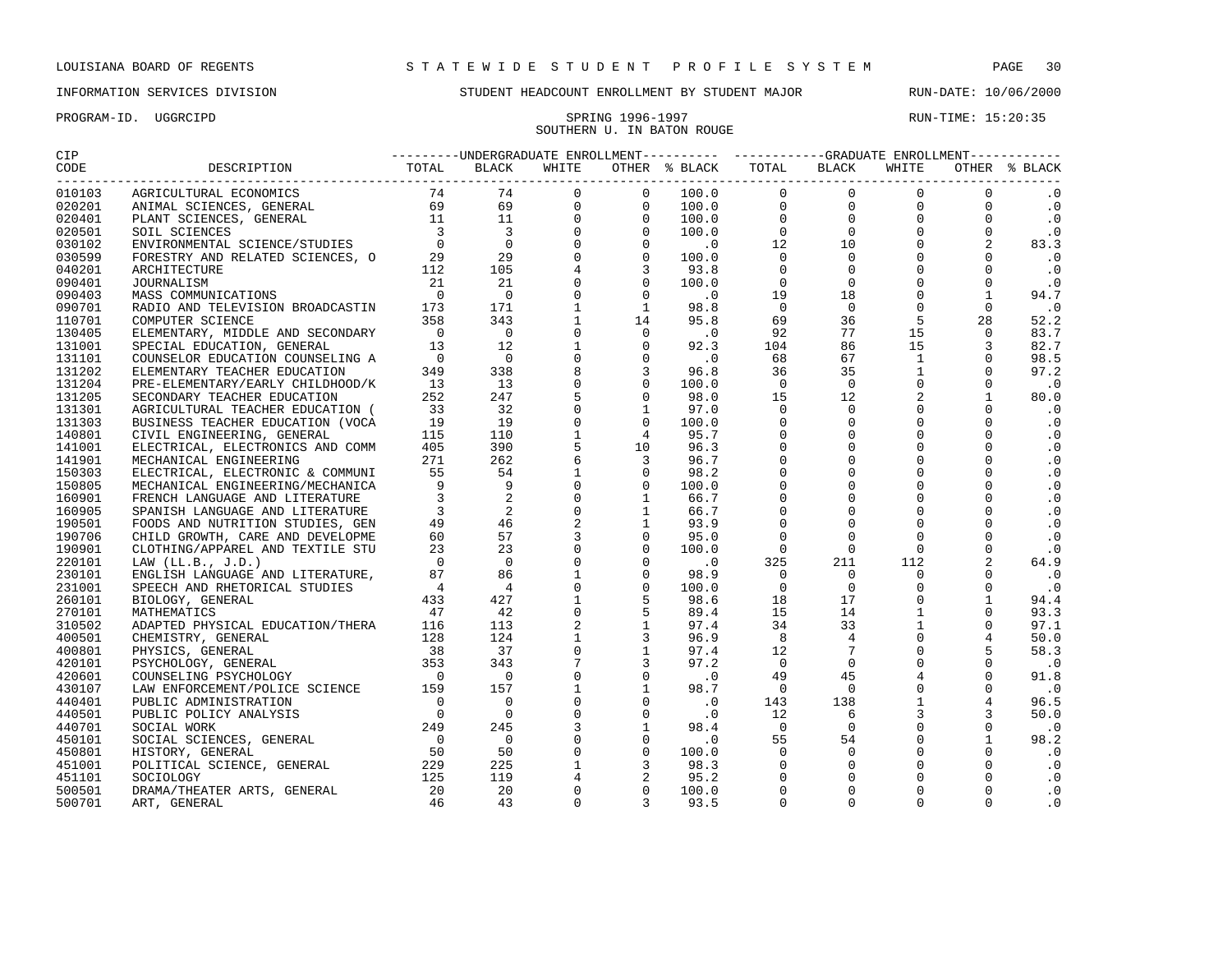LOUISIANA BOARD OF REGENTS — STATEWIDE STUDENT PROFILE SYSTEM

INFORMATION SERVICES DIVISION — STUDENT HEADCOUNT ENROLLMENT BY STUDENT MAJOR — RUN-DATE: 10/06/2000

PROGRAM-ID. UGGRCIPD — SPRING 1996-1997 — RUN-TIME: 15:20:35

SOUTHERN U. IN BATON ROUGE

| CIP CODE | DESCRIPTION | UNDERGRADUATE ENROLLMENT TOTAL | BLACK | WHITE | OTHER | % BLACK | GRADUATE ENROLLMENT TOTAL | BLACK | WHITE | OTHER | % BLACK |
|---|---|---|---|---|---|---|---|---|---|---|---|
| 010103 | AGRICULTURAL ECONOMICS | 74 | 74 | 0 | 0 | 100.0 | 0 | 0 | 0 | 0 | .0 |
| 020201 | ANIMAL SCIENCES, GENERAL | 69 | 69 | 0 | 0 | 100.0 | 0 | 0 | 0 | 0 | .0 |
| 020401 | PLANT SCIENCES, GENERAL | 11 | 11 | 0 | 0 | 100.0 | 0 | 0 | 0 | 0 | .0 |
| 020501 | SOIL SCIENCES | 3 | 3 | 0 | 0 | 100.0 | 0 | 0 | 0 | 0 | .0 |
| 030102 | ENVIRONMENTAL SCIENCE/STUDIES | 0 | 0 | 0 | 0 | .0 | 12 | 10 | 0 | 2 | 83.3 |
| 030599 | FORESTRY AND RELATED SCIENCES, O | 29 | 29 | 0 | 0 | 100.0 | 0 | 0 | 0 | 0 | .0 |
| 040201 | ARCHITECTURE | 112 | 105 | 4 | 3 | 93.8 | 0 | 0 | 0 | 0 | .0 |
| 090401 | JOURNALISM | 21 | 21 | 0 | 0 | 100.0 | 0 | 0 | 0 | 0 | .0 |
| 090403 | MASS COMMUNICATIONS | 0 | 0 | 0 | 0 | .0 | 19 | 18 | 0 | 1 | 94.7 |
| 090701 | RADIO AND TELEVISION BROADCASTIN | 173 | 171 | 1 | 1 | 98.8 | 0 | 0 | 0 | 0 | .0 |
| 110701 | COMPUTER SCIENCE | 358 | 343 | 1 | 14 | 95.8 | 69 | 36 | 5 | 28 | 52.2 |
| 130405 | ELEMENTARY, MIDDLE AND SECONDARY | 0 | 0 | 0 | 0 | .0 | 92 | 77 | 15 | 0 | 83.7 |
| 131001 | SPECIAL EDUCATION, GENERAL | 13 | 12 | 1 | 0 | 92.3 | 104 | 86 | 15 | 3 | 82.7 |
| 131101 | COUNSELOR EDUCATION COUNSELING A | 0 | 0 | 0 | 0 | .0 | 68 | 67 | 1 | 0 | 98.5 |
| 131202 | ELEMENTARY TEACHER EDUCATION | 349 | 338 | 8 | 3 | 96.8 | 36 | 35 | 1 | 0 | 97.2 |
| 131204 | PRE-ELEMENTARY/EARLY CHILDHOOD/K | 13 | 13 | 0 | 0 | 100.0 | 0 | 0 | 0 | 0 | .0 |
| 131205 | SECONDARY TEACHER EDUCATION | 252 | 247 | 5 | 0 | 98.0 | 15 | 12 | 2 | 1 | 80.0 |
| 131301 | AGRICULTURAL TEACHER EDUCATION ( | 33 | 32 | 0 | 1 | 97.0 | 0 | 0 | 0 | 0 | .0 |
| 131303 | BUSINESS TEACHER EDUCATION (VOCA | 19 | 19 | 0 | 0 | 100.0 | 0 | 0 | 0 | 0 | .0 |
| 140801 | CIVIL ENGINEERING, GENERAL | 115 | 110 | 1 | 4 | 95.7 | 0 | 0 | 0 | 0 | .0 |
| 141001 | ELECTRICAL, ELECTRONICS AND COMM | 405 | 390 | 5 | 10 | 96.3 | 0 | 0 | 0 | 0 | .0 |
| 141901 | MECHANICAL ENGINEERING | 271 | 262 | 6 | 3 | 96.7 | 0 | 0 | 0 | 0 | .0 |
| 150303 | ELECTRICAL, ELECTRONIC & COMMUNI | 55 | 54 | 1 | 0 | 98.2 | 0 | 0 | 0 | 0 | .0 |
| 150805 | MECHANICAL ENGINEERING/MECHANICA | 9 | 9 | 0 | 0 | 100.0 | 0 | 0 | 0 | 0 | .0 |
| 160901 | FRENCH LANGUAGE AND LITERATURE | 3 | 2 | 0 | 1 | 66.7 | 0 | 0 | 0 | 0 | .0 |
| 160905 | SPANISH LANGUAGE AND LITERATURE | 3 | 2 | 0 | 1 | 66.7 | 0 | 0 | 0 | 0 | .0 |
| 190501 | FOODS AND NUTRITION STUDIES, GEN | 49 | 46 | 2 | 1 | 93.9 | 0 | 0 | 0 | 0 | .0 |
| 190706 | CHILD GROWTH, CARE AND DEVELOPME | 60 | 57 | 3 | 0 | 95.0 | 0 | 0 | 0 | 0 | .0 |
| 190901 | CLOTHING/APPAREL AND TEXTILE STU | 23 | 23 | 0 | 0 | 100.0 | 0 | 0 | 0 | 0 | .0 |
| 220101 | LAW (LL.B., J.D.) | 0 | 0 | 0 | 0 | .0 | 325 | 211 | 112 | 2 | 64.9 |
| 230101 | ENGLISH LANGUAGE AND LITERATURE, | 87 | 86 | 1 | 0 | 98.9 | 0 | 0 | 0 | 0 | .0 |
| 231001 | SPEECH AND RHETORICAL STUDIES | 4 | 4 | 0 | 0 | 100.0 | 0 | 0 | 0 | 0 | .0 |
| 260101 | BIOLOGY, GENERAL | 433 | 427 | 1 | 5 | 98.6 | 18 | 17 | 0 | 1 | 94.4 |
| 270101 | MATHEMATICS | 47 | 42 | 0 | 5 | 89.4 | 15 | 14 | 1 | 0 | 93.3 |
| 310502 | ADAPTED PHYSICAL EDUCATION/THERA | 116 | 113 | 2 | 1 | 97.4 | 34 | 33 | 1 | 0 | 97.1 |
| 400501 | CHEMISTRY, GENERAL | 128 | 124 | 1 | 3 | 96.9 | 8 | 4 | 0 | 4 | 50.0 |
| 400801 | PHYSICS, GENERAL | 38 | 37 | 0 | 1 | 97.4 | 12 | 7 | 0 | 5 | 58.3 |
| 420101 | PSYCHOLOGY, GENERAL | 353 | 343 | 7 | 3 | 97.2 | 0 | 0 | 0 | 0 | .0 |
| 420601 | COUNSELING PSYCHOLOGY | 0 | 0 | 0 | 0 | .0 | 49 | 45 | 4 | 0 | 91.8 |
| 430107 | LAW ENFORCEMENT/POLICE SCIENCE | 159 | 157 | 1 | 1 | 98.7 | 0 | 0 | 0 | 0 | .0 |
| 440401 | PUBLIC ADMINISTRATION | 0 | 0 | 0 | 0 | .0 | 143 | 138 | 1 | 4 | 96.5 |
| 440501 | PUBLIC POLICY ANALYSIS | 0 | 0 | 0 | 0 | .0 | 12 | 6 | 3 | 3 | 50.0 |
| 440701 | SOCIAL WORK | 249 | 245 | 3 | 1 | 98.4 | 0 | 0 | 0 | 0 | .0 |
| 450101 | SOCIAL SCIENCES, GENERAL | 0 | 0 | 0 | 0 | .0 | 55 | 54 | 0 | 1 | 98.2 |
| 450801 | HISTORY, GENERAL | 50 | 50 | 0 | 0 | 100.0 | 0 | 0 | 0 | 0 | .0 |
| 451001 | POLITICAL SCIENCE, GENERAL | 229 | 225 | 1 | 3 | 98.3 | 0 | 0 | 0 | 0 | .0 |
| 451101 | SOCIOLOGY | 125 | 119 | 4 | 2 | 95.2 | 0 | 0 | 0 | 0 | .0 |
| 500501 | DRAMA/THEATER ARTS, GENERAL | 20 | 20 | 0 | 0 | 100.0 | 0 | 0 | 0 | 0 | .0 |
| 500701 | ART, GENERAL | 46 | 43 | 0 | 3 | 93.5 | 0 | 0 | 0 | 0 | .0 |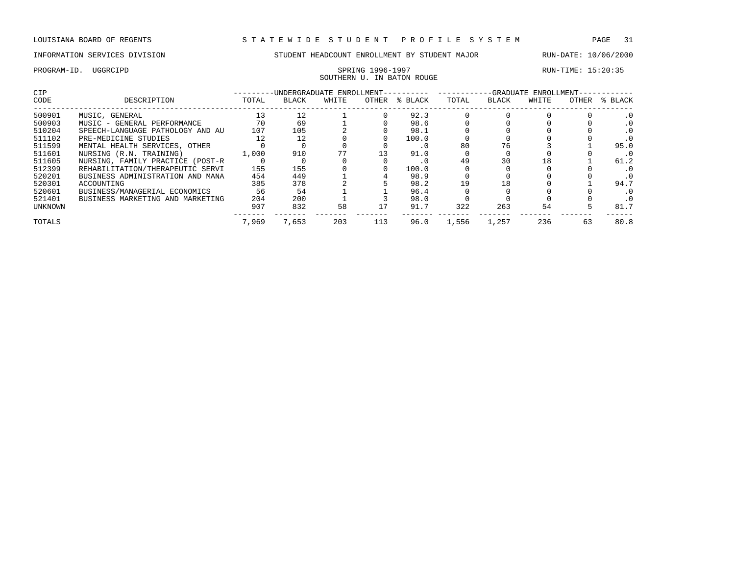LOUISIANA BOARD OF REGENTS — STATEWIDE STUDENT PROFILE SYSTEM

INFORMATION SERVICES DIVISION — STUDENT HEADCOUNT ENROLLMENT BY STUDENT MAJOR — RUN-DATE: 10/06/2000

PROGRAM-ID. UGGRCIPD — SPRING 1996-1997 — RUN-TIME: 15:20:35

SOUTHERN U. IN BATON ROUGE

| CIP CODE | DESCRIPTION | UNDERGRADUATE ENROLLMENT TOTAL | BLACK | WHITE | OTHER | % BLACK | GRADUATE ENROLLMENT TOTAL | BLACK | WHITE | OTHER | % BLACK |
|---|---|---|---|---|---|---|---|---|---|---|---|
| 500901 | MUSIC, GENERAL | 13 | 12 | 1 | 0 | 92.3 | 0 | 0 | 0 | 0 | .0 |
| 500903 | MUSIC - GENERAL PERFORMANCE | 70 | 69 | 1 | 0 | 98.6 | 0 | 0 | 0 | 0 | .0 |
| 510204 | SPEECH-LANGUAGE PATHOLOGY AND AU | 107 | 105 | 2 | 0 | 98.1 | 0 | 0 | 0 | 0 | .0 |
| 511102 | PRE-MEDICINE STUDIES | 12 | 12 | 0 | 0 | 100.0 | 0 | 0 | 0 | 0 | .0 |
| 511599 | MENTAL HEALTH SERVICES, OTHER | 0 | 0 | 0 | 0 | .0 | 80 | 76 | 3 | 1 | 95.0 |
| 511601 | NURSING (R.N. TRAINING) | 1,000 | 910 | 77 | 13 | 91.0 | 0 | 0 | 0 | 0 | .0 |
| 511605 | NURSING, FAMILY PRACTICE (POST-R | 0 | 0 | 0 | 0 | .0 | 49 | 30 | 18 | 1 | 61.2 |
| 512399 | REHABILITATION/THERAPEUTIC SERVI | 155 | 155 | 0 | 0 | 100.0 | 0 | 0 | 0 | 0 | .0 |
| 520201 | BUSINESS ADMINISTRATION AND MANA | 454 | 449 | 1 | 4 | 98.9 | 0 | 0 | 0 | 0 | .0 |
| 520301 | ACCOUNTING | 385 | 378 | 2 | 5 | 98.2 | 19 | 18 | 0 | 1 | 94.7 |
| 520601 | BUSINESS/MANAGERIAL ECONOMICS | 56 | 54 | 1 | 1 | 96.4 | 0 | 0 | 0 | 0 | .0 |
| 521401 | BUSINESS MARKETING AND MARKETING | 204 | 200 | 1 | 3 | 98.0 | 0 | 0 | 0 | 0 | .0 |
| UNKNOWN | | 907 | 832 | 58 | 17 | 91.7 | 322 | 263 | 54 | 5 | 81.7 |
| TOTALS | | 7,969 | 7,653 | 203 | 113 | 96.0 | 1,556 | 1,257 | 236 | 63 | 80.8 |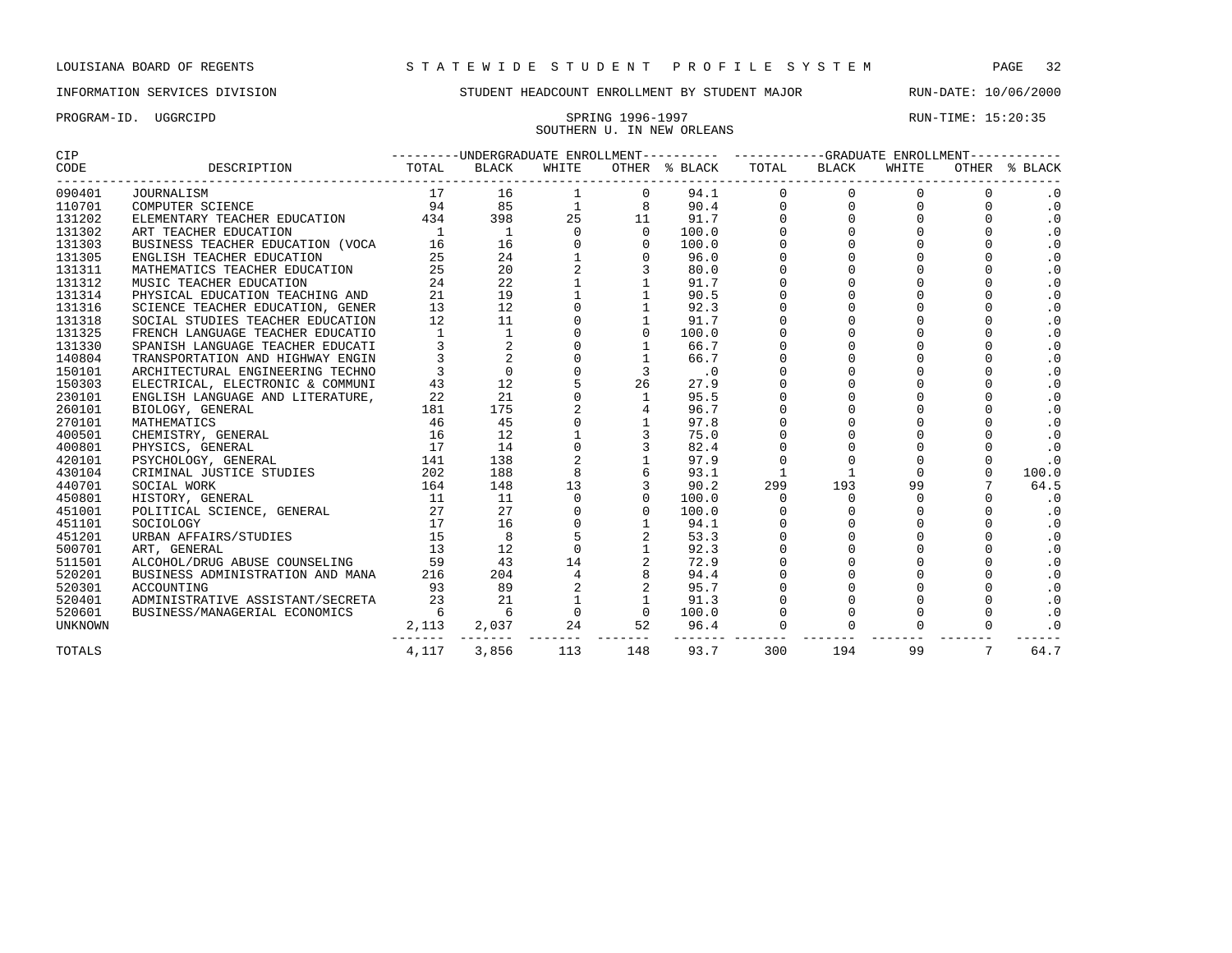LOUISIANA BOARD OF REGENTS — STATEWIDE STUDENT PROFILE SYSTEM

INFORMATION SERVICES DIVISION — STUDENT HEADCOUNT ENROLLMENT BY STUDENT MAJOR — RUN-DATE: 10/06/2000

PROGRAM-ID. UGGRCIPD — SPRING 1996-1997 — RUN-TIME: 15:20:35

SOUTHERN U. IN NEW ORLEANS

| CIP CODE | DESCRIPTION | UNDERGRADUATE TOTAL | UNDERGRADUATE BLACK | UNDERGRADUATE WHITE | UNDERGRADUATE OTHER | UNDERGRADUATE % BLACK | GRADUATE TOTAL | GRADUATE BLACK | GRADUATE WHITE | GRADUATE OTHER | GRADUATE % BLACK |
|---|---|---|---|---|---|---|---|---|---|---|---|
| 090401 | JOURNALISM | 17 | 16 | 1 | 0 | 94.1 | 0 | 0 | 0 | 0 | .0 |
| 110701 | COMPUTER SCIENCE | 94 | 85 | 1 | 8 | 90.4 | 0 | 0 | 0 | 0 | .0 |
| 131202 | ELEMENTARY TEACHER EDUCATION | 434 | 398 | 25 | 11 | 91.7 | 0 | 0 | 0 | 0 | .0 |
| 131302 | ART TEACHER EDUCATION | 1 | 1 | 0 | 0 | 100.0 | 0 | 0 | 0 | 0 | .0 |
| 131303 | BUSINESS TEACHER EDUCATION (VOCA | 16 | 16 | 0 | 0 | 100.0 | 0 | 0 | 0 | 0 | .0 |
| 131305 | ENGLISH TEACHER EDUCATION | 25 | 24 | 1 | 0 | 96.0 | 0 | 0 | 0 | 0 | .0 |
| 131311 | MATHEMATICS TEACHER EDUCATION | 25 | 20 | 2 | 3 | 80.0 | 0 | 0 | 0 | 0 | .0 |
| 131312 | MUSIC TEACHER EDUCATION | 24 | 22 | 1 | 1 | 91.7 | 0 | 0 | 0 | 0 | .0 |
| 131314 | PHYSICAL EDUCATION TEACHING AND | 21 | 19 | 1 | 1 | 90.5 | 0 | 0 | 0 | 0 | .0 |
| 131316 | SCIENCE TEACHER EDUCATION, GENER | 13 | 12 | 0 | 1 | 92.3 | 0 | 0 | 0 | 0 | .0 |
| 131318 | SOCIAL STUDIES TEACHER EDUCATION | 12 | 11 | 0 | 1 | 91.7 | 0 | 0 | 0 | 0 | .0 |
| 131325 | FRENCH LANGUAGE TEACHER EDUCATIO | 1 | 1 | 0 | 0 | 100.0 | 0 | 0 | 0 | 0 | .0 |
| 131330 | SPANISH LANGUAGE TEACHER EDUCATI | 3 | 2 | 0 | 1 | 66.7 | 0 | 0 | 0 | 0 | .0 |
| 140804 | TRANSPORTATION AND HIGHWAY ENGIN | 3 | 2 | 0 | 1 | 66.7 | 0 | 0 | 0 | 0 | .0 |
| 150101 | ARCHITECTURAL ENGINEERING TECHNO | 3 | 0 | 0 | 3 | .0 | 0 | 0 | 0 | 0 | .0 |
| 150303 | ELECTRICAL, ELECTRONIC & COMMUNI | 43 | 12 | 5 | 26 | 27.9 | 0 | 0 | 0 | 0 | .0 |
| 230101 | ENGLISH LANGUAGE AND LITERATURE, | 22 | 21 | 0 | 1 | 95.5 | 0 | 0 | 0 | 0 | .0 |
| 260101 | BIOLOGY, GENERAL | 181 | 175 | 2 | 4 | 96.7 | 0 | 0 | 0 | 0 | .0 |
| 270101 | MATHEMATICS | 46 | 45 | 0 | 1 | 97.8 | 0 | 0 | 0 | 0 | .0 |
| 400501 | CHEMISTRY, GENERAL | 16 | 12 | 1 | 3 | 75.0 | 0 | 0 | 0 | 0 | .0 |
| 400801 | PHYSICS, GENERAL | 17 | 14 | 0 | 3 | 82.4 | 0 | 0 | 0 | 0 | .0 |
| 420101 | PSYCHOLOGY, GENERAL | 141 | 138 | 2 | 1 | 97.9 | 0 | 0 | 0 | 0 | .0 |
| 430104 | CRIMINAL JUSTICE STUDIES | 202 | 188 | 8 | 6 | 93.1 | 1 | 1 | 0 | 0 | 100.0 |
| 440701 | SOCIAL WORK | 164 | 148 | 13 | 3 | 90.2 | 299 | 193 | 99 | 7 | 64.5 |
| 450801 | HISTORY, GENERAL | 11 | 11 | 0 | 0 | 100.0 | 0 | 0 | 0 | 0 | .0 |
| 451001 | POLITICAL SCIENCE, GENERAL | 27 | 27 | 0 | 0 | 100.0 | 0 | 0 | 0 | 0 | .0 |
| 451101 | SOCIOLOGY | 17 | 16 | 0 | 1 | 94.1 | 0 | 0 | 0 | 0 | .0 |
| 451201 | URBAN AFFAIRS/STUDIES | 15 | 8 | 5 | 2 | 53.3 | 0 | 0 | 0 | 0 | .0 |
| 500701 | ART, GENERAL | 13 | 12 | 0 | 1 | 92.3 | 0 | 0 | 0 | 0 | .0 |
| 511501 | ALCOHOL/DRUG ABUSE COUNSELING | 59 | 43 | 14 | 2 | 72.9 | 0 | 0 | 0 | 0 | .0 |
| 520201 | BUSINESS ADMINISTRATION AND MANA | 216 | 204 | 4 | 8 | 94.4 | 0 | 0 | 0 | 0 | .0 |
| 520301 | ACCOUNTING | 93 | 89 | 2 | 2 | 95.7 | 0 | 0 | 0 | 0 | .0 |
| 520401 | ADMINISTRATIVE ASSISTANT/SECRETA | 23 | 21 | 1 | 1 | 91.3 | 0 | 0 | 0 | 0 | .0 |
| 520601 | BUSINESS/MANAGERIAL ECONOMICS | 6 | 6 | 0 | 0 | 100.0 | 0 | 0 | 0 | 0 | .0 |
| UNKNOWN | | 2,113 | 2,037 | 24 | 52 | 96.4 | 0 | 0 | 0 | 0 | .0 |
| TOTALS | | 4,117 | 3,856 | 113 | 148 | 93.7 | 300 | 194 | 99 | 7 | 64.7 |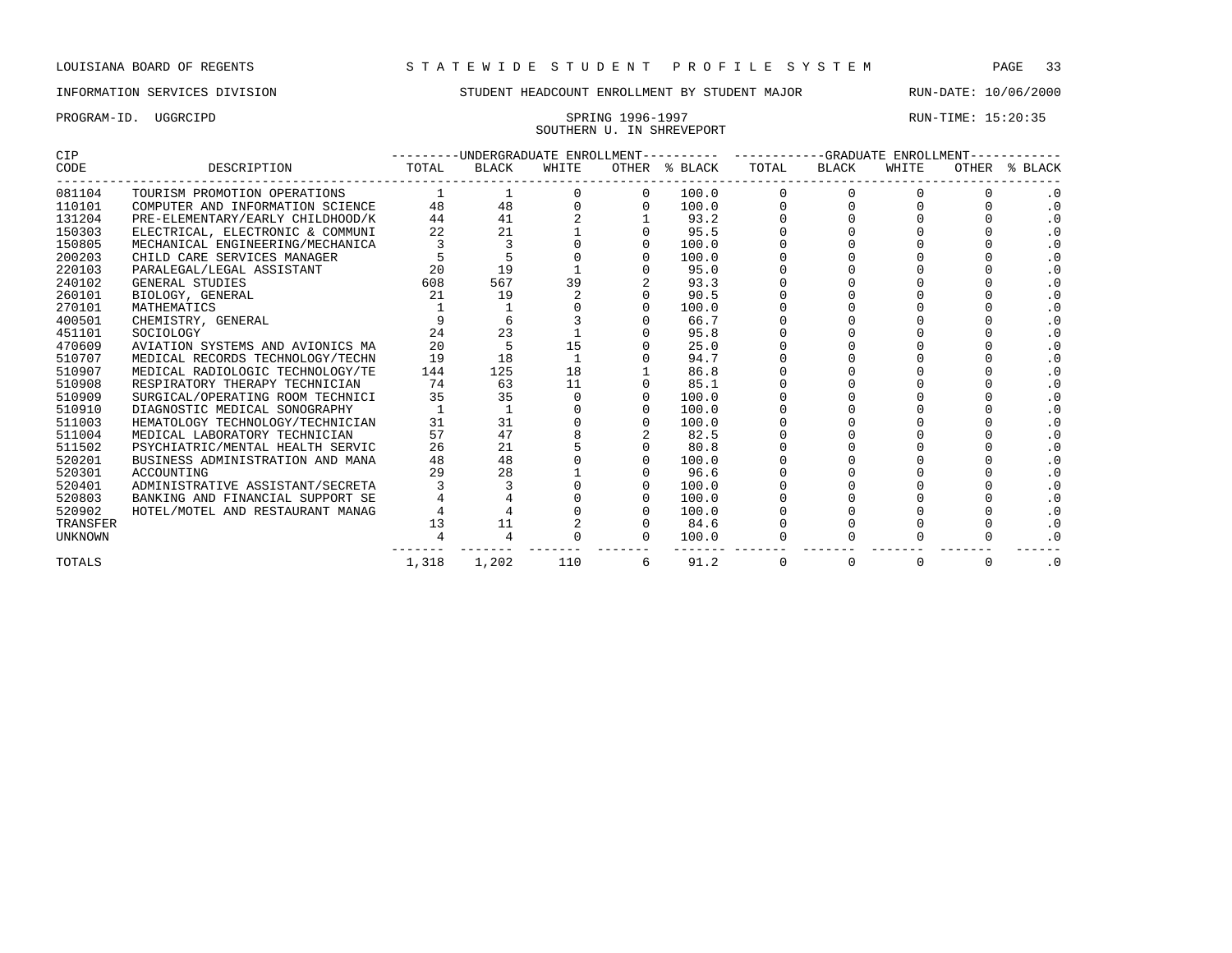LOUISIANA BOARD OF REGENTS — STATEWIDE STUDENT PROFILE SYSTEM

INFORMATION SERVICES DIVISION — STUDENT HEADCOUNT ENROLLMENT BY STUDENT MAJOR — RUN-DATE: 10/06/2000

PROGRAM-ID. UGGRCIPD — SPRING 1996-1997 — RUN-TIME: 15:20:35

SOUTHERN U. IN SHREVEPORT

| CIP CODE | DESCRIPTION | UNDERGRADUATE ENROLLMENT TOTAL | BLACK | WHITE | OTHER | % BLACK | GRADUATE ENROLLMENT TOTAL | BLACK | WHITE | OTHER | % BLACK |
|---|---|---|---|---|---|---|---|---|---|---|---|
| 081104 | TOURISM PROMOTION OPERATIONS | 1 | 1 | 0 | 0 | 100.0 | 0 | 0 | 0 | 0 | .0 |
| 110101 | COMPUTER AND INFORMATION SCIENCE | 48 | 48 | 0 | 0 | 100.0 | 0 | 0 | 0 | 0 | .0 |
| 131204 | PRE-ELEMENTARY/EARLY CHILDHOOD/K | 44 | 41 | 2 | 1 | 93.2 | 0 | 0 | 0 | 0 | .0 |
| 150303 | ELECTRICAL, ELECTRONIC & COMMUNI | 22 | 21 | 1 | 0 | 95.5 | 0 | 0 | 0 | 0 | .0 |
| 150805 | MECHANICAL ENGINEERING/MECHANICA | 3 | 3 | 0 | 0 | 100.0 | 0 | 0 | 0 | 0 | .0 |
| 200203 | CHILD CARE SERVICES MANAGER | 5 | 5 | 0 | 0 | 100.0 | 0 | 0 | 0 | 0 | .0 |
| 220103 | PARALEGAL/LEGAL ASSISTANT | 20 | 19 | 1 | 0 | 95.0 | 0 | 0 | 0 | 0 | .0 |
| 240102 | GENERAL STUDIES | 608 | 567 | 39 | 2 | 93.3 | 0 | 0 | 0 | 0 | .0 |
| 260101 | BIOLOGY, GENERAL | 21 | 19 | 2 | 0 | 90.5 | 0 | 0 | 0 | 0 | .0 |
| 270101 | MATHEMATICS | 1 | 1 | 0 | 0 | 100.0 | 0 | 0 | 0 | 0 | .0 |
| 400501 | CHEMISTRY, GENERAL | 9 | 6 | 3 | 0 | 66.7 | 0 | 0 | 0 | 0 | .0 |
| 451101 | SOCIOLOGY | 24 | 23 | 1 | 0 | 95.8 | 0 | 0 | 0 | 0 | .0 |
| 470609 | AVIATION SYSTEMS AND AVIONICS MA | 20 | 5 | 15 | 0 | 25.0 | 0 | 0 | 0 | 0 | .0 |
| 510707 | MEDICAL RECORDS TECHNOLOGY/TECHN | 19 | 18 | 1 | 0 | 94.7 | 0 | 0 | 0 | 0 | .0 |
| 510907 | MEDICAL RADIOLOGIC TECHNOLOGY/TE | 144 | 125 | 18 | 1 | 86.8 | 0 | 0 | 0 | 0 | .0 |
| 510908 | RESPIRATORY THERAPY TECHNICIAN | 74 | 63 | 11 | 0 | 85.1 | 0 | 0 | 0 | 0 | .0 |
| 510909 | SURGICAL/OPERATING ROOM TECHNICI | 35 | 35 | 0 | 0 | 100.0 | 0 | 0 | 0 | 0 | .0 |
| 510910 | DIAGNOSTIC MEDICAL SONOGRAPHY | 1 | 1 | 0 | 0 | 100.0 | 0 | 0 | 0 | 0 | .0 |
| 511003 | HEMATOLOGY TECHNOLOGY/TECHNICIAN | 31 | 31 | 0 | 0 | 100.0 | 0 | 0 | 0 | 0 | .0 |
| 511004 | MEDICAL LABORATORY TECHNICIAN | 57 | 47 | 8 | 2 | 82.5 | 0 | 0 | 0 | 0 | .0 |
| 511502 | PSYCHIATRIC/MENTAL HEALTH SERVIC | 26 | 21 | 5 | 0 | 80.8 | 0 | 0 | 0 | 0 | .0 |
| 520201 | BUSINESS ADMINISTRATION AND MANA | 48 | 48 | 0 | 0 | 100.0 | 0 | 0 | 0 | 0 | .0 |
| 520301 | ACCOUNTING | 29 | 28 | 1 | 0 | 96.6 | 0 | 0 | 0 | 0 | .0 |
| 520401 | ADMINISTRATIVE ASSISTANT/SECRETA | 3 | 3 | 0 | 0 | 100.0 | 0 | 0 | 0 | 0 | .0 |
| 520803 | BANKING AND FINANCIAL SUPPORT SE | 4 | 4 | 0 | 0 | 100.0 | 0 | 0 | 0 | 0 | .0 |
| 520902 | HOTEL/MOTEL AND RESTAURANT MANAG | 4 | 4 | 0 | 0 | 100.0 | 0 | 0 | 0 | 0 | .0 |
| TRANSFER | | 13 | 11 | 2 | 0 | 84.6 | 0 | 0 | 0 | 0 | .0 |
| UNKNOWN | | 4 | 4 | 0 | 0 | 100.0 | 0 | 0 | 0 | 0 | .0 |
| TOTALS | | 1,318 | 1,202 | 110 | 6 | 91.2 | 0 | 0 | 0 | 0 | .0 |